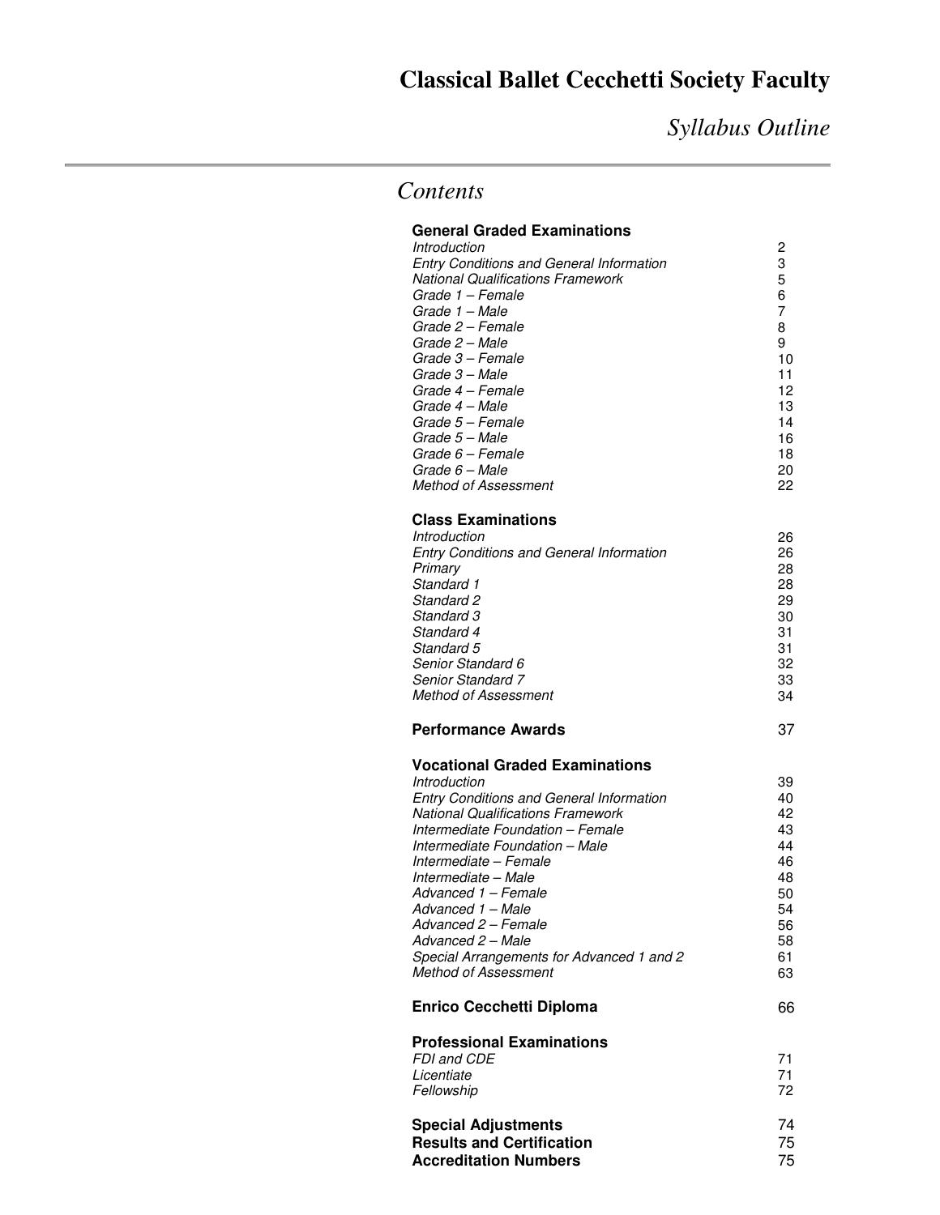# Classical Ballet Cecchetti Society Faculty

## *Syllabus Outline*

## *Contents*

| | |
|---|---|
| **General Graded Examinations** | |
| *Introduction* | 2 |
| *Entry Conditions and General Information* | 3 |
| *National Qualifications Framework* | 5 |
| *Grade 1 – Female* | 6 |
| *Grade 1 – Male* | 7 |
| *Grade 2 – Female* | 8 |
| *Grade 2 – Male* | 9 |
| *Grade 3 – Female* | 10 |
| *Grade 3 – Male* | 11 |
| *Grade 4 – Female* | 12 |
| *Grade 4 – Male* | 13 |
| *Grade 5 – Female* | 14 |
| *Grade 5 – Male* | 16 |
| *Grade 6 – Female* | 18 |
| *Grade 6 – Male* | 20 |
| *Method of Assessment* | 22 |
| **Class Examinations** | |
| *Introduction* | 26 |
| *Entry Conditions and General Information* | 26 |
| *Primary* | 28 |
| *Standard 1* | 28 |
| *Standard 2* | 29 |
| *Standard 3* | 30 |
| *Standard 4* | 31 |
| *Standard 5* | 31 |
| *Senior Standard 6* | 32 |
| *Senior Standard 7* | 33 |
| *Method of Assessment* | 34 |
| **Performance Awards** | 37 |
| **Vocational Graded Examinations** | |
| *Introduction* | 39 |
| *Entry Conditions and General Information* | 40 |
| *National Qualifications Framework* | 42 |
| *Intermediate Foundation – Female* | 43 |
| *Intermediate Foundation – Male* | 44 |
| *Intermediate – Female* | 46 |
| *Intermediate – Male* | 48 |
| *Advanced 1 – Female* | 50 |
| *Advanced 1 – Male* | 54 |
| *Advanced 2 – Female* | 56 |
| *Advanced 2 – Male* | 58 |
| *Special Arrangements for Advanced 1 and 2* | 61 |
| *Method of Assessment* | 63 |
| **Enrico Cecchetti Diploma** | 66 |
| **Professional Examinations** | |
| *FDI and CDE* | 71 |
| *Licentiate* | 71 |
| *Fellowship* | 72 |
| **Special Adjustments** | 74 |
| **Results and Certification** | 75 |
| **Accreditation Numbers** | 75 |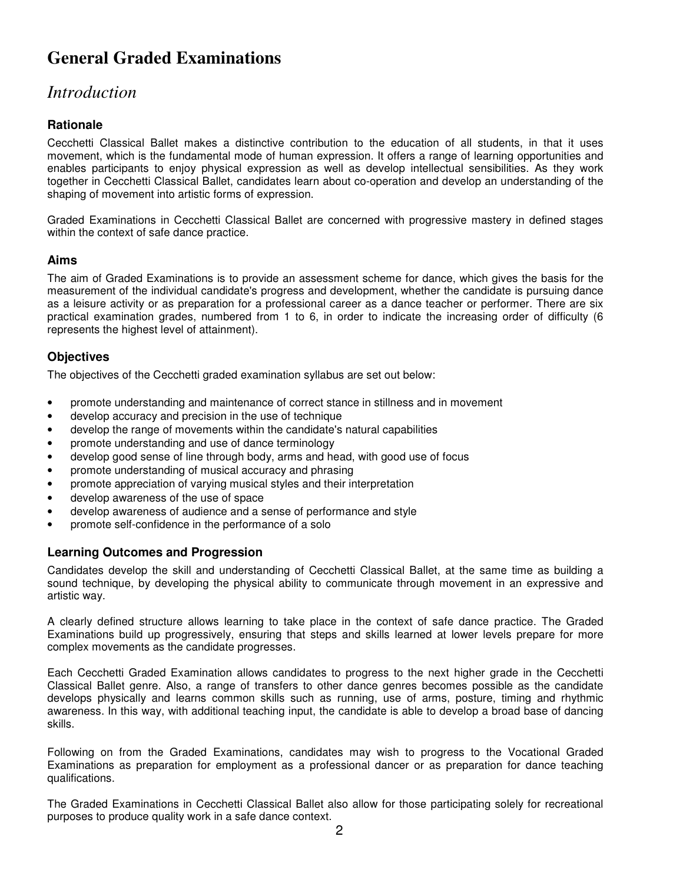# General Graded Examinations

## *Introduction*

### Rationale

Cecchetti Classical Ballet makes a distinctive contribution to the education of all students, in that it uses movement, which is the fundamental mode of human expression. It offers a range of learning opportunities and enables participants to enjoy physical expression as well as develop intellectual sensibilities. As they work together in Cecchetti Classical Ballet, candidates learn about co-operation and develop an understanding of the shaping of movement into artistic forms of expression.

Graded Examinations in Cecchetti Classical Ballet are concerned with progressive mastery in defined stages within the context of safe dance practice.

### Aims

The aim of Graded Examinations is to provide an assessment scheme for dance, which gives the basis for the measurement of the individual candidate's progress and development, whether the candidate is pursuing dance as a leisure activity or as preparation for a professional career as a dance teacher or performer. There are six practical examination grades, numbered from 1 to 6, in order to indicate the increasing order of difficulty (6 represents the highest level of attainment).

### Objectives

The objectives of the Cecchetti graded examination syllabus are set out below:

- promote understanding and maintenance of correct stance in stillness and in movement
- develop accuracy and precision in the use of technique
- develop the range of movements within the candidate's natural capabilities
- promote understanding and use of dance terminology
- develop good sense of line through body, arms and head, with good use of focus
- promote understanding of musical accuracy and phrasing
- promote appreciation of varying musical styles and their interpretation
- develop awareness of the use of space
- develop awareness of audience and a sense of performance and style
- promote self-confidence in the performance of a solo

### Learning Outcomes and Progression

Candidates develop the skill and understanding of Cecchetti Classical Ballet, at the same time as building a sound technique, by developing the physical ability to communicate through movement in an expressive and artistic way.

A clearly defined structure allows learning to take place in the context of safe dance practice. The Graded Examinations build up progressively, ensuring that steps and skills learned at lower levels prepare for more complex movements as the candidate progresses.

Each Cecchetti Graded Examination allows candidates to progress to the next higher grade in the Cecchetti Classical Ballet genre. Also, a range of transfers to other dance genres becomes possible as the candidate develops physically and learns common skills such as running, use of arms, posture, timing and rhythmic awareness. In this way, with additional teaching input, the candidate is able to develop a broad base of dancing skills.

Following on from the Graded Examinations, candidates may wish to progress to the Vocational Graded Examinations as preparation for employment as a professional dancer or as preparation for dance teaching qualifications.

The Graded Examinations in Cecchetti Classical Ballet also allow for those participating solely for recreational purposes to produce quality work in a safe dance context.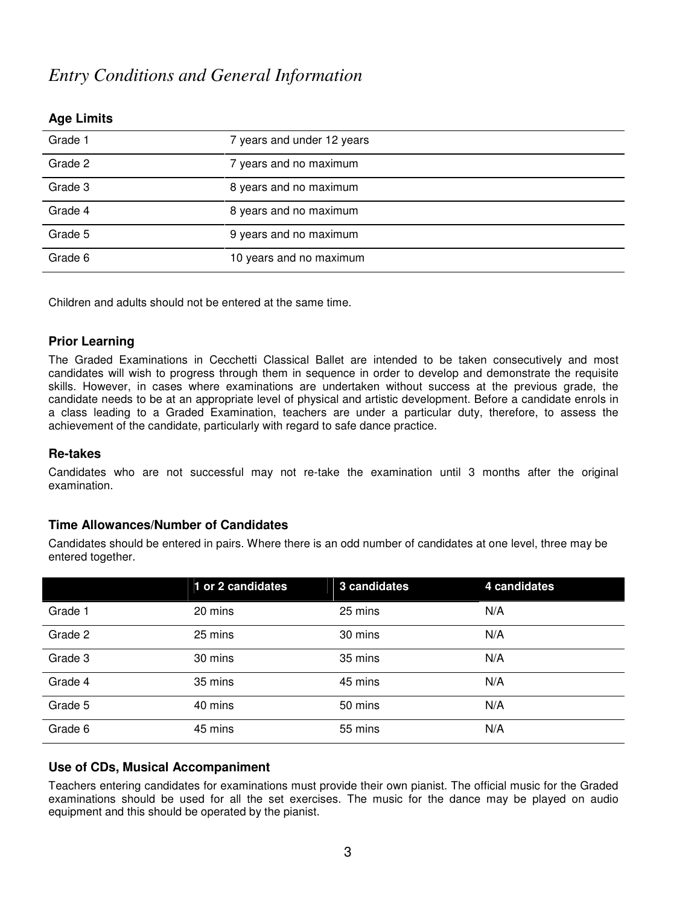# *Entry Conditions and General Information*

### Age Limits

| | |
|---|---|
| Grade 1 | 7 years and under 12 years |
| Grade 2 | 7 years and no maximum |
| Grade 3 | 8 years and no maximum |
| Grade 4 | 8 years and no maximum |
| Grade 5 | 9 years and no maximum |
| Grade 6 | 10 years and no maximum |

Children and adults should not be entered at the same time.

### Prior Learning

The Graded Examinations in Cecchetti Classical Ballet are intended to be taken consecutively and most candidates will wish to progress through them in sequence in order to develop and demonstrate the requisite skills. However, in cases where examinations are undertaken without success at the previous grade, the candidate needs to be at an appropriate level of physical and artistic development. Before a candidate enrols in a class leading to a Graded Examination, teachers are under a particular duty, therefore, to assess the achievement of the candidate, particularly with regard to safe dance practice.

### Re-takes

Candidates who are not successful may not re-take the examination until 3 months after the original examination.

### Time Allowances/Number of Candidates

Candidates should be entered in pairs. Where there is an odd number of candidates at one level, three may be entered together.

| | 1 or 2 candidates | 3 candidates | 4 candidates |
|---|---|---|---|
| Grade 1 | 20 mins | 25 mins | N/A |
| Grade 2 | 25 mins | 30 mins | N/A |
| Grade 3 | 30 mins | 35 mins | N/A |
| Grade 4 | 35 mins | 45 mins | N/A |
| Grade 5 | 40 mins | 50 mins | N/A |
| Grade 6 | 45 mins | 55 mins | N/A |

### Use of CDs, Musical Accompaniment

Teachers entering candidates for examinations must provide their own pianist. The official music for the Graded examinations should be used for all the set exercises. The music for the dance may be played on audio equipment and this should be operated by the pianist.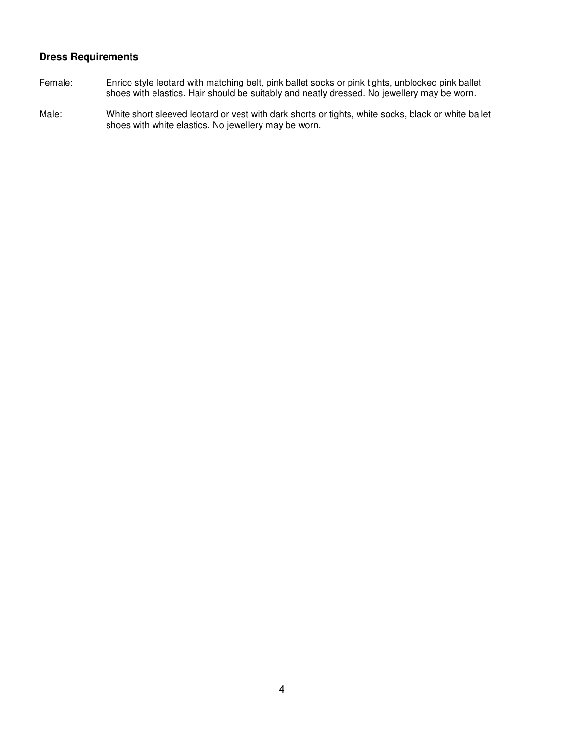### Dress Requirements

Female: Enrico style leotard with matching belt, pink ballet socks or pink tights, unblocked pink ballet shoes with elastics. Hair should be suitably and neatly dressed. No jewellery may be worn.

Male: White short sleeved leotard or vest with dark shorts or tights, white socks, black or white ballet shoes with white elastics. No jewellery may be worn.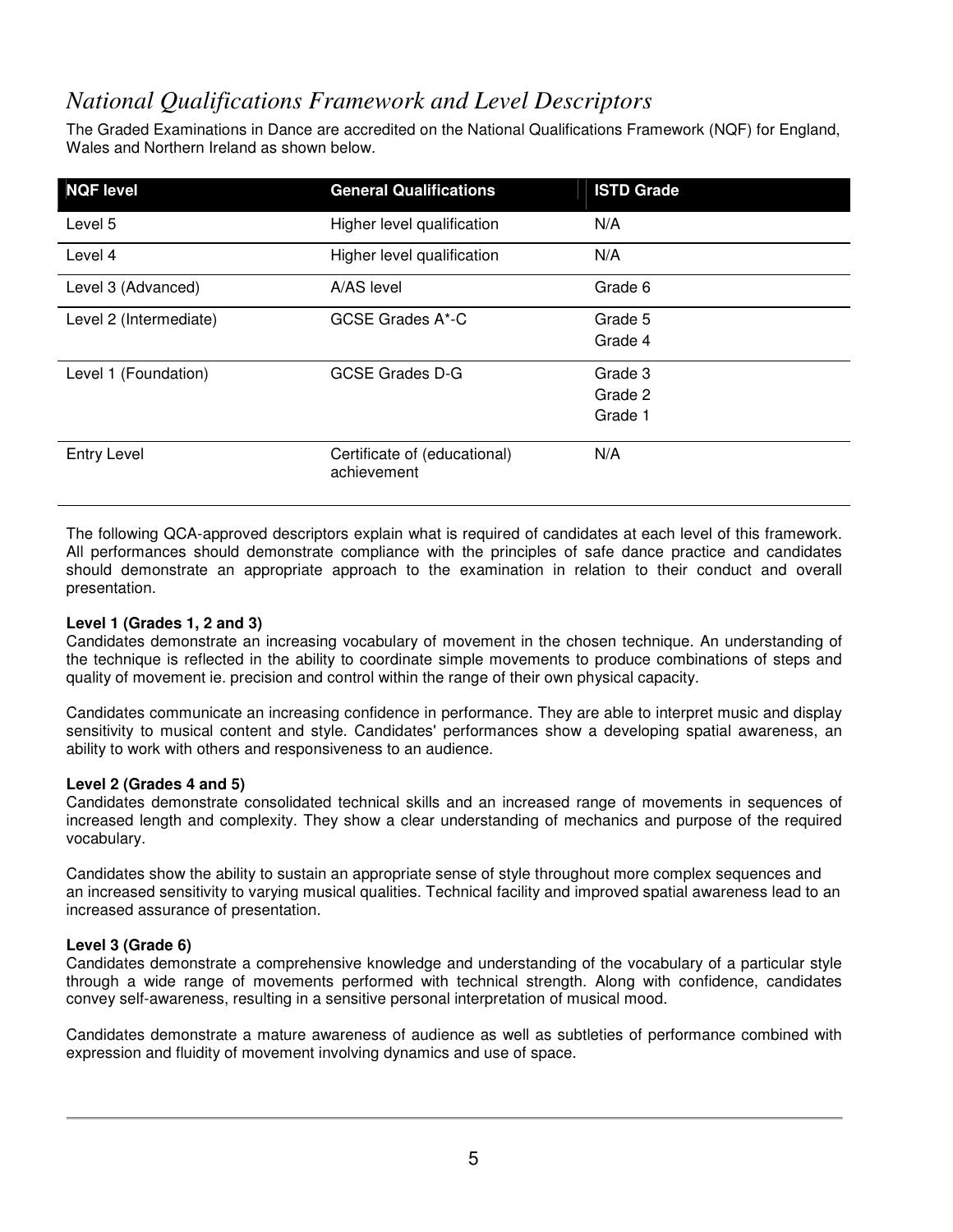# *National Qualifications Framework and Level Descriptors*

The Graded Examinations in Dance are accredited on the National Qualifications Framework (NQF) for England, Wales and Northern Ireland as shown below.

| NQF level | General Qualifications | ISTD Grade |
|---|---|---|
| Level 5 | Higher level qualification | N/A |
| Level 4 | Higher level qualification | N/A |
| Level 3 (Advanced) | A/AS level | Grade 6 |
| Level 2 (Intermediate) | GCSE Grades A*-C | Grade 5<br>Grade 4 |
| Level 1 (Foundation) | GCSE Grades D-G | Grade 3<br>Grade 2<br>Grade 1 |
| Entry Level | Certificate of (educational) achievement | N/A |

The following QCA-approved descriptors explain what is required of candidates at each level of this framework. All performances should demonstrate compliance with the principles of safe dance practice and candidates should demonstrate an appropriate approach to the examination in relation to their conduct and overall presentation.

**Level 1 (Grades 1, 2 and 3)**

Candidates demonstrate an increasing vocabulary of movement in the chosen technique. An understanding of the technique is reflected in the ability to coordinate simple movements to produce combinations of steps and quality of movement ie. precision and control within the range of their own physical capacity.

Candidates communicate an increasing confidence in performance. They are able to interpret music and display sensitivity to musical content and style. Candidates' performances show a developing spatial awareness, an ability to work with others and responsiveness to an audience.

**Level 2 (Grades 4 and 5)**

Candidates demonstrate consolidated technical skills and an increased range of movements in sequences of increased length and complexity. They show a clear understanding of mechanics and purpose of the required vocabulary.

Candidates show the ability to sustain an appropriate sense of style throughout more complex sequences and an increased sensitivity to varying musical qualities. Technical facility and improved spatial awareness lead to an increased assurance of presentation.

**Level 3 (Grade 6)**

Candidates demonstrate a comprehensive knowledge and understanding of the vocabulary of a particular style through a wide range of movements performed with technical strength. Along with confidence, candidates convey self-awareness, resulting in a sensitive personal interpretation of musical mood.

Candidates demonstrate a mature awareness of audience as well as subtleties of performance combined with expression and fluidity of movement involving dynamics and use of space.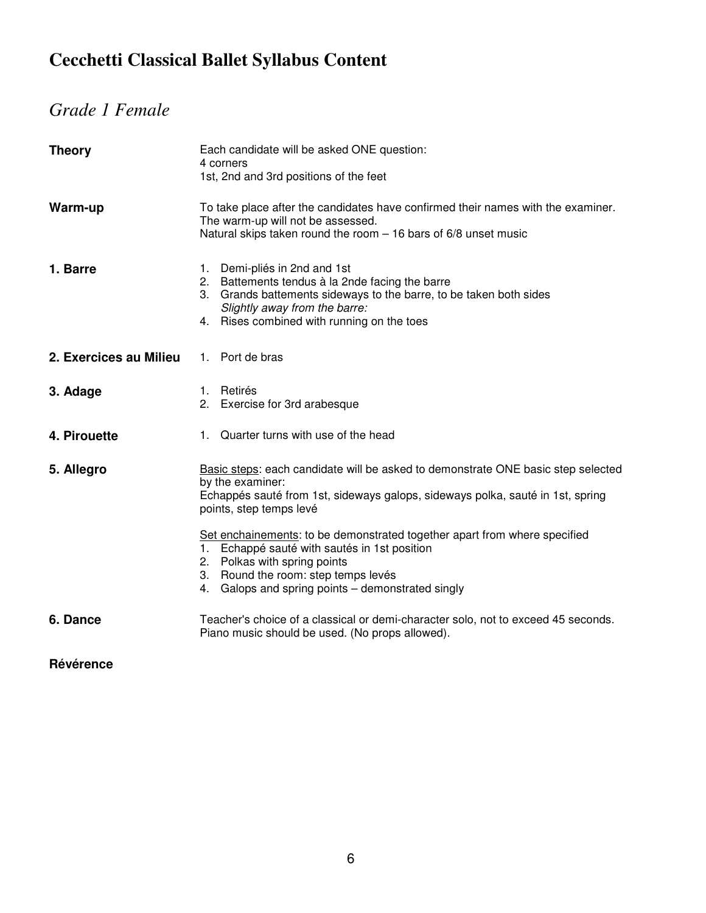# Cecchetti Classical Ballet Syllabus Content

## *Grade 1 Female*

**Theory**

Each candidate will be asked ONE question:
4 corners
1st, 2nd and 3rd positions of the feet

**Warm-up**

To take place after the candidates have confirmed their names with the examiner.
The warm-up will not be assessed.
Natural skips taken round the room – 16 bars of 6/8 unset music

**1. Barre**

1. Demi-pliés in 2nd and 1st
2. Battements tendus à la 2nde facing the barre
3. Grands battements sideways to the barre, to be taken both sides
   *Slightly away from the barre:*
4. Rises combined with running on the toes

**2. Exercices au Milieu**

1. Port de bras

**3. Adage**

1. Retirés
2. Exercise for 3rd arabesque

**4. Pirouette**

1. Quarter turns with use of the head

**5. Allegro**

<u>Basic steps</u>: each candidate will be asked to demonstrate ONE basic step selected by the examiner:
Echappés sauté from 1st, sideways galops, sideways polka, sauté in 1st, spring points, step temps levé

<u>Set enchainements</u>: to be demonstrated together apart from where specified

1. Echappé sauté with sautés in 1st position
2. Polkas with spring points
3. Round the room: step temps levés
4. Galops and spring points – demonstrated singly

**6. Dance**

Teacher's choice of a classical or demi-character solo, not to exceed 45 seconds.
Piano music should be used. (No props allowed).

**Révérence**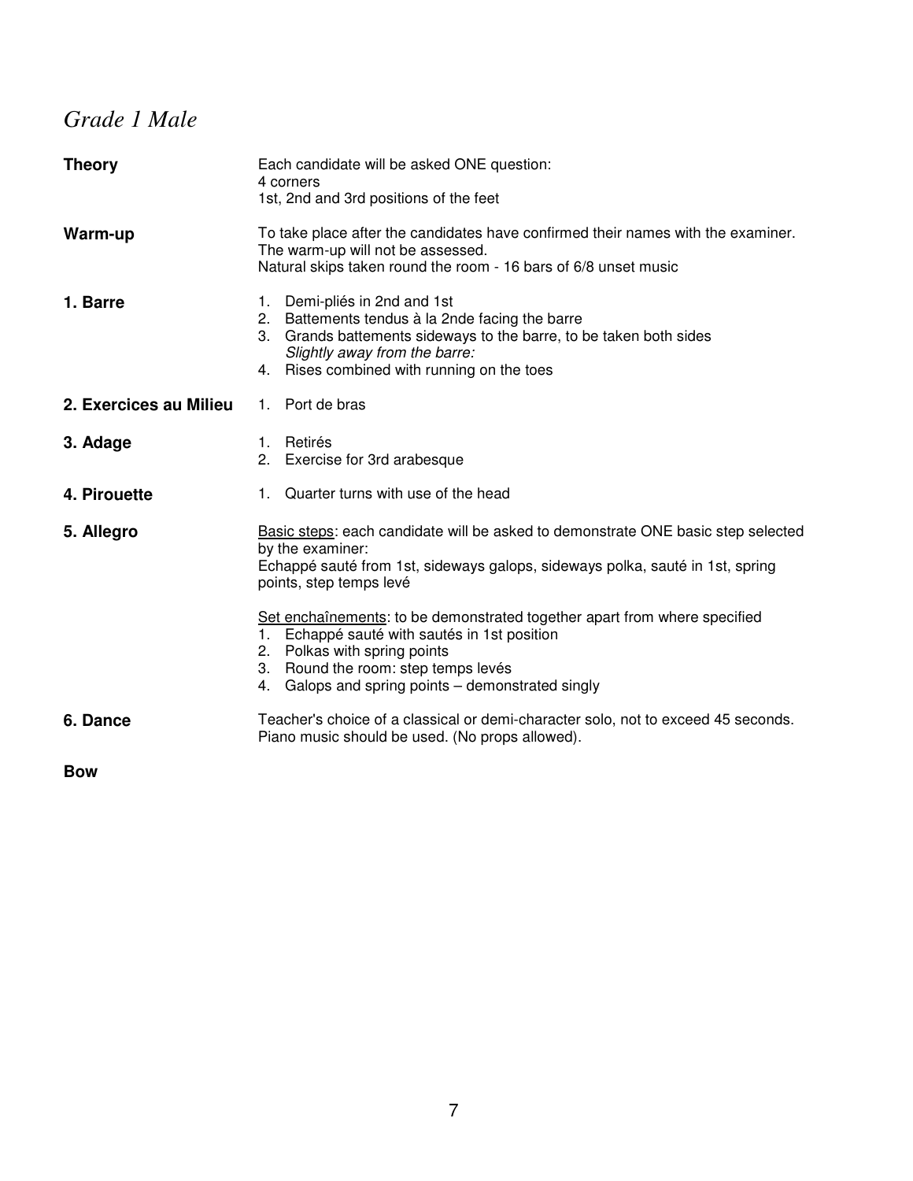## *Grade 1 Male*

**Theory**

Each candidate will be asked ONE question:
4 corners
1st, 2nd and 3rd positions of the feet

**Warm-up**

To take place after the candidates have confirmed their names with the examiner.
The warm-up will not be assessed.
Natural skips taken round the room - 16 bars of 6/8 unset music

**1. Barre**

1. Demi-pliés in 2nd and 1st
2. Battements tendus à la 2nde facing the barre
3. Grands battements sideways to the barre, to be taken both sides
   *Slightly away from the barre:*
4. Rises combined with running on the toes

**2. Exercices au Milieu**

1. Port de bras

**3. Adage**

1. Retirés
2. Exercise for 3rd arabesque

**4. Pirouette**

1. Quarter turns with use of the head

**5. Allegro**

<u>Basic steps</u>: each candidate will be asked to demonstrate ONE basic step selected by the examiner:
Echappé sauté from 1st, sideways galops, sideways polka, sauté in 1st, spring points, step temps levé

<u>Set enchaînements</u>: to be demonstrated together apart from where specified

1. Echappé sauté with sautés in 1st position
2. Polkas with spring points
3. Round the room: step temps levés
4. Galops and spring points – demonstrated singly

**6. Dance**

Teacher's choice of a classical or demi-character solo, not to exceed 45 seconds.
Piano music should be used. (No props allowed).

**Bow**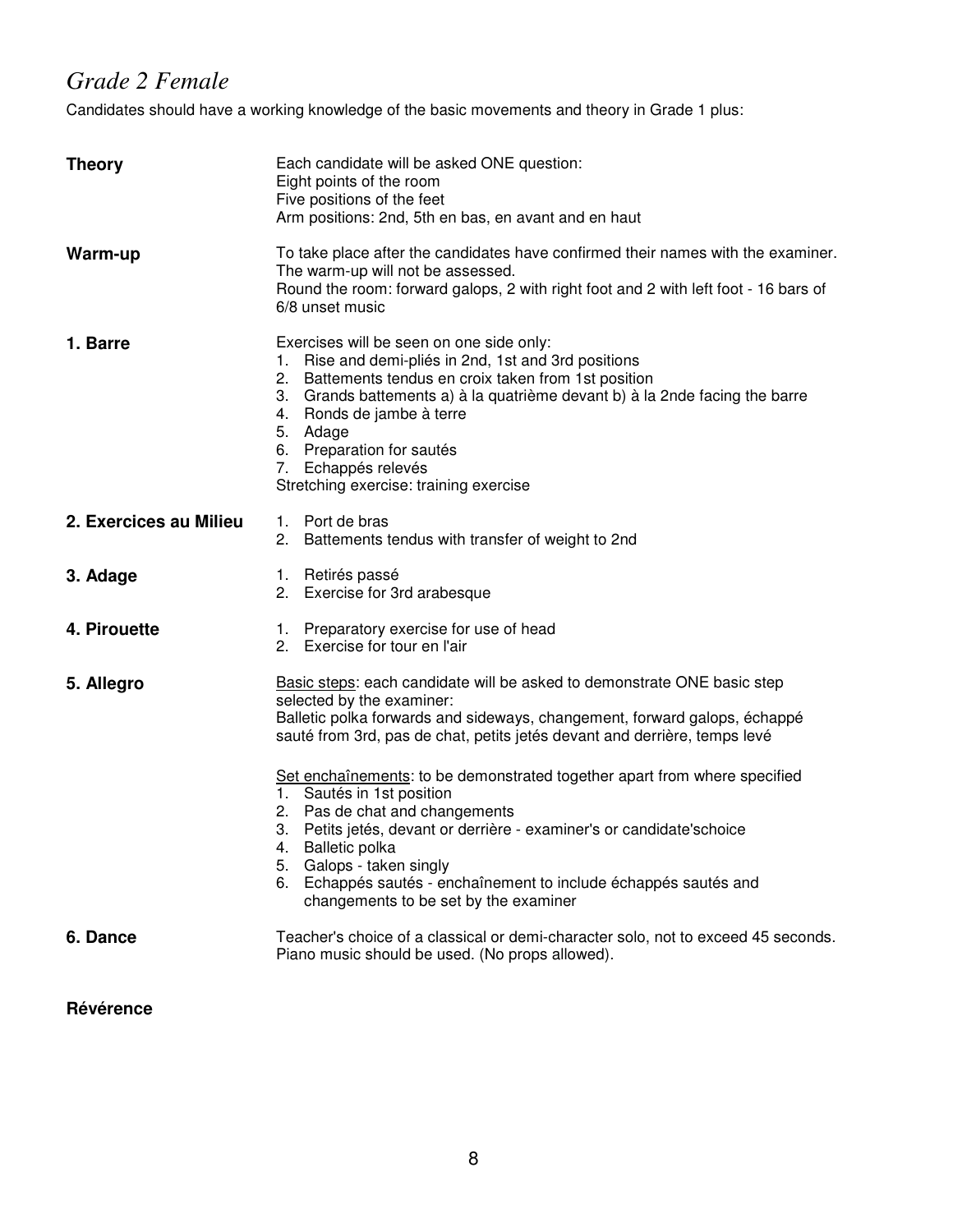## *Grade 2 Female*

Candidates should have a working knowledge of the basic movements and theory in Grade 1 plus:

**Theory**

Each candidate will be asked ONE question:
Eight points of the room
Five positions of the feet
Arm positions: 2nd, 5th en bas, en avant and en haut

**Warm-up**

To take place after the candidates have confirmed their names with the examiner. The warm-up will not be assessed.
Round the room: forward galops, 2 with right foot and 2 with left foot - 16 bars of 6/8 unset music

**1. Barre**

Exercises will be seen on one side only:

1. Rise and demi-pliés in 2nd, 1st and 3rd positions
2. Battements tendus en croix taken from 1st position
3. Grands battements a) à la quatrième devant b) à la 2nde facing the barre
4. Ronds de jambe à terre
5. Adage
6. Preparation for sautés
7. Echappés relevés

Stretching exercise: training exercise

**2. Exercices au Milieu**

1. Port de bras
2. Battements tendus with transfer of weight to 2nd

**3. Adage**

1. Retirés passé
2. Exercise for 3rd arabesque

**4. Pirouette**

1. Preparatory exercise for use of head
2. Exercise for tour en l'air

**5. Allegro**

Basic steps: each candidate will be asked to demonstrate ONE basic step selected by the examiner:
Balletic polka forwards and sideways, changement, forward galops, échappé sauté from 3rd, pas de chat, petits jetés devant and derrière, temps levé

Set enchaînements: to be demonstrated together apart from where specified

1. Sautés in 1st position
2. Pas de chat and changements
3. Petits jetés, devant or derrière - examiner's or candidate'schoice
4. Balletic polka
5. Galops - taken singly
6. Echappés sautés - enchaînement to include échappés sautés and changements to be set by the examiner

**6. Dance**

Teacher's choice of a classical or demi-character solo, not to exceed 45 seconds. Piano music should be used. (No props allowed).

**Révérence**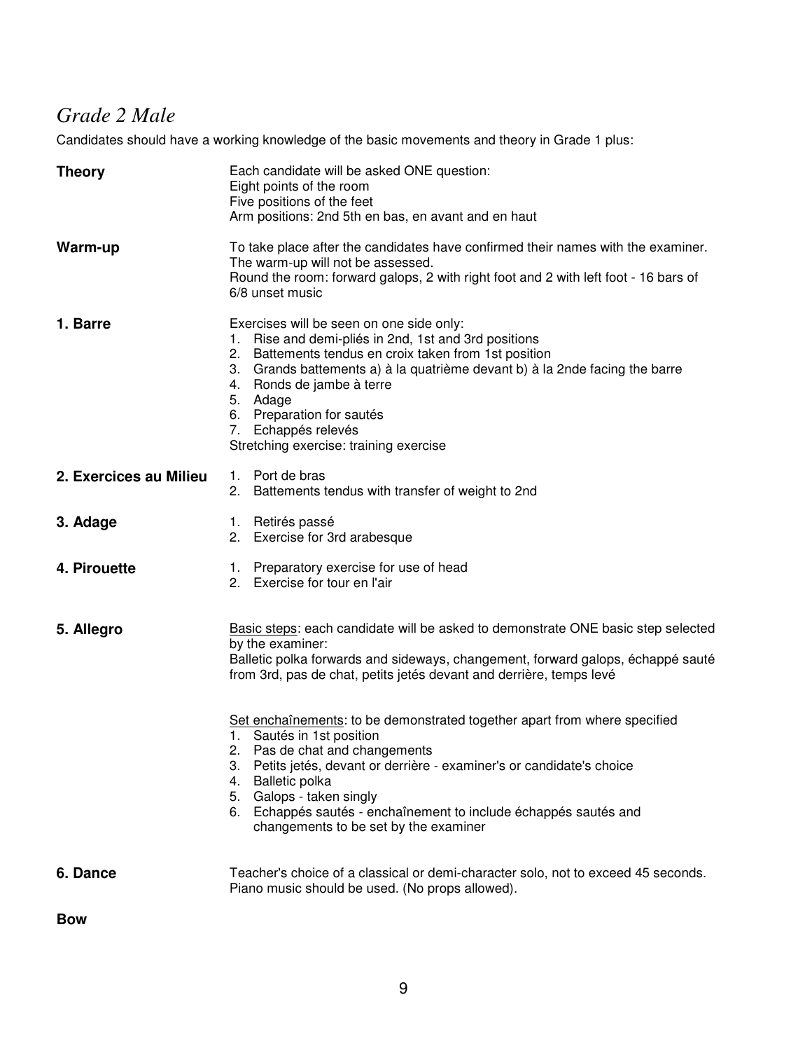## *Grade 2 Male*

Candidates should have a working knowledge of the basic movements and theory in Grade 1 plus:

**Theory**

Each candidate will be asked ONE question:
Eight points of the room
Five positions of the feet
Arm positions: 2nd 5th en bas, en avant and en haut

**Warm-up**

To take place after the candidates have confirmed their names with the examiner.
The warm-up will not be assessed.
Round the room: forward galops, 2 with right foot and 2 with left foot - 16 bars of 6/8 unset music

**1. Barre**

Exercises will be seen on one side only:

1. Rise and demi-pliés in 2nd, 1st and 3rd positions
2. Battements tendus en croix taken from 1st position
3. Grands battements a) à la quatrième devant b) à la 2nde facing the barre
4. Ronds de jambe à terre
5. Adage
6. Preparation for sautés
7. Echappés relevés

Stretching exercise: training exercise

**2. Exercices au Milieu**

1. Port de bras
2. Battements tendus with transfer of weight to 2nd

**3. Adage**

1. Retirés passé
2. Exercise for 3rd arabesque

**4. Pirouette**

1. Preparatory exercise for use of head
2. Exercise for tour en l'air

**5. Allegro**

Basic steps: each candidate will be asked to demonstrate ONE basic step selected by the examiner:
Balletic polka forwards and sideways, changement, forward galops, échappé sauté from 3rd, pas de chat, petits jetés devant and derrière, temps levé

Set enchaînements: to be demonstrated together apart from where specified

1. Sautés in 1st position
2. Pas de chat and changements
3. Petits jetés, devant or derrière - examiner's or candidate's choice
4. Balletic polka
5. Galops - taken singly
6. Echappés sautés - enchaînement to include échappés sautés and changements to be set by the examiner

**6. Dance**

Teacher's choice of a classical or demi-character solo, not to exceed 45 seconds.
Piano music should be used. (No props allowed).

**Bow**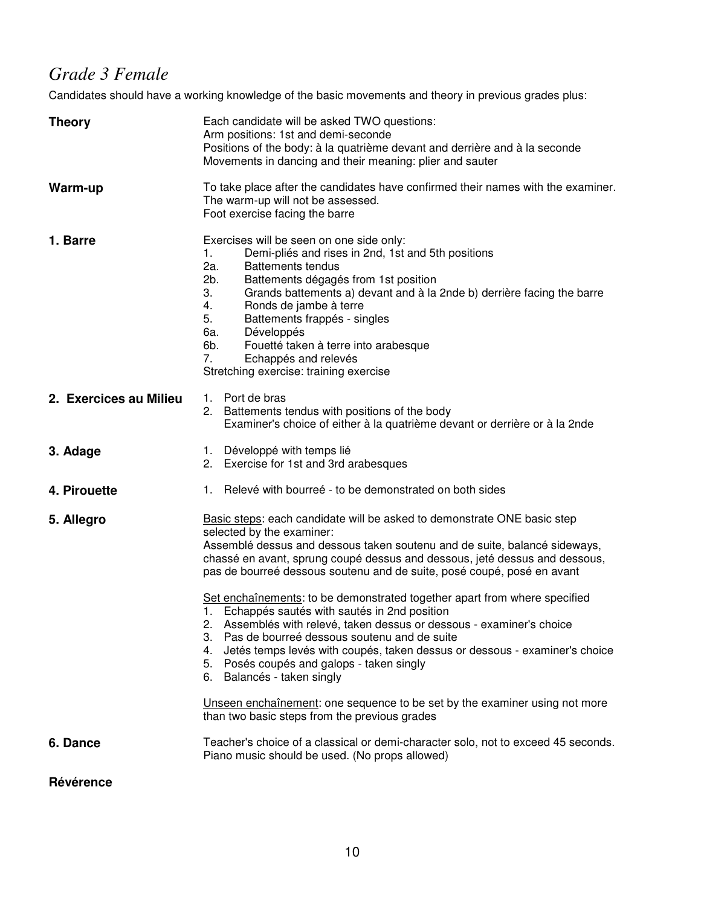## *Grade 3 Female*

Candidates should have a working knowledge of the basic movements and theory in previous grades plus:

**Theory**

Each candidate will be asked TWO questions:
Arm positions: 1st and demi-seconde
Positions of the body: à la quatrième devant and derrière and à la seconde
Movements in dancing and their meaning: plier and sauter

**Warm-up**

To take place after the candidates have confirmed their names with the examiner.
The warm-up will not be assessed.
Foot exercise facing the barre

**1. Barre**

Exercises will be seen on one side only:

1. Demi-pliés and rises in 2nd, 1st and 5th positions

2a. Battements tendus

2b. Battements dégagés from 1st position

3. Grands battements a) devant and à la 2nde b) derrière facing the barre

4. Ronds de jambe à terre

5. Battements frappés - singles

6a. Développés

6b. Fouetté taken à terre into arabesque

7. Echappés and relevés

Stretching exercise: training exercise

**2. Exercices au Milieu**

1. Port de bras
2. Battements tendus with positions of the body
   Examiner's choice of either à la quatrième devant or derrière or à la 2nde

**3. Adage**

1. Développé with temps lié
2. Exercise for 1st and 3rd arabesques

**4. Pirouette**

1. Relevé with bourreé - to be demonstrated on both sides

**5. Allegro**

Basic steps: each candidate will be asked to demonstrate ONE basic step selected by the examiner:
Assemblé dessus and dessous taken soutenu and de suite, balancé sideways, chassé en avant, sprung coupé dessus and dessous, jeté dessus and dessous, pas de bourreé dessous soutenu and de suite, posé coupé, posé en avant

Set enchaînements: to be demonstrated together apart from where specified

1. Echappés sautés with sautés in 2nd position
2. Assemblés with relevé, taken dessus or dessous - examiner's choice
3. Pas de bourreé dessous soutenu and de suite
4. Jetés temps levés with coupés, taken dessus or dessous - examiner's choice
5. Posés coupés and galops - taken singly
6. Balancés - taken singly

Unseen enchaînement: one sequence to be set by the examiner using not more than two basic steps from the previous grades

**6. Dance**

Teacher's choice of a classical or demi-character solo, not to exceed 45 seconds.
Piano music should be used. (No props allowed)

**Révérence**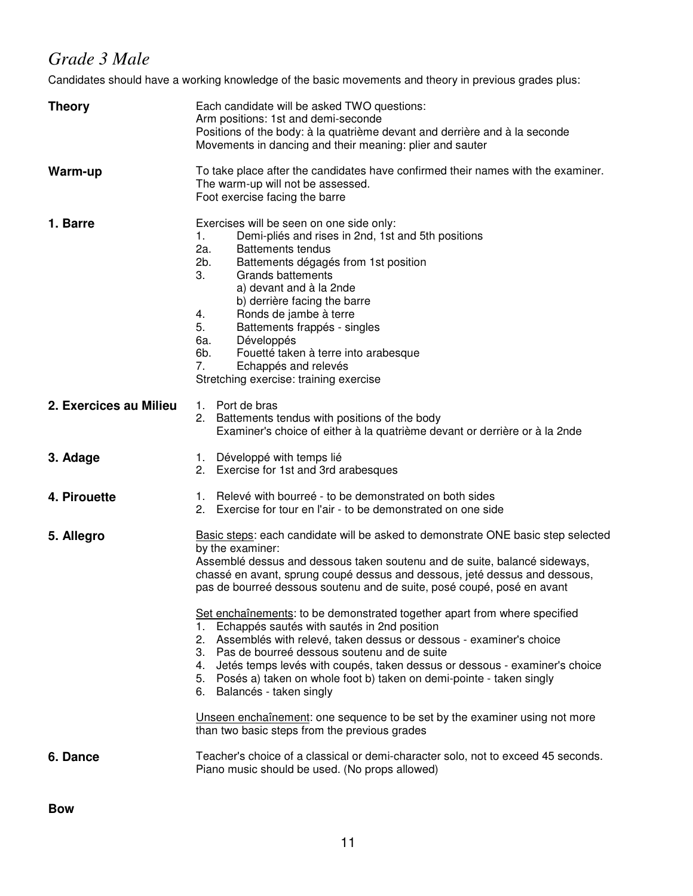## *Grade 3 Male*

Candidates should have a working knowledge of the basic movements and theory in previous grades plus:

**Theory**

Each candidate will be asked TWO questions:
Arm positions: 1st and demi-seconde
Positions of the body: à la quatrième devant and derrière and à la seconde
Movements in dancing and their meaning: plier and sauter

**Warm-up**

To take place after the candidates have confirmed their names with the examiner.
The warm-up will not be assessed.
Foot exercise facing the barre

**1. Barre**

Exercises will be seen on one side only:

1. Demi-pliés and rises in 2nd, 1st and 5th positions
2a. Battements tendus
2b. Battements dégagés from 1st position
3. Grands battements
   a) devant and à la 2nde
   b) derrière facing the barre
4. Ronds de jambe à terre
5. Battements frappés - singles
6a. Développés
6b. Fouetté taken à terre into arabesque
7. Echappés and relevés

Stretching exercise: training exercise

**2. Exercices au Milieu**

1. Port de bras
2. Battements tendus with positions of the body
   Examiner's choice of either à la quatrième devant or derrière or à la 2nde

**3. Adage**

1. Développé with temps lié
2. Exercise for 1st and 3rd arabesques

**4. Pirouette**

1. Relevé with bourreé - to be demonstrated on both sides
2. Exercise for tour en l'air - to be demonstrated on one side

**5. Allegro**

Basic steps: each candidate will be asked to demonstrate ONE basic step selected by the examiner:
Assemblé dessus and dessous taken soutenu and de suite, balancé sideways, chassé en avant, sprung coupé dessus and dessous, jeté dessus and dessous, pas de bourreé dessous soutenu and de suite, posé coupé, posé en avant

Set enchaînements: to be demonstrated together apart from where specified

1. Echappés sautés with sautés in 2nd position
2. Assemblés with relevé, taken dessus or dessous - examiner's choice
3. Pas de bourreé dessous soutenu and de suite
4. Jetés temps levés with coupés, taken dessus or dessous - examiner's choice
5. Posés a) taken on whole foot b) taken on demi-pointe - taken singly
6. Balancés - taken singly

Unseen enchaînement: one sequence to be set by the examiner using not more than two basic steps from the previous grades

**6. Dance**

Teacher's choice of a classical or demi-character solo, not to exceed 45 seconds.
Piano music should be used. (No props allowed)

**Bow**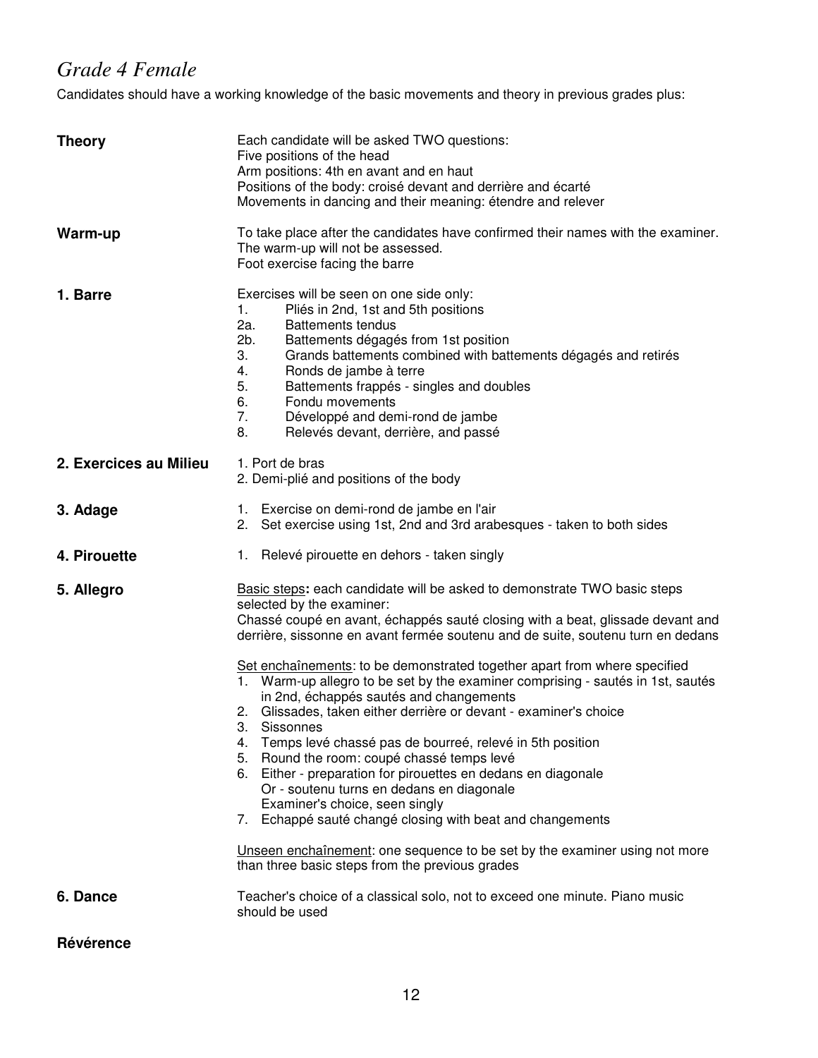## *Grade 4 Female*

Candidates should have a working knowledge of the basic movements and theory in previous grades plus:

**Theory**

Each candidate will be asked TWO questions:
Five positions of the head
Arm positions: 4th en avant and en haut
Positions of the body: croisé devant and derrière and écarté
Movements in dancing and their meaning: étendre and relever

**Warm-up**

To take place after the candidates have confirmed their names with the examiner.
The warm-up will not be assessed.
Foot exercise facing the barre

**1. Barre**

Exercises will be seen on one side only:

1. Pliés in 2nd, 1st and 5th positions

2a. Battements tendus

2b. Battements dégagés from 1st position

3. Grands battements combined with battements dégagés and retirés
4. Ronds de jambe à terre
5. Battements frappés - singles and doubles
6. Fondu movements
7. Développé and demi-rond de jambe
8. Relevés devant, derrière, and passé

**2. Exercices au Milieu**

1. Port de bras
2. Demi-plié and positions of the body

**3. Adage**

1. Exercise on demi-rond de jambe en l'air
2. Set exercise using 1st, 2nd and 3rd arabesques - taken to both sides

**4. Pirouette**

1. Relevé pirouette en dehors - taken singly

**5. Allegro**

<u>Basic steps</u>**:** each candidate will be asked to demonstrate TWO basic steps selected by the examiner:
Chassé coupé en avant, échappés sauté closing with a beat, glissade devant and derrière, sissonne en avant fermée soutenu and de suite, soutenu turn en dedans

<u>Set enchaînements</u>: to be demonstrated together apart from where specified

1. Warm-up allegro to be set by the examiner comprising - sautés in 1st, sautés in 2nd, échappés sautés and changements
2. Glissades, taken either derrière or devant - examiner's choice
3. Sissonnes
4. Temps levé chassé pas de bourreé, relevé in 5th position
5. Round the room: coupé chassé temps levé
6. Either - preparation for pirouettes en dedans en diagonale
   Or - soutenu turns en dedans en diagonale
   Examiner's choice, seen singly
7. Echappé sauté changé closing with beat and changements

<u>Unseen enchaînement</u>: one sequence to be set by the examiner using not more than three basic steps from the previous grades

**6. Dance**

Teacher's choice of a classical solo, not to exceed one minute. Piano music should be used

**Révérence**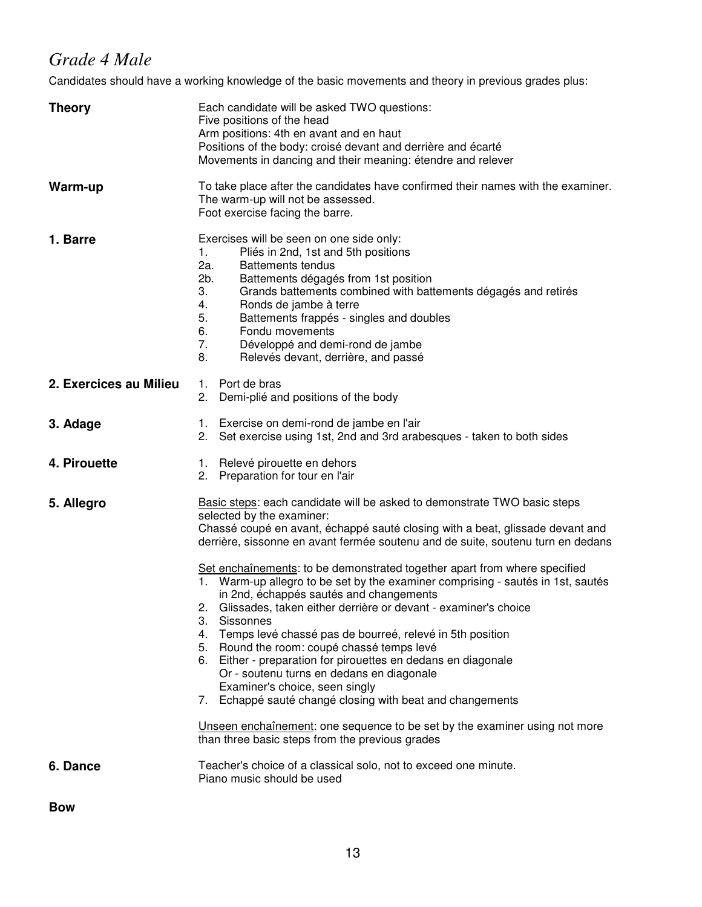## *Grade 4 Male*

Candidates should have a working knowledge of the basic movements and theory in previous grades plus:

**Theory**

Each candidate will be asked TWO questions:
Five positions of the head
Arm positions: 4th en avant and en haut
Positions of the body: croisé devant and derrière and écarté
Movements in dancing and their meaning: étendre and relever

**Warm-up**

To take place after the candidates have confirmed their names with the examiner.
The warm-up will not be assessed.
Foot exercise facing the barre.

**1. Barre**

Exercises will be seen on one side only:

1. Pliés in 2nd, 1st and 5th positions

2a. Battements tendus

2b. Battements dégagés from 1st position

3. Grands battements combined with battements dégagés and retirés
4. Ronds de jambe à terre
5. Battements frappés - singles and doubles
6. Fondu movements
7. Développé and demi-rond de jambe
8. Relevés devant, derrière, and passé

**2. Exercices au Milieu**

1. Port de bras
2. Demi-plié and positions of the body

**3. Adage**

1. Exercise on demi-rond de jambe en l'air
2. Set exercise using 1st, 2nd and 3rd arabesques - taken to both sides

**4. Pirouette**

1. Relevé pirouette en dehors
2. Preparation for tour en l'air

**5. Allegro**

<u>Basic steps</u>: each candidate will be asked to demonstrate TWO basic steps selected by the examiner:
Chassé coupé en avant, échappé sauté closing with a beat, glissade devant and derrière, sissonne en avant fermée soutenu and de suite, soutenu turn en dedans

<u>Set enchaînements</u>: to be demonstrated together apart from where specified

1. Warm-up allegro to be set by the examiner comprising - sautés in 1st, sautés in 2nd, échappés sautés and changements
2. Glissades, taken either derrière or devant - examiner's choice
3. Sissonnes
4. Temps levé chassé pas de bourreé, relevé in 5th position
5. Round the room: coupé chassé temps levé
6. Either - preparation for pirouettes en dedans en diagonale
   Or - soutenu turns en dedans en diagonale
   Examiner's choice, seen singly
7. Echappé sauté changé closing with beat and changements

<u>Unseen enchaînement</u>: one sequence to be set by the examiner using not more than three basic steps from the previous grades

**6. Dance**

Teacher's choice of a classical solo, not to exceed one minute.
Piano music should be used

**Bow**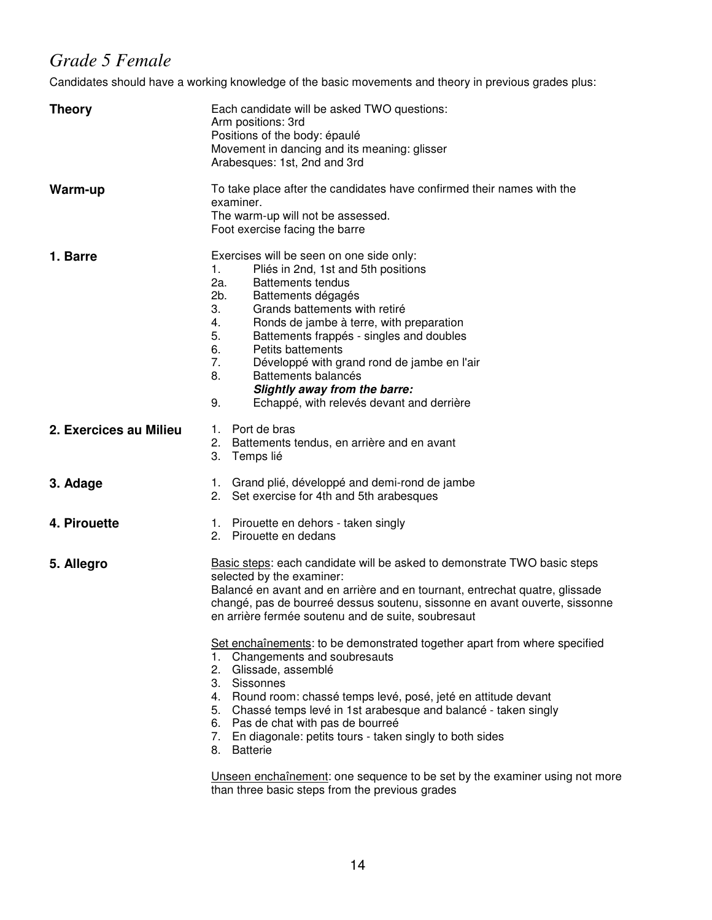# *Grade 5 Female*

Candidates should have a working knowledge of the basic movements and theory in previous grades plus:

**Theory**

Each candidate will be asked TWO questions:
Arm positions: 3rd
Positions of the body: épaulé
Movement in dancing and its meaning: glisser
Arabesques: 1st, 2nd and 3rd

**Warm-up**

To take place after the candidates have confirmed their names with the examiner.
The warm-up will not be assessed.
Foot exercise facing the barre

**1. Barre**

Exercises will be seen on one side only:

1. Pliés in 2nd, 1st and 5th positions
2a. Battements tendus
2b. Battements dégagés
3. Grands battements with retiré
4. Ronds de jambe à terre, with preparation
5. Battements frappés - singles and doubles
6. Petits battements
7. Développé with grand rond de jambe en l'air
8. Battements balancés
***Slightly away from the barre:***
9. Echappé, with relevés devant and derrière

**2. Exercices au Milieu**

1. Port de bras
2. Battements tendus, en arrière and en avant
3. Temps lié

**3. Adage**

1. Grand plié, développé and demi-rond de jambe
2. Set exercise for 4th and 5th arabesques

**4. Pirouette**

1. Pirouette en dehors - taken singly
2. Pirouette en dedans

**5. Allegro**

Basic steps: each candidate will be asked to demonstrate TWO basic steps selected by the examiner:
Balancé en avant and en arrière and en tournant, entrechat quatre, glissade changé, pas de bourreé dessus soutenu, sissonne en avant ouverte, sissonne en arrière fermée soutenu and de suite, soubresaut

Set enchaînements: to be demonstrated together apart from where specified

1. Changements and soubresauts
2. Glissade, assemblé
3. Sissonnes
4. Round room: chassé temps levé, posé, jeté en attitude devant
5. Chassé temps levé in 1st arabesque and balancé - taken singly
6. Pas de chat with pas de bourreé
7. En diagonale: petits tours - taken singly to both sides
8. Batterie

Unseen enchaînement: one sequence to be set by the examiner using not more than three basic steps from the previous grades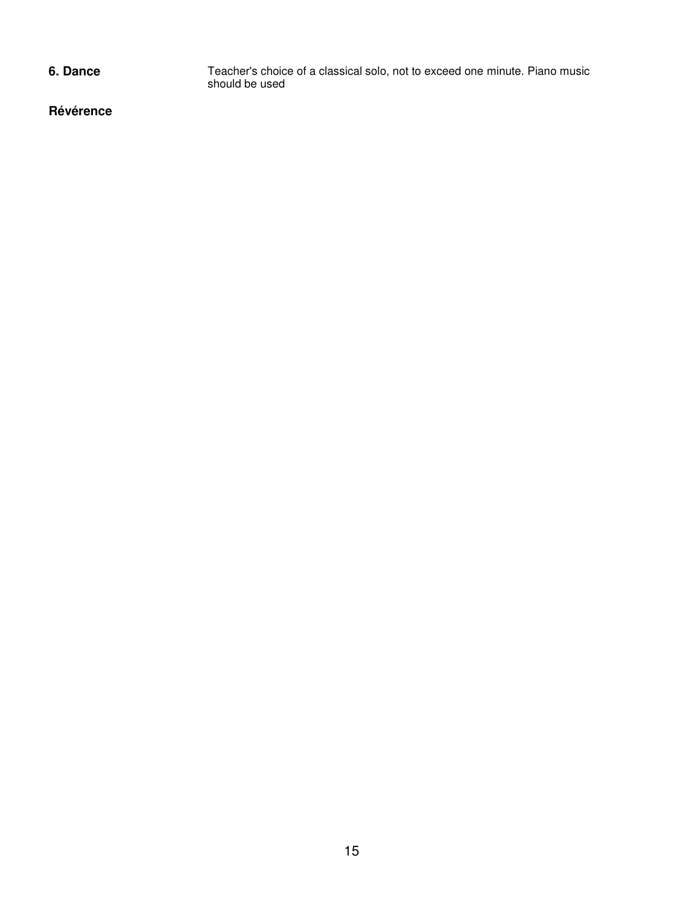**6. Dance** Teacher's choice of a classical solo, not to exceed one minute. Piano music should be used

**Révérence**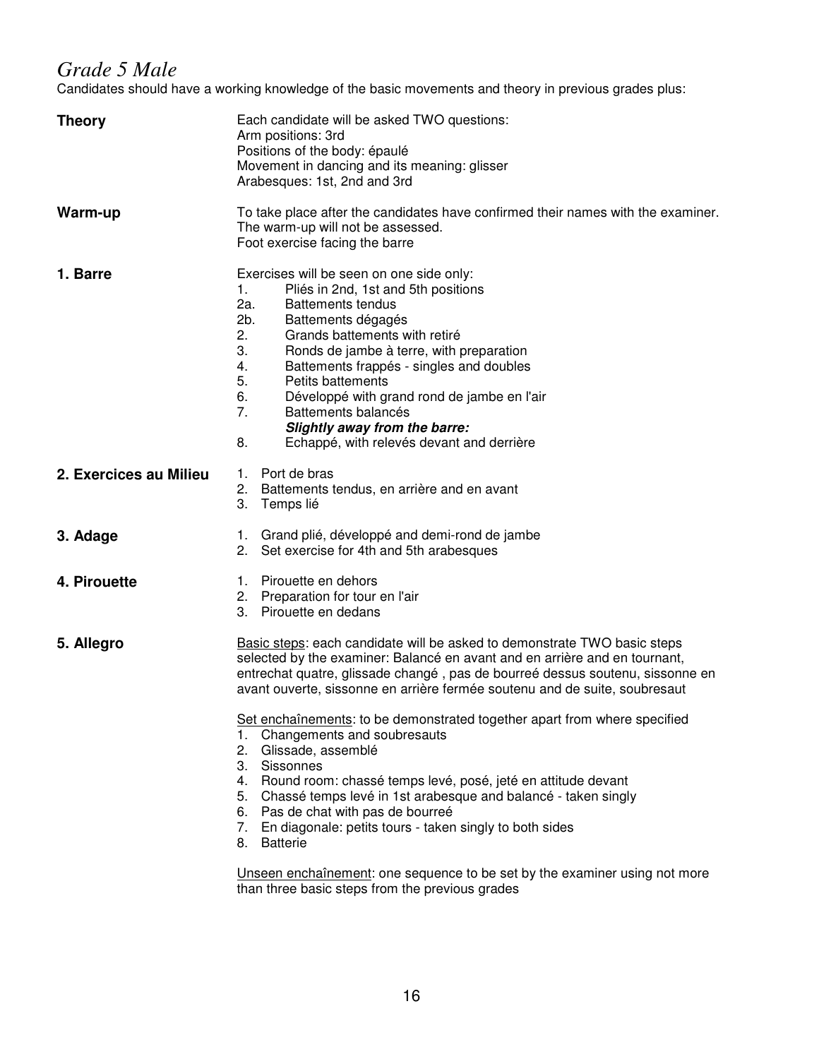# *Grade 5 Male*

Candidates should have a working knowledge of the basic movements and theory in previous grades plus:

**Theory**

Each candidate will be asked TWO questions:
Arm positions: 3rd
Positions of the body: épaulé
Movement in dancing and its meaning: glisser
Arabesques: 1st, 2nd and 3rd

**Warm-up**

To take place after the candidates have confirmed their names with the examiner.
The warm-up will not be assessed.
Foot exercise facing the barre

**1. Barre**

Exercises will be seen on one side only:

1. Pliés in 2nd, 1st and 5th positions

2a. Battements tendus

2b. Battements dégagés

2. Grands battements with retiré
3. Ronds de jambe à terre, with preparation
4. Battements frappés - singles and doubles
5. Petits battements
6. Développé with grand rond de jambe en l'air
7. Battements balancés

***Slightly away from the barre:***

8. Echappé, with relevés devant and derrière

**2. Exercices au Milieu**

1. Port de bras
2. Battements tendus, en arrière and en avant
3. Temps lié

**3. Adage**

1. Grand plié, développé and demi-rond de jambe
2. Set exercise for 4th and 5th arabesques

**4. Pirouette**

1. Pirouette en dehors
2. Preparation for tour en l'air
3. Pirouette en dedans

**5. Allegro**

Basic steps: each candidate will be asked to demonstrate TWO basic steps selected by the examiner: Balancé en avant and en arrière and en tournant, entrechat quatre, glissade changé , pas de bourreé dessus soutenu, sissonne en avant ouverte, sissonne en arrière fermée soutenu and de suite, soubresaut

Set enchaînements: to be demonstrated together apart from where specified

1. Changements and soubresauts
2. Glissade, assemblé
3. Sissonnes
4. Round room: chassé temps levé, posé, jeté en attitude devant
5. Chassé temps levé in 1st arabesque and balancé - taken singly
6. Pas de chat with pas de bourreé
7. En diagonale: petits tours - taken singly to both sides
8. Batterie

Unseen enchaînement: one sequence to be set by the examiner using not more than three basic steps from the previous grades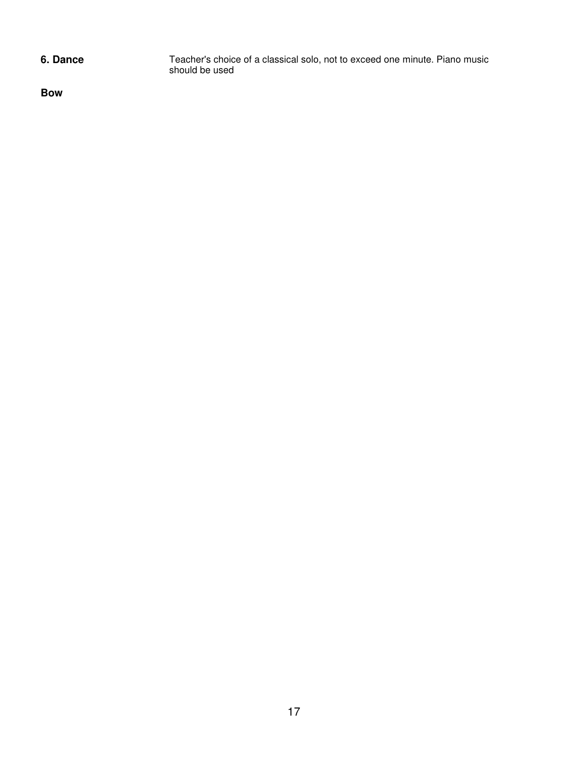**6. Dance** Teacher's choice of a classical solo, not to exceed one minute. Piano music should be used

**Bow**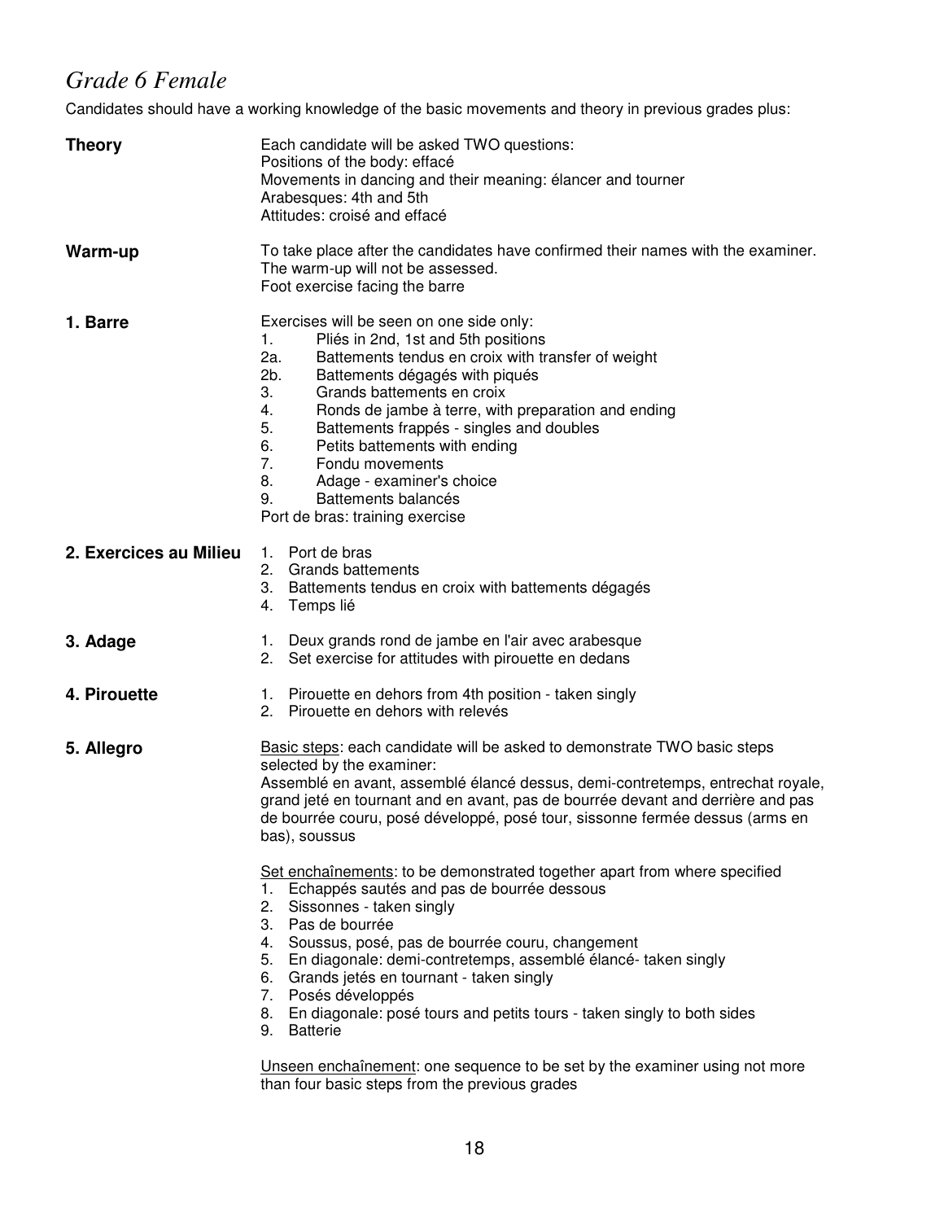## *Grade 6 Female*

Candidates should have a working knowledge of the basic movements and theory in previous grades plus:

**Theory**

Each candidate will be asked TWO questions:
Positions of the body: effacé
Movements in dancing and their meaning: élancer and tourner
Arabesques: 4th and 5th
Attitudes: croisé and effacé

**Warm-up**

To take place after the candidates have confirmed their names with the examiner.
The warm-up will not be assessed.
Foot exercise facing the barre

**1. Barre**

Exercises will be seen on one side only:

1. Pliés in 2nd, 1st and 5th positions
2a. Battements tendus en croix with transfer of weight
2b. Battements dégagés with piqués
3. Grands battements en croix
4. Ronds de jambe à terre, with preparation and ending
5. Battements frappés - singles and doubles
6. Petits battements with ending
7. Fondu movements
8. Adage - examiner's choice
9. Battements balancés

Port de bras: training exercise

**2. Exercices au Milieu**

1. Port de bras
2. Grands battements
3. Battements tendus en croix with battements dégagés
4. Temps lié

**3. Adage**

1. Deux grands rond de jambe en l'air avec arabesque
2. Set exercise for attitudes with pirouette en dedans

**4. Pirouette**

1. Pirouette en dehors from 4th position - taken singly
2. Pirouette en dehors with relevés

**5. Allegro**

Basic steps: each candidate will be asked to demonstrate TWO basic steps selected by the examiner:
Assemblé en avant, assemblé élancé dessus, demi-contretemps, entrechat royale, grand jeté en tournant and en avant, pas de bourrée devant and derrière and pas de bourrée couru, posé développé, posé tour, sissonne fermée dessus (arms en bas), soussus

Set enchaînements: to be demonstrated together apart from where specified

1. Echappés sautés and pas de bourrée dessous
2. Sissonnes - taken singly
3. Pas de bourrée
4. Soussus, posé, pas de bourrée couru, changement
5. En diagonale: demi-contretemps, assemblé élancé- taken singly
6. Grands jetés en tournant - taken singly
7. Posés développés
8. En diagonale: posé tours and petits tours - taken singly to both sides
9. Batterie

Unseen enchaînement: one sequence to be set by the examiner using not more than four basic steps from the previous grades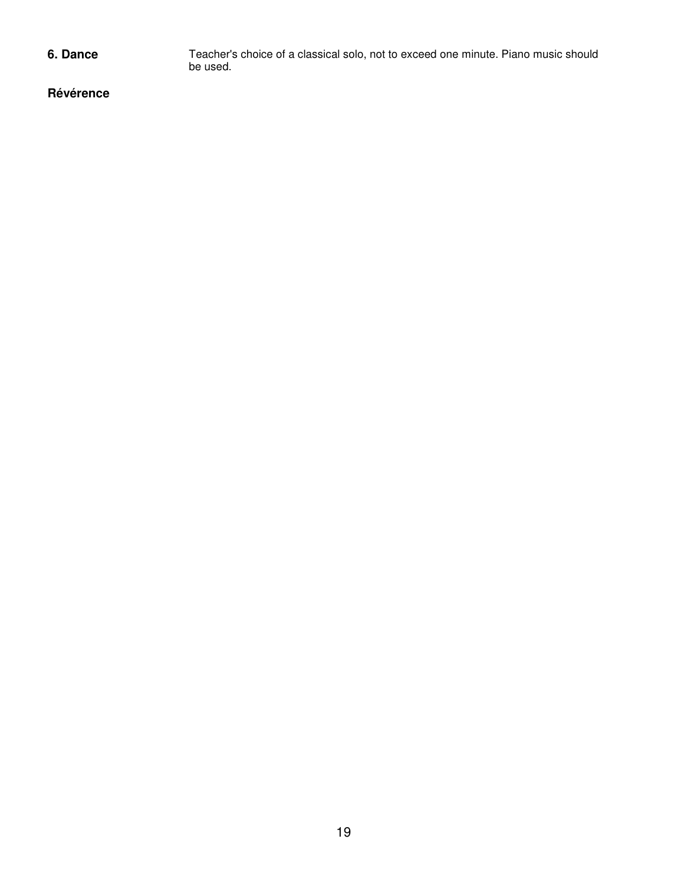**6. Dance** Teacher's choice of a classical solo, not to exceed one minute. Piano music should be used.

**Révérence**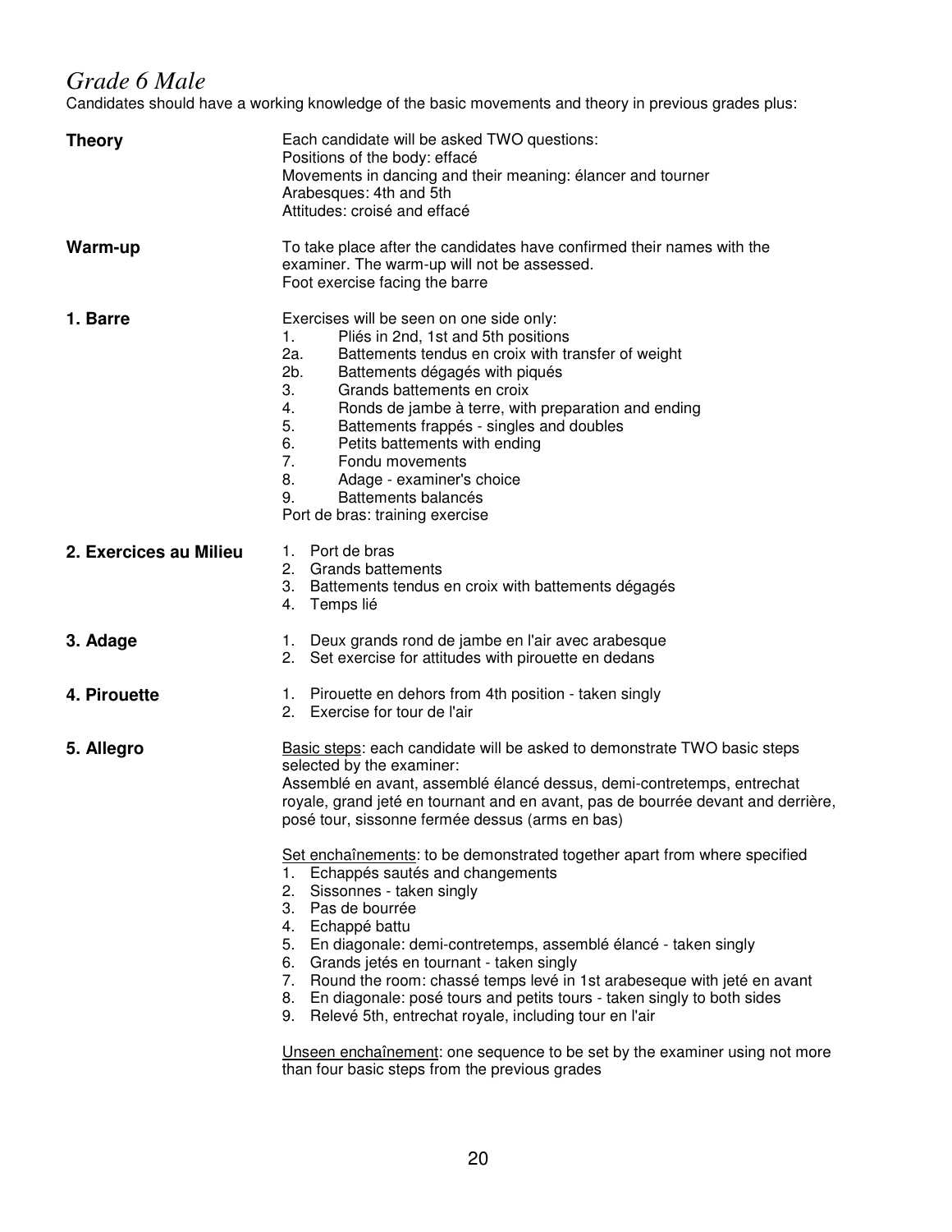## *Grade 6 Male*

Candidates should have a working knowledge of the basic movements and theory in previous grades plus:

**Theory**

Each candidate will be asked TWO questions:
Positions of the body: effacé
Movements in dancing and their meaning: élancer and tourner
Arabesques: 4th and 5th
Attitudes: croisé and effacé

**Warm-up**

To take place after the candidates have confirmed their names with the examiner. The warm-up will not be assessed.
Foot exercise facing the barre

**1. Barre**

Exercises will be seen on one side only:

1. Pliés in 2nd, 1st and 5th positions
2a. Battements tendus en croix with transfer of weight
2b. Battements dégagés with piqués
3. Grands battements en croix
4. Ronds de jambe à terre, with preparation and ending
5. Battements frappés - singles and doubles
6. Petits battements with ending
7. Fondu movements
8. Adage - examiner's choice
9. Battements balancés

Port de bras: training exercise

**2. Exercices au Milieu**

1. Port de bras
2. Grands battements
3. Battements tendus en croix with battements dégagés
4. Temps lié

**3. Adage**

1. Deux grands rond de jambe en l'air avec arabesque
2. Set exercise for attitudes with pirouette en dedans

**4. Pirouette**

1. Pirouette en dehors from 4th position - taken singly
2. Exercise for tour de l'air

**5. Allegro**

Basic steps: each candidate will be asked to demonstrate TWO basic steps selected by the examiner:
Assemblé en avant, assemblé élancé dessus, demi-contretemps, entrechat royale, grand jeté en tournant and en avant, pas de bourrée devant and derrière, posé tour, sissonne fermée dessus (arms en bas)

Set enchaînements: to be demonstrated together apart from where specified

1. Echappés sautés and changements
2. Sissonnes - taken singly
3. Pas de bourrée
4. Echappé battu
5. En diagonale: demi-contretemps, assemblé élancé - taken singly
6. Grands jetés en tournant - taken singly
7. Round the room: chassé temps levé in 1st arabeseque with jeté en avant
8. En diagonale: posé tours and petits tours - taken singly to both sides
9. Relevé 5th, entrechat royale, including tour en l'air

Unseen enchaînement: one sequence to be set by the examiner using not more than four basic steps from the previous grades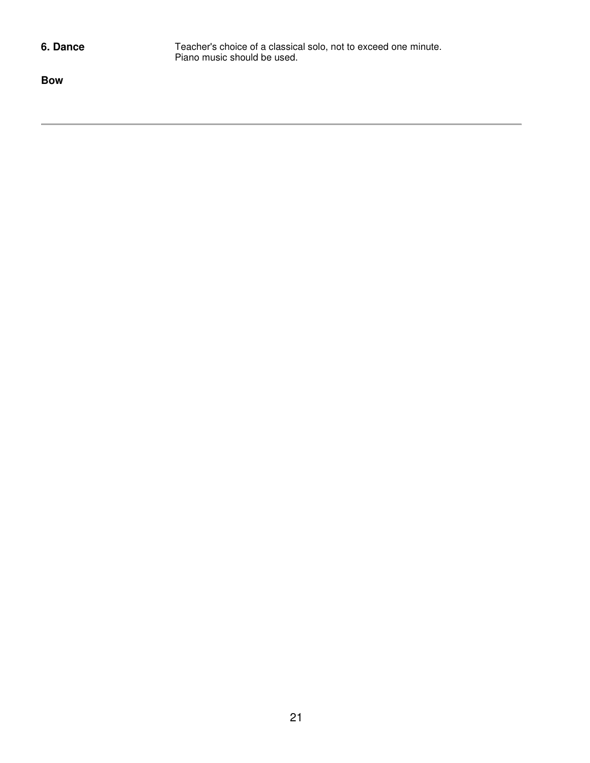**6. Dance** Teacher's choice of a classical solo, not to exceed one minute.
Piano music should be used.

**Bow**

---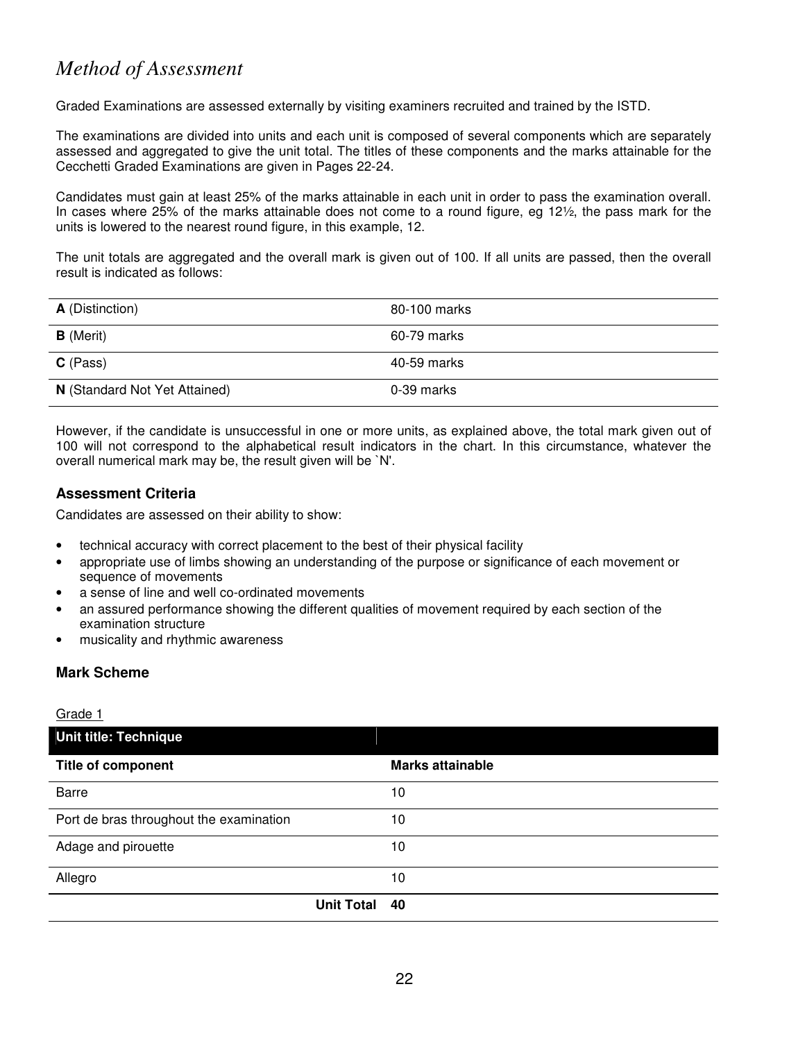# *Method of Assessment*

Graded Examinations are assessed externally by visiting examiners recruited and trained by the ISTD.

The examinations are divided into units and each unit is composed of several components which are separately assessed and aggregated to give the unit total. The titles of these components and the marks attainable for the Cecchetti Graded Examinations are given in Pages 22-24.

Candidates must gain at least 25% of the marks attainable in each unit in order to pass the examination overall. In cases where 25% of the marks attainable does not come to a round figure, eg 12½, the pass mark for the units is lowered to the nearest round figure, in this example, 12.

The unit totals are aggregated and the overall mark is given out of 100. If all units are passed, then the overall result is indicated as follows:

| | |
|---|---|
| **A** (Distinction) | 80-100 marks |
| **B** (Merit) | 60-79 marks |
| **C** (Pass) | 40-59 marks |
| **N** (Standard Not Yet Attained) | 0-39 marks |

However, if the candidate is unsuccessful in one or more units, as explained above, the total mark given out of 100 will not correspond to the alphabetical result indicators in the chart. In this circumstance, whatever the overall numerical mark may be, the result given will be `N'.

### Assessment Criteria

Candidates are assessed on their ability to show:

- technical accuracy with correct placement to the best of their physical facility
- appropriate use of limbs showing an understanding of the purpose or significance of each movement or sequence of movements
- a sense of line and well co-ordinated movements
- an assured performance showing the different qualities of movement required by each section of the examination structure
- musicality and rhythmic awareness

### Mark Scheme

Grade 1

| **Unit title: Technique** | |
|---|---|
| **Title of component** | **Marks attainable** |
| Barre | 10 |
| Port de bras throughout the examination | 10 |
| Adage and pirouette | 10 |
| Allegro | 10 |
| **Unit Total** | **40** |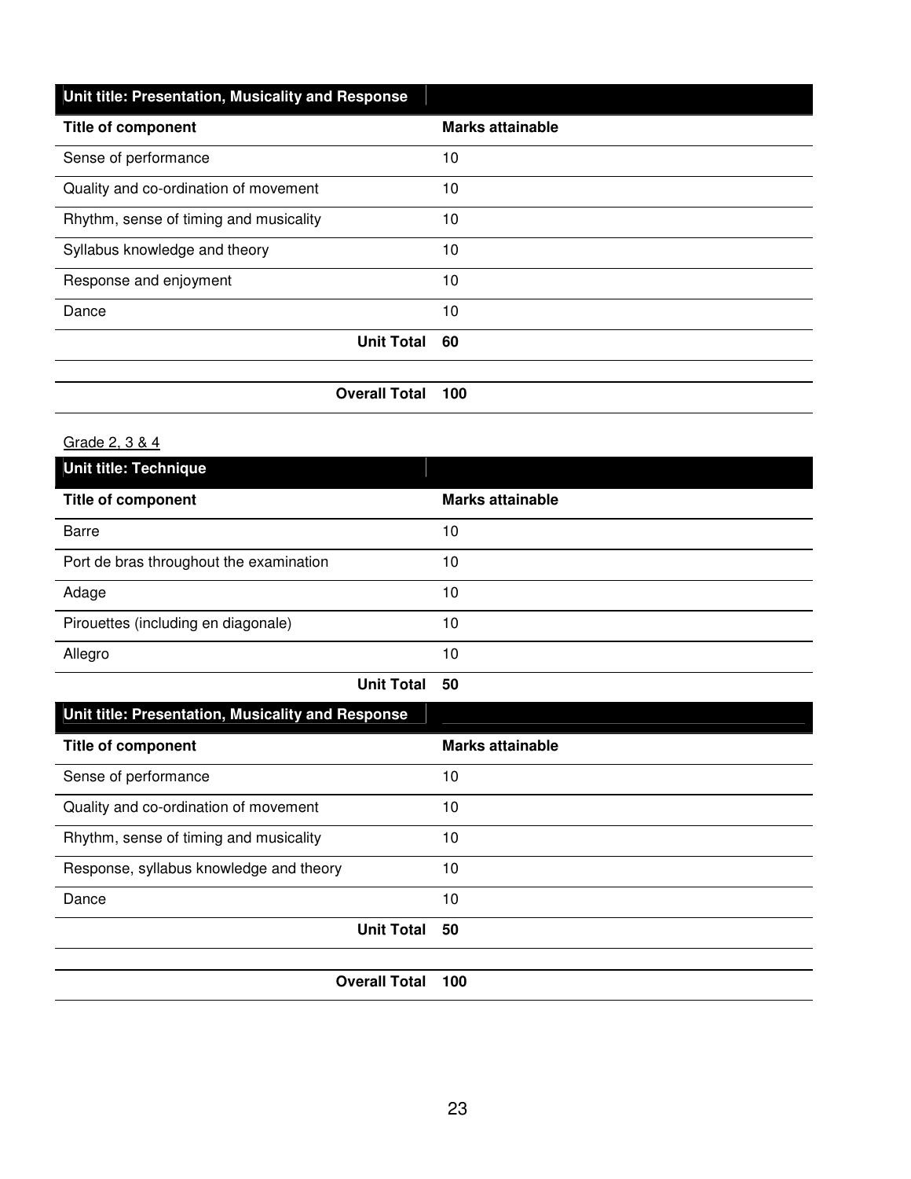| Unit title: Presentation, Musicality and Response | |
|---|---|
| **Title of component** | **Marks attainable** |
| Sense of performance | 10 |
| Quality and co-ordination of movement | 10 |
| Rhythm, sense of timing and musicality | 10 |
| Syllabus knowledge and theory | 10 |
| Response and enjoyment | 10 |
| Dance | 10 |
| **Unit Total** | **60** |
| | |
| **Overall Total** | **100** |

Grade 2, 3 & 4

| Unit title: Technique | |
|---|---|
| **Title of component** | **Marks attainable** |
| Barre | 10 |
| Port de bras throughout the examination | 10 |
| Adage | 10 |
| Pirouettes (including en diagonale) | 10 |
| Allegro | 10 |
| **Unit Total** | **50** |

| Unit title: Presentation, Musicality and Response | |
|---|---|
| **Title of component** | **Marks attainable** |
| Sense of performance | 10 |
| Quality and co-ordination of movement | 10 |
| Rhythm, sense of timing and musicality | 10 |
| Response, syllabus knowledge and theory | 10 |
| Dance | 10 |
| **Unit Total** | **50** |
| | |
| **Overall Total** | **100** |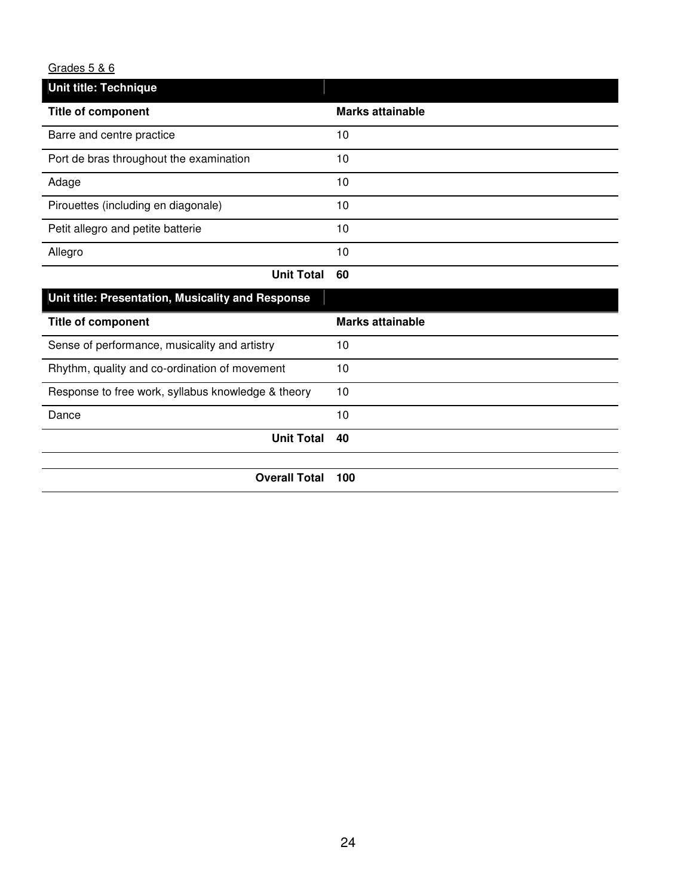Grades 5 & 6

| **Unit title: Technique** | |
|---|---|
| **Title of component** | **Marks attainable** |
| Barre and centre practice | 10 |
| Port de bras throughout the examination | 10 |
| Adage | 10 |
| Pirouettes (including en diagonale) | 10 |
| Petit allegro and petite batterie | 10 |
| Allegro | 10 |
| **Unit Total** | **60** |

| **Unit title: Presentation, Musicality and Response** | |
|---|---|
| **Title of component** | **Marks attainable** |
| Sense of performance, musicality and artistry | 10 |
| Rhythm, quality and co-ordination of movement | 10 |
| Response to free work, syllabus knowledge & theory | 10 |
| Dance | 10 |
| **Unit Total** | **40** |

| | |
|---|---|
| **Overall Total** | **100** |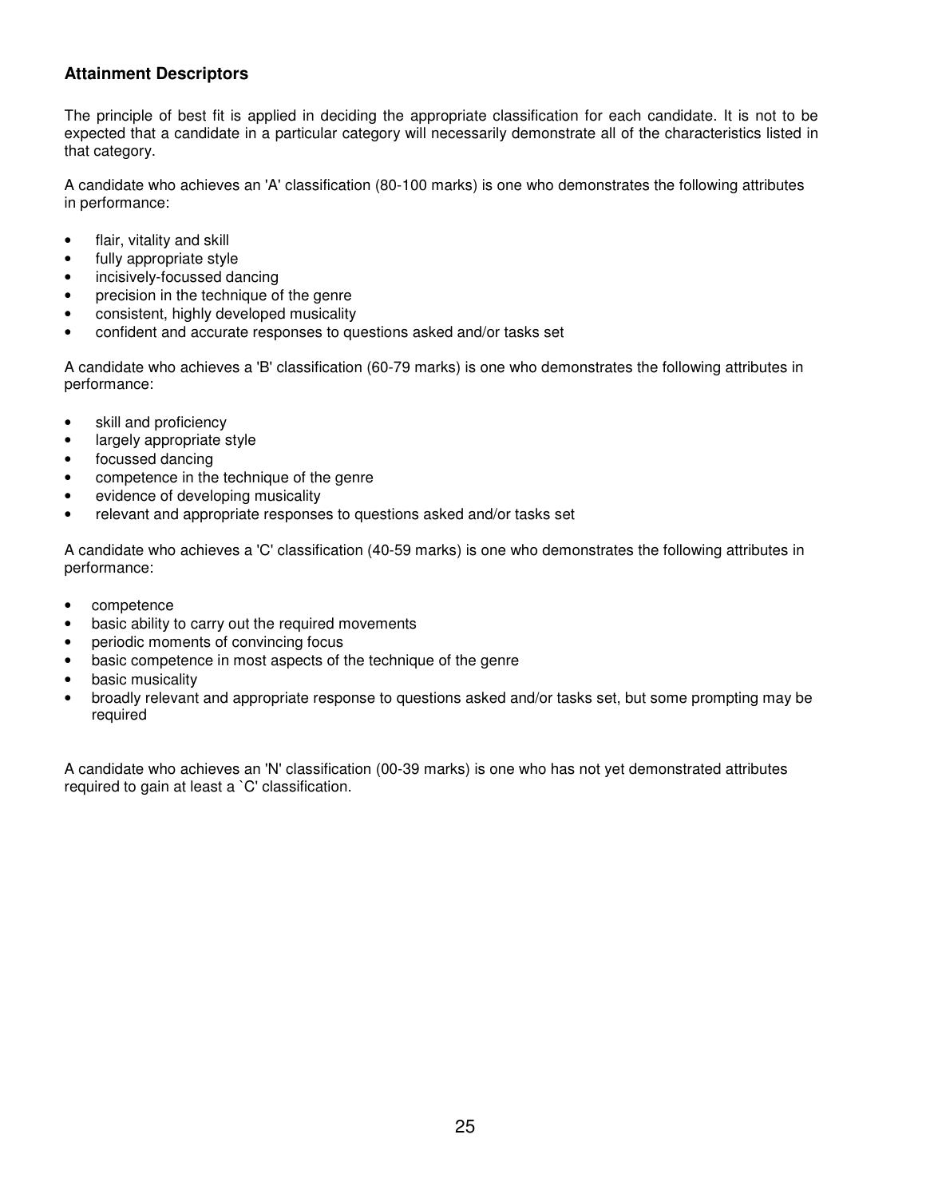## Attainment Descriptors

The principle of best fit is applied in deciding the appropriate classification for each candidate. It is not to be expected that a candidate in a particular category will necessarily demonstrate all of the characteristics listed in that category.

A candidate who achieves an 'A' classification (80-100 marks) is one who demonstrates the following attributes in performance:

- flair, vitality and skill
- fully appropriate style
- incisively-focussed dancing
- precision in the technique of the genre
- consistent, highly developed musicality
- confident and accurate responses to questions asked and/or tasks set

A candidate who achieves a 'B' classification (60-79 marks) is one who demonstrates the following attributes in performance:

- skill and proficiency
- largely appropriate style
- focussed dancing
- competence in the technique of the genre
- evidence of developing musicality
- relevant and appropriate responses to questions asked and/or tasks set

A candidate who achieves a 'C' classification (40-59 marks) is one who demonstrates the following attributes in performance:

- competence
- basic ability to carry out the required movements
- periodic moments of convincing focus
- basic competence in most aspects of the technique of the genre
- basic musicality
- broadly relevant and appropriate response to questions asked and/or tasks set, but some prompting may be required

A candidate who achieves an 'N' classification (00-39 marks) is one who has not yet demonstrated attributes required to gain at least a `C' classification.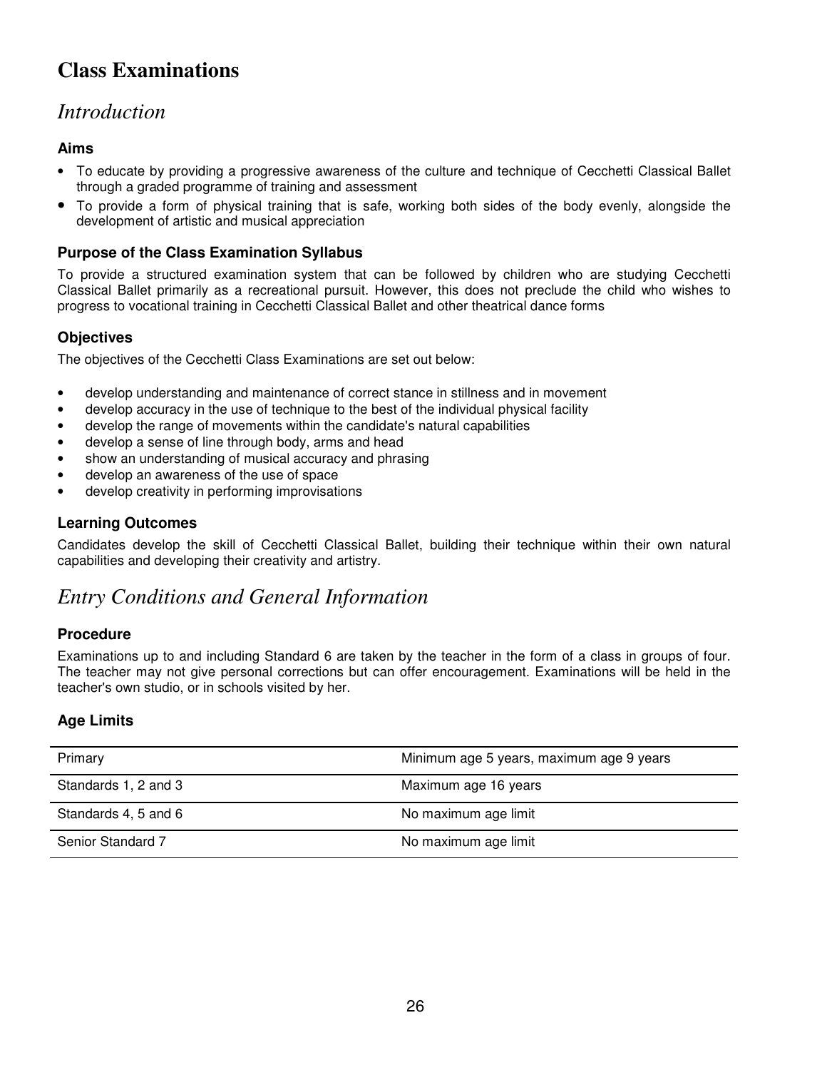# Class Examinations

## *Introduction*

### Aims

- To educate by providing a progressive awareness of the culture and technique of Cecchetti Classical Ballet through a graded programme of training and assessment
- To provide a form of physical training that is safe, working both sides of the body evenly, alongside the development of artistic and musical appreciation

### Purpose of the Class Examination Syllabus

To provide a structured examination system that can be followed by children who are studying Cecchetti Classical Ballet primarily as a recreational pursuit. However, this does not preclude the child who wishes to progress to vocational training in Cecchetti Classical Ballet and other theatrical dance forms

### Objectives

The objectives of the Cecchetti Class Examinations are set out below:

- develop understanding and maintenance of correct stance in stillness and in movement
- develop accuracy in the use of technique to the best of the individual physical facility
- develop the range of movements within the candidate's natural capabilities
- develop a sense of line through body, arms and head
- show an understanding of musical accuracy and phrasing
- develop an awareness of the use of space
- develop creativity in performing improvisations

### Learning Outcomes

Candidates develop the skill of Cecchetti Classical Ballet, building their technique within their own natural capabilities and developing their creativity and artistry.

## *Entry Conditions and General Information*

### Procedure

Examinations up to and including Standard 6 are taken by the teacher in the form of a class in groups of four. The teacher may not give personal corrections but can offer encouragement. Examinations will be held in the teacher's own studio, or in schools visited by her.

### Age Limits

| | |
|---|---|
| Primary | Minimum age 5 years, maximum age 9 years |
| Standards 1, 2 and 3 | Maximum age 16 years |
| Standards 4, 5 and 6 | No maximum age limit |
| Senior Standard 7 | No maximum age limit |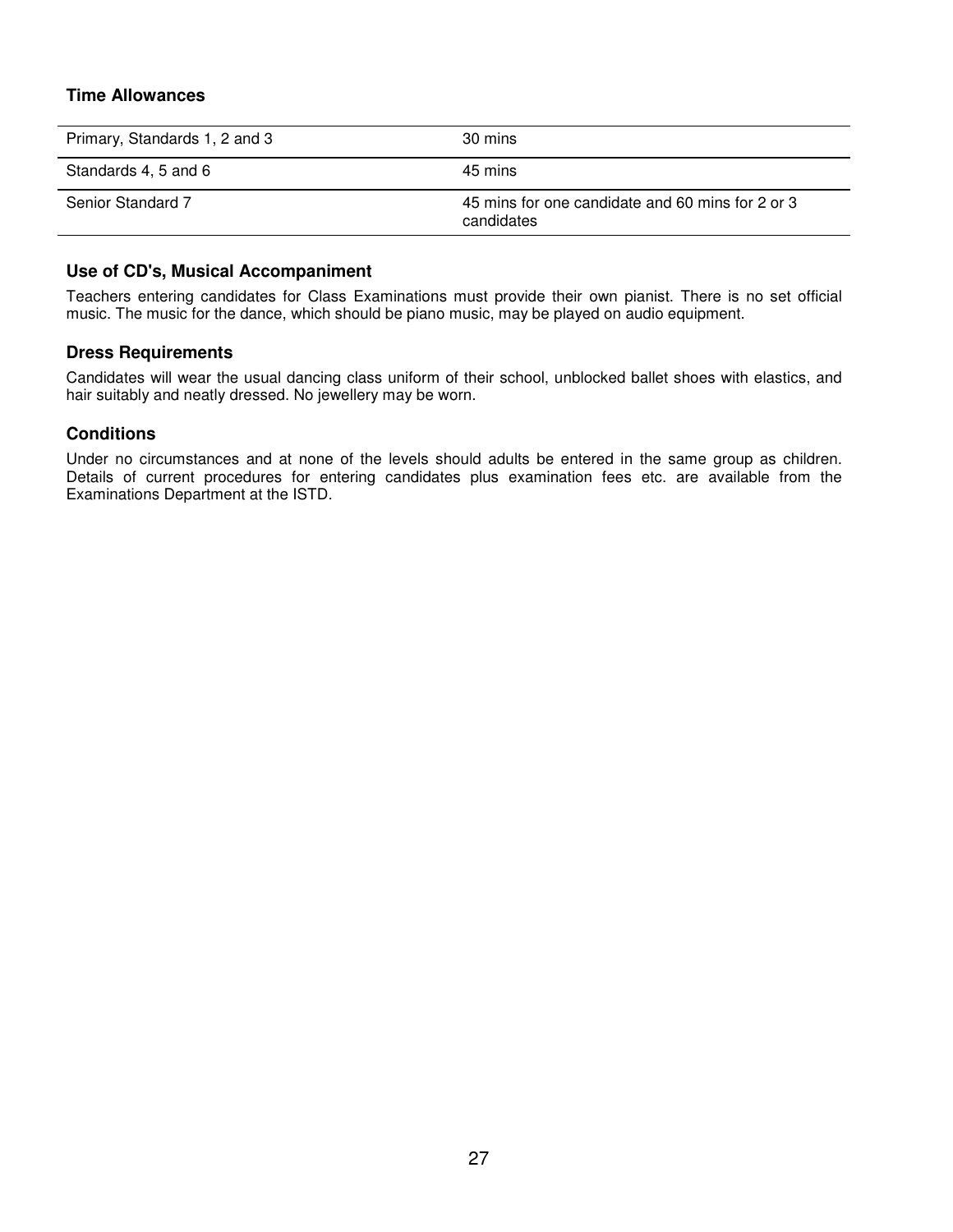### Time Allowances

| | |
|---|---|
| Primary, Standards 1, 2 and 3 | 30 mins |
| Standards 4, 5 and 6 | 45 mins |
| Senior Standard 7 | 45 mins for one candidate and 60 mins for 2 or 3 candidates |

### Use of CD's, Musical Accompaniment

Teachers entering candidates for Class Examinations must provide their own pianist. There is no set official music. The music for the dance, which should be piano music, may be played on audio equipment.

### Dress Requirements

Candidates will wear the usual dancing class uniform of their school, unblocked ballet shoes with elastics, and hair suitably and neatly dressed. No jewellery may be worn.

### Conditions

Under no circumstances and at none of the levels should adults be entered in the same group as children. Details of current procedures for entering candidates plus examination fees etc. are available from the Examinations Department at the ISTD.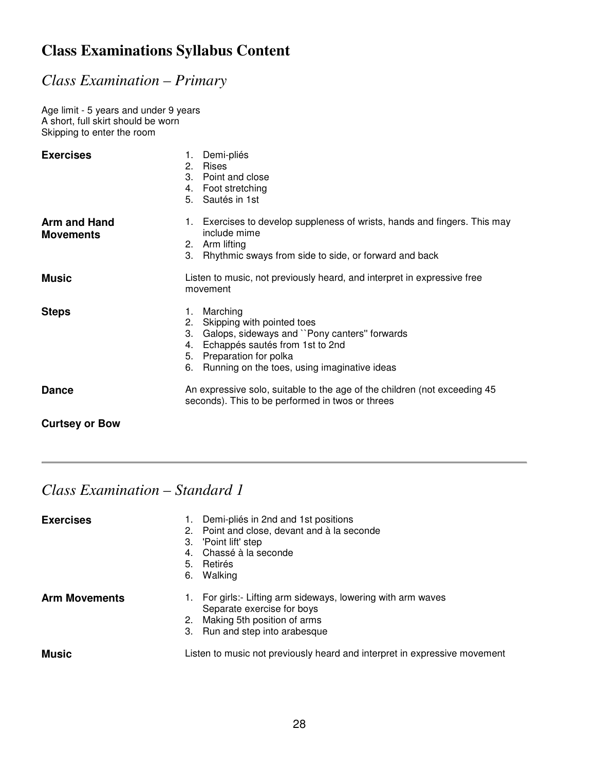# Class Examinations Syllabus Content

## *Class Examination – Primary*

Age limit - 5 years and under 9 years
A short, full skirt should be worn
Skipping to enter the room

**Exercises**

1. Demi-pliés
2. Rises
3. Point and close
4. Foot stretching
5. Sautés in 1st

**Arm and Hand Movements**

1. Exercises to develop suppleness of wrists, hands and fingers. This may include mime
2. Arm lifting
3. Rhythmic sways from side to side, or forward and back

**Music**

Listen to music, not previously heard, and interpret in expressive free movement

**Steps**

1. Marching
2. Skipping with pointed toes
3. Galops, sideways and ``Pony canters'' forwards
4. Echappés sautés from 1st to 2nd
5. Preparation for polka
6. Running on the toes, using imaginative ideas

**Dance**

An expressive solo, suitable to the age of the children (not exceeding 45 seconds). This to be performed in twos or threes

**Curtsey or Bow**

---

## *Class Examination – Standard 1*

**Exercises**

1. Demi-pliés in 2nd and 1st positions
2. Point and close, devant and à la seconde
3. 'Point lift' step
4. Chassé à la seconde
5. Retirés
6. Walking

**Arm Movements**

1. For girls:- Lifting arm sideways, lowering with arm waves
   Separate exercise for boys
2. Making 5th position of arms
3. Run and step into arabesque

**Music**

Listen to music not previously heard and interpret in expressive movement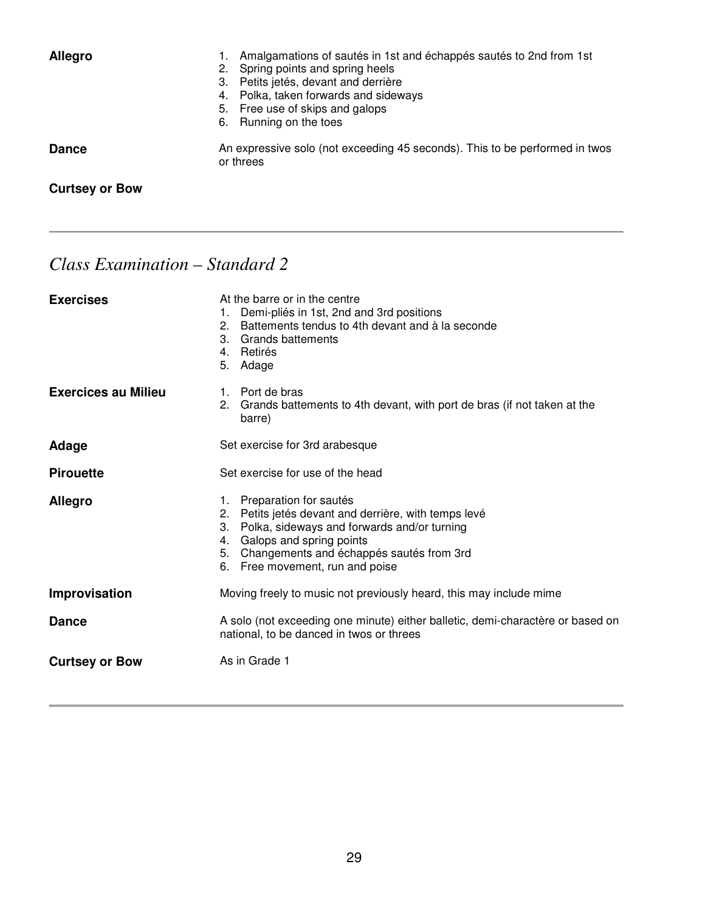**Allegro**

1. Amalgamations of sautés in 1st and échappés sautés to 2nd from 1st
2. Spring points and spring heels
3. Petits jetés, devant and derrière
4. Polka, taken forwards and sideways
5. Free use of skips and galops
6. Running on the toes

**Dance**

An expressive solo (not exceeding 45 seconds). This to be performed in twos or threes

**Curtsey or Bow**

---

## *Class Examination – Standard 2*

**Exercises**

At the barre or in the centre

1. Demi-pliés in 1st, 2nd and 3rd positions
2. Battements tendus to 4th devant and à la seconde
3. Grands battements
4. Retirés
5. Adage

**Exercices au Milieu**

1. Port de bras
2. Grands battements to 4th devant, with port de bras (if not taken at the barre)

**Adage**

Set exercise for 3rd arabesque

**Pirouette**

Set exercise for use of the head

**Allegro**

1. Preparation for sautés
2. Petits jetés devant and derrière, with temps levé
3. Polka, sideways and forwards and/or turning
4. Galops and spring points
5. Changements and échappés sautés from 3rd
6. Free movement, run and poise

**Improvisation**

Moving freely to music not previously heard, this may include mime

**Dance**

A solo (not exceeding one minute) either balletic, demi-charactère or based on national, to be danced in twos or threes

**Curtsey or Bow**

As in Grade 1

---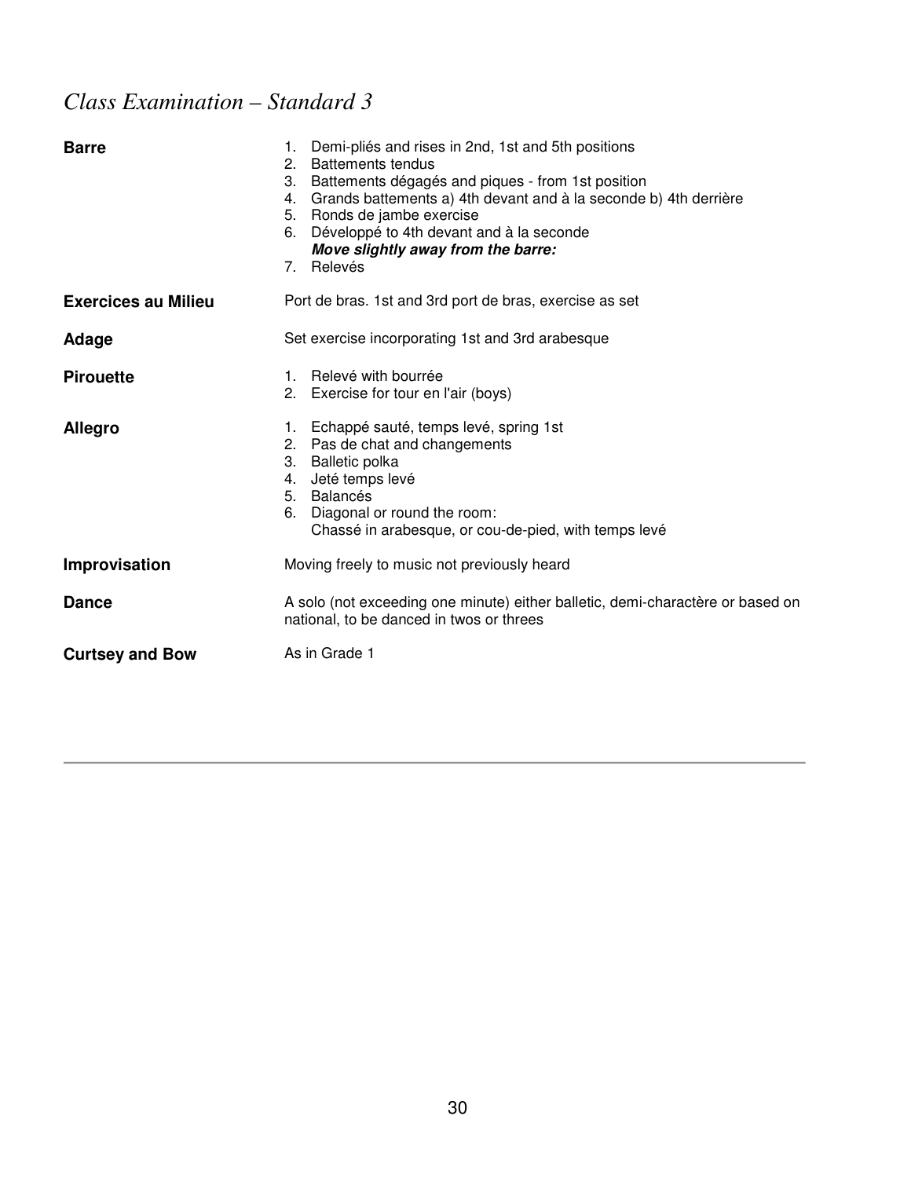## *Class Examination – Standard 3*

**Barre**

1. Demi-pliés and rises in 2nd, 1st and 5th positions
2. Battements tendus
3. Battements dégagés and piques - from 1st position
4. Grands battements a) 4th devant and à la seconde b) 4th derrière
5. Ronds de jambe exercise
6. Développé to 4th devant and à la seconde
   ***Move slightly away from the barre:***
7. Relevés

**Exercices au Milieu**

Port de bras. 1st and 3rd port de bras, exercise as set

**Adage**

Set exercise incorporating 1st and 3rd arabesque

**Pirouette**

1. Relevé with bourrée
2. Exercise for tour en l'air (boys)

**Allegro**

1. Echappé sauté, temps levé, spring 1st
2. Pas de chat and changements
3. Balletic polka
4. Jeté temps levé
5. Balancés
6. Diagonal or round the room:
   Chassé in arabesque, or cou-de-pied, with temps levé

**Improvisation**

Moving freely to music not previously heard

**Dance**

A solo (not exceeding one minute) either balletic, demi-charactère or based on national, to be danced in twos or threes

**Curtsey and Bow**

As in Grade 1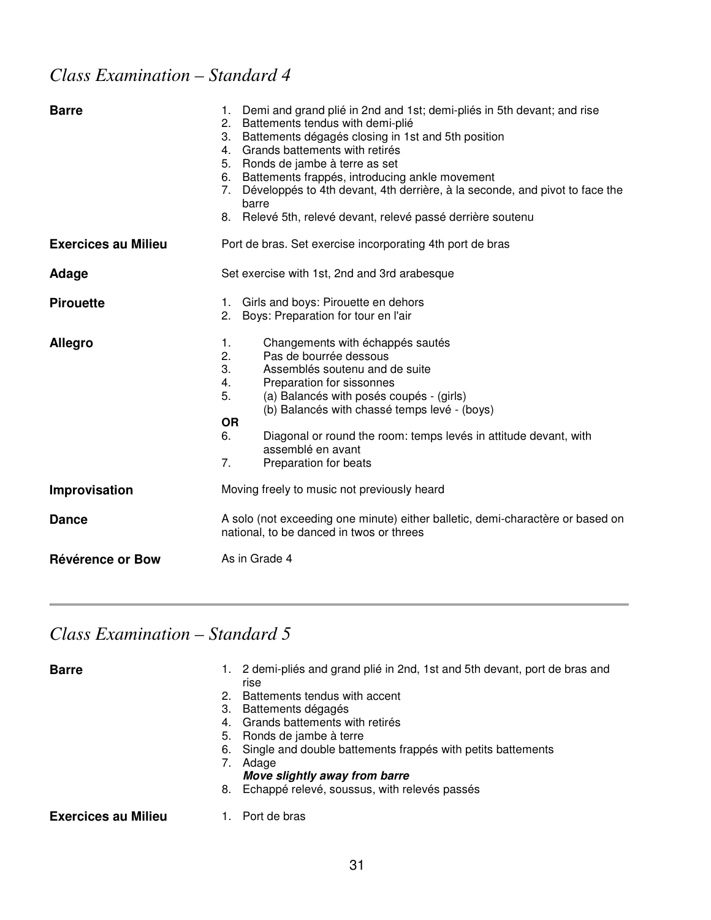## *Class Examination – Standard 4*

| | |
|---|---|
| **Barre** | 1. Demi and grand plié in 2nd and 1st; demi-pliés in 5th devant; and rise<br>2. Battements tendus with demi-plié<br>3. Battements dégagés closing in 1st and 5th position<br>4. Grands battements with retirés<br>5. Ronds de jambe à terre as set<br>6. Battements frappés, introducing ankle movement<br>7. Développés to 4th devant, 4th derrière, à la seconde, and pivot to face the barre<br>8. Relevé 5th, relevé devant, relevé passé derrière soutenu |
| **Exercices au Milieu** | Port de bras. Set exercise incorporating 4th port de bras |
| **Adage** | Set exercise with 1st, 2nd and 3rd arabesque |
| **Pirouette** | 1. Girls and boys: Pirouette en dehors<br>2. Boys: Preparation for tour en l'air |
| **Allegro** | 1. Changements with échappés sautés<br>2. Pas de bourrée dessous<br>3. Assemblés soutenu and de suite<br>4. Preparation for sissonnes<br>5. (a) Balancés with posés coupés - (girls)<br>(b) Balancés with chassé temps levé - (boys)<br>**OR**<br>6. Diagonal or round the room: temps levés in attitude devant, with assemblé en avant<br>7. Preparation for beats |
| **Improvisation** | Moving freely to music not previously heard |
| **Dance** | A solo (not exceeding one minute) either balletic, demi-charactère or based on national, to be danced in twos or threes |
| **Révérence or Bow** | As in Grade 4 |

---

## *Class Examination – Standard 5*

| | |
|---|---|
| **Barre** | 1. 2 demi-pliés and grand plié in 2nd, 1st and 5th devant, port de bras and rise<br>2. Battements tendus with accent<br>3. Battements dégagés<br>4. Grands battements with retirés<br>5. Ronds de jambe à terre<br>6. Single and double battements frappés with petits battements<br>7. Adage<br>***Move slightly away from barre***<br>8. Echappé relevé, soussus, with relevés passés |
| **Exercices au Milieu** | 1. Port de bras |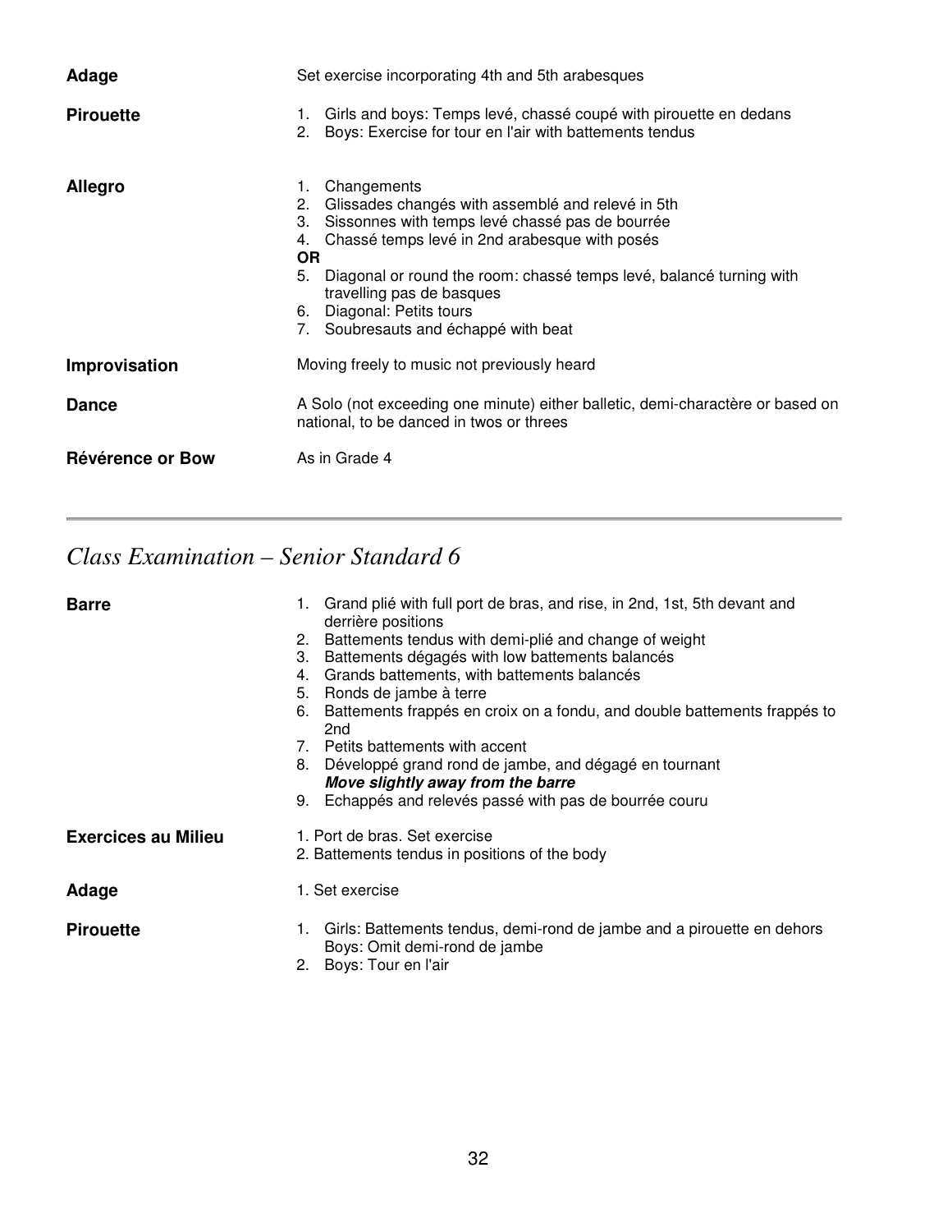**Adage**

Set exercise incorporating 4th and 5th arabesques

**Pirouette**

1. Girls and boys: Temps levé, chassé coupé with pirouette en dedans
2. Boys: Exercise for tour en l'air with battements tendus

**Allegro**

1. Changements
2. Glissades changés with assemblé and relevé in 5th
3. Sissonnes with temps levé chassé pas de bourrée
4. Chassé temps levé in 2nd arabesque with posés

**OR**

5. Diagonal or round the room: chassé temps levé, balancé turning with travelling pas de basques
6. Diagonal: Petits tours
7. Soubresauts and échappé with beat

**Improvisation**

Moving freely to music not previously heard

**Dance**

A Solo (not exceeding one minute) either balletic, demi-caractère or based on national, to be danced in twos or threes

**Révérence or Bow**

As in Grade 4

---

## *Class Examination – Senior Standard 6*

**Barre**

1. Grand plié with full port de bras, and rise, in 2nd, 1st, 5th devant and derrière positions
2. Battements tendus with demi-plié and change of weight
3. Battements dégagés with low battements balancés
4. Grands battements, with battements balancés
5. Ronds de jambe à terre
6. Battements frappés en croix on a fondu, and double battements frappés to 2nd
7. Petits battements with accent
8. Développé grand rond de jambe, and dégagé en tournant
   ***Move slightly away from the barre***
9. Echappés and relevés passé with pas de bourrée couru

**Exercices au Milieu**

1. Port de bras. Set exercise
2. Battements tendus in positions of the body

**Adage**

1. Set exercise

**Pirouette**

1. Girls: Battements tendus, demi-rond de jambe and a pirouette en dehors
   Boys: Omit demi-rond de jambe
2. Boys: Tour en l'air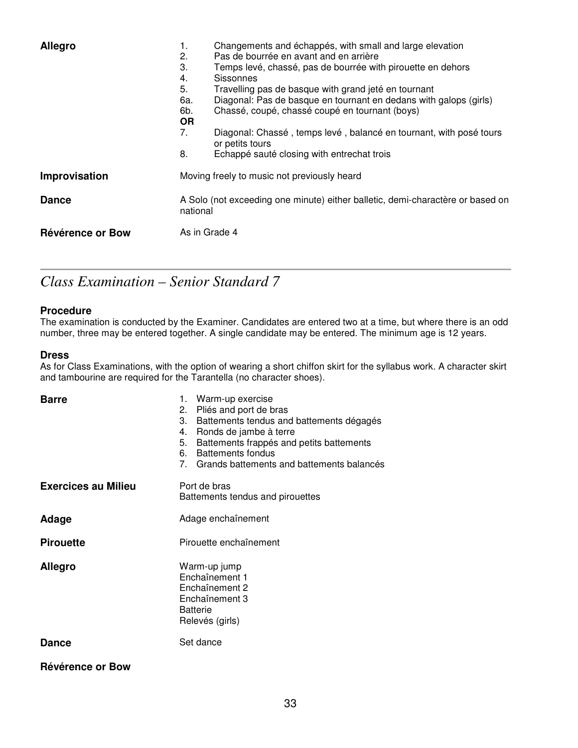**Allegro**

1. Changements and échappés, with small and large elevation
2. Pas de bourrée en avant and en arrière
3. Temps levé, chassé, pas de bourrée with pirouette en dehors
4. Sissonnes
5. Travelling pas de basque with grand jeté en tournant

6a. Diagonal: Pas de basque en tournant en dedans with galops (girls)
6b. Chassé, coupé, chassé coupé en tournant (boys)

**OR**

7. Diagonal: Chassé , temps levé , balancé en tournant, with posé tours or petits tours
8. Echappé sauté closing with entrechat trois

**Improvisation**

Moving freely to music not previously heard

**Dance**

A Solo (not exceeding one minute) either balletic, demi-charactère or based on national

**Révérence or Bow**

As in Grade 4

---

## *Class Examination – Senior Standard 7*

### Procedure

The examination is conducted by the Examiner. Candidates are entered two at a time, but where there is an odd number, three may be entered together. A single candidate may be entered. The minimum age is 12 years.

### Dress

As for Class Examinations, with the option of wearing a short chiffon skirt for the syllabus work. A character skirt and tambourine are required for the Tarantella (no character shoes).

**Barre**

1. Warm-up exercise
2. Pliés and port de bras
3. Battements tendus and battements dégagés
4. Ronds de jambe à terre
5. Battements frappés and petits battements
6. Battements fondus
7. Grands battements and battements balancés

**Exercices au Milieu**

Port de bras
Battements tendus and pirouettes

**Adage**

Adage enchaînement

**Pirouette**

Pirouette enchaînement

**Allegro**

Warm-up jump
Enchaînement 1
Enchaînement 2
Enchaînement 3
Batterie
Relevés (girls)

**Dance**

Set dance

**Révérence or Bow**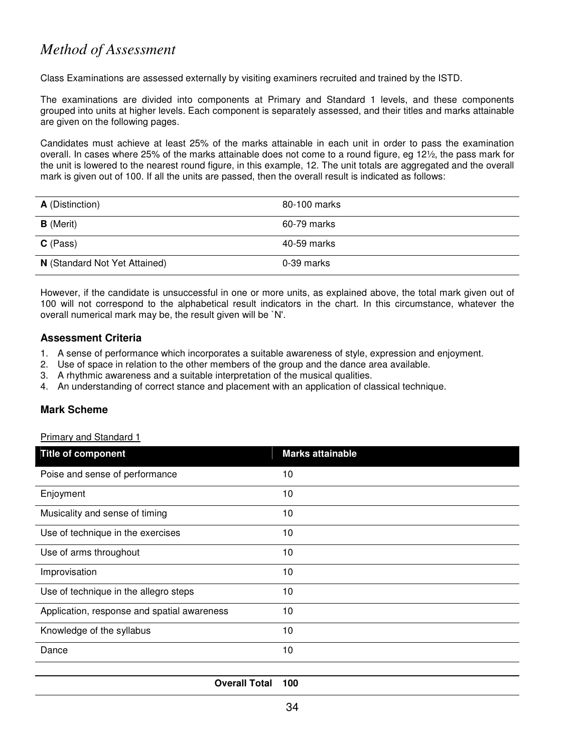# *Method of Assessment*

Class Examinations are assessed externally by visiting examiners recruited and trained by the ISTD.

The examinations are divided into components at Primary and Standard 1 levels, and these components grouped into units at higher levels. Each component is separately assessed, and their titles and marks attainable are given on the following pages.

Candidates must achieve at least 25% of the marks attainable in each unit in order to pass the examination overall. In cases where 25% of the marks attainable does not come to a round figure, eg 12½, the pass mark for the unit is lowered to the nearest round figure, in this example, 12. The unit totals are aggregated and the overall mark is given out of 100. If all the units are passed, then the overall result is indicated as follows:

| | |
|---|---|
| **A** (Distinction) | 80-100 marks |
| **B** (Merit) | 60-79 marks |
| **C** (Pass) | 40-59 marks |
| **N** (Standard Not Yet Attained) | 0-39 marks |

However, if the candidate is unsuccessful in one or more units, as explained above, the total mark given out of 100 will not correspond to the alphabetical result indicators in the chart. In this circumstance, whatever the overall numerical mark may be, the result given will be `N'.

### Assessment Criteria

1. A sense of performance which incorporates a suitable awareness of style, expression and enjoyment.
2. Use of space in relation to the other members of the group and the dance area available.
3. A rhythmic awareness and a suitable interpretation of the musical qualities.
4. An understanding of correct stance and placement with an application of classical technique.

### Mark Scheme

<u>Primary and Standard 1</u>

| Title of component | Marks attainable |
|---|---|
| Poise and sense of performance | 10 |
| Enjoyment | 10 |
| Musicality and sense of timing | 10 |
| Use of technique in the exercises | 10 |
| Use of arms throughout | 10 |
| Improvisation | 10 |
| Use of technique in the allegro steps | 10 |
| Application, response and spatial awareness | 10 |
| Knowledge of the syllabus | 10 |
| Dance | 10 |
| **Overall Total** | **100** |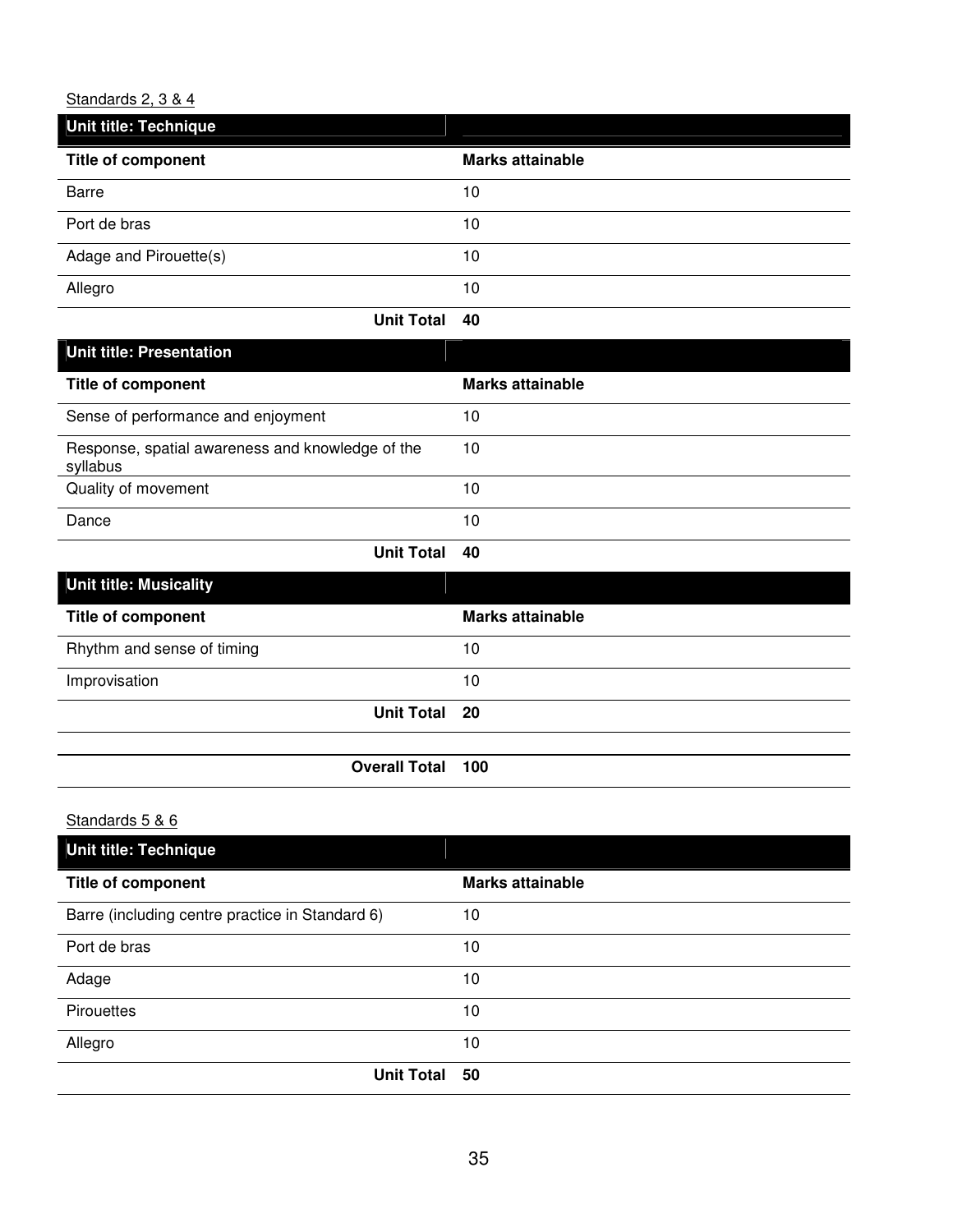Standards 2, 3 & 4

| **Unit title: Technique** | |
|---|---|
| **Title of component** | **Marks attainable** |
| Barre | 10 |
| Port de bras | 10 |
| Adage and Pirouette(s) | 10 |
| Allegro | 10 |
| **Unit Total** | **40** |
| **Unit title: Presentation** | |
| **Title of component** | **Marks attainable** |
| Sense of performance and enjoyment | 10 |
| Response, spatial awareness and knowledge of the syllabus | 10 |
| Quality of movement | 10 |
| Dance | 10 |
| **Unit Total** | **40** |
| **Unit title: Musicality** | |
| **Title of component** | **Marks attainable** |
| Rhythm and sense of timing | 10 |
| Improvisation | 10 |
| **Unit Total** | **20** |
| | |
| **Overall Total** | **100** |

Standards 5 & 6

| **Unit title: Technique** | |
|---|---|
| **Title of component** | **Marks attainable** |
| Barre (including centre practice in Standard 6) | 10 |
| Port de bras | 10 |
| Adage | 10 |
| Pirouettes | 10 |
| Allegro | 10 |
| **Unit Total** | **50** |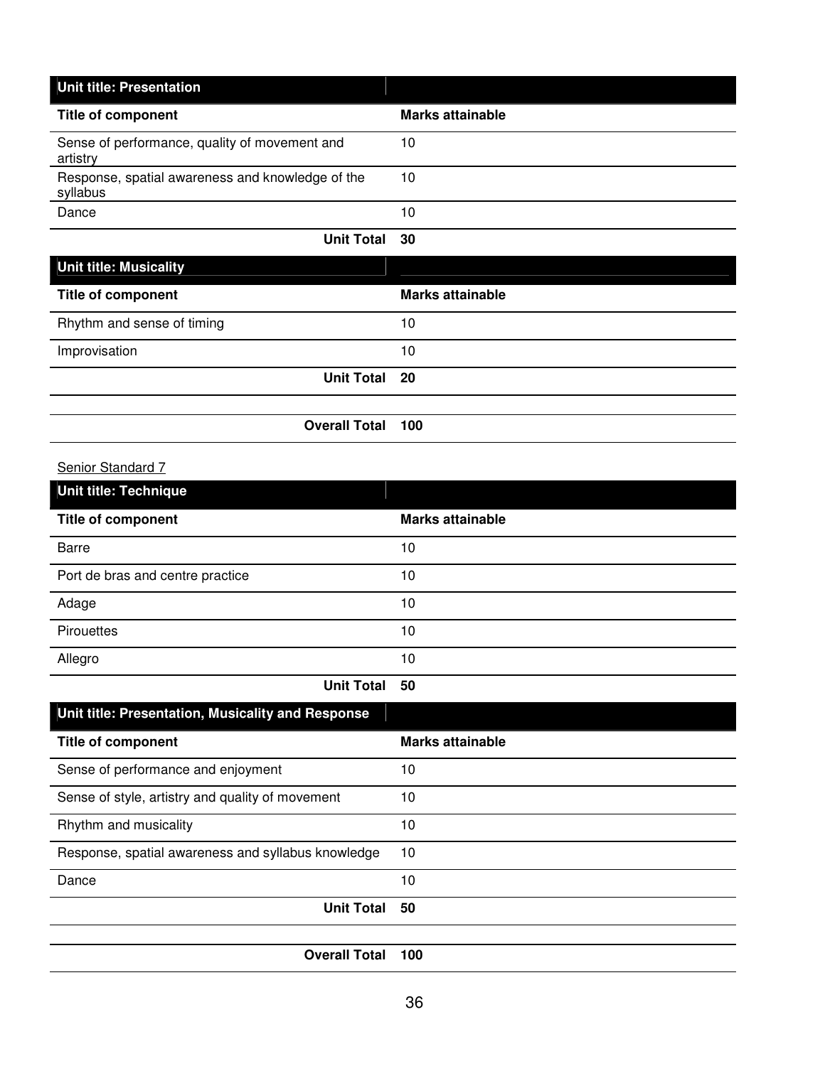| Unit title: Presentation | |
|---|---|
| **Title of component** | **Marks attainable** |
| Sense of performance, quality of movement and artistry | 10 |
| Response, spatial awareness and knowledge of the syllabus | 10 |
| Dance | 10 |
| **Unit Total** | **30** |

| Unit title: Musicality | |
|---|---|
| **Title of component** | **Marks attainable** |
| Rhythm and sense of timing | 10 |
| Improvisation | 10 |
| **Unit Total** | **20** |
| | |
| **Overall Total** | **100** |

Senior Standard 7

| Unit title: Technique | |
|---|---|
| **Title of component** | **Marks attainable** |
| Barre | 10 |
| Port de bras and centre practice | 10 |
| Adage | 10 |
| Pirouettes | 10 |
| Allegro | 10 |
| **Unit Total** | **50** |

| Unit title: Presentation, Musicality and Response | |
|---|---|
| **Title of component** | **Marks attainable** |
| Sense of performance and enjoyment | 10 |
| Sense of style, artistry and quality of movement | 10 |
| Rhythm and musicality | 10 |
| Response, spatial awareness and syllabus knowledge | 10 |
| Dance | 10 |
| **Unit Total** | **50** |
| | |
| **Overall Total** | **100** |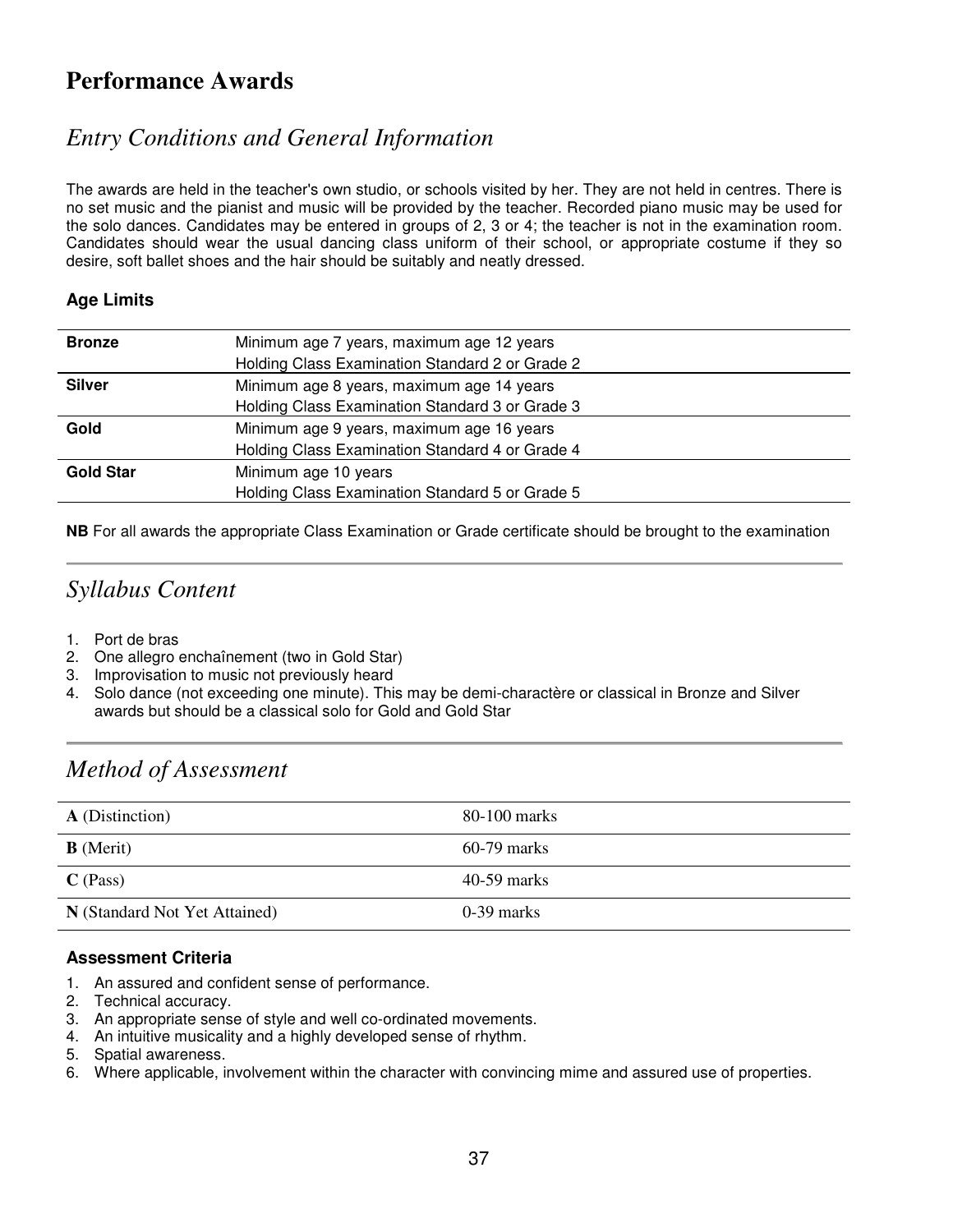# Performance Awards

## *Entry Conditions and General Information*

The awards are held in the teacher's own studio, or schools visited by her. They are not held in centres. There is no set music and the pianist and music will be provided by the teacher. Recorded piano music may be used for the solo dances. Candidates may be entered in groups of 2, 3 or 4; the teacher is not in the examination room. Candidates should wear the usual dancing class uniform of their school, or appropriate costume if they so desire, soft ballet shoes and the hair should be suitably and neatly dressed.

### Age Limits

| | |
|---|---|
| **Bronze** | Minimum age 7 years, maximum age 12 years<br>Holding Class Examination Standard 2 or Grade 2 |
| **Silver** | Minimum age 8 years, maximum age 14 years<br>Holding Class Examination Standard 3 or Grade 3 |
| **Gold** | Minimum age 9 years, maximum age 16 years<br>Holding Class Examination Standard 4 or Grade 4 |
| **Gold Star** | Minimum age 10 years<br>Holding Class Examination Standard 5 or Grade 5 |

**NB** For all awards the appropriate Class Examination or Grade certificate should be brought to the examination

## *Syllabus Content*

1. Port de bras
2. One allegro enchaînement (two in Gold Star)
3. Improvisation to music not previously heard
4. Solo dance (not exceeding one minute). This may be demi-charactère or classical in Bronze and Silver awards but should be a classical solo for Gold and Gold Star

## *Method of Assessment*

| | |
|---|---|
| **A** (Distinction) | 80-100 marks |
| **B** (Merit) | 60-79 marks |
| **C** (Pass) | 40-59 marks |
| **N** (Standard Not Yet Attained) | 0-39 marks |

### Assessment Criteria

1. An assured and confident sense of performance.
2. Technical accuracy.
3. An appropriate sense of style and well co-ordinated movements.
4. An intuitive musicality and a highly developed sense of rhythm.
5. Spatial awareness.
6. Where applicable, involvement within the character with convincing mime and assured use of properties.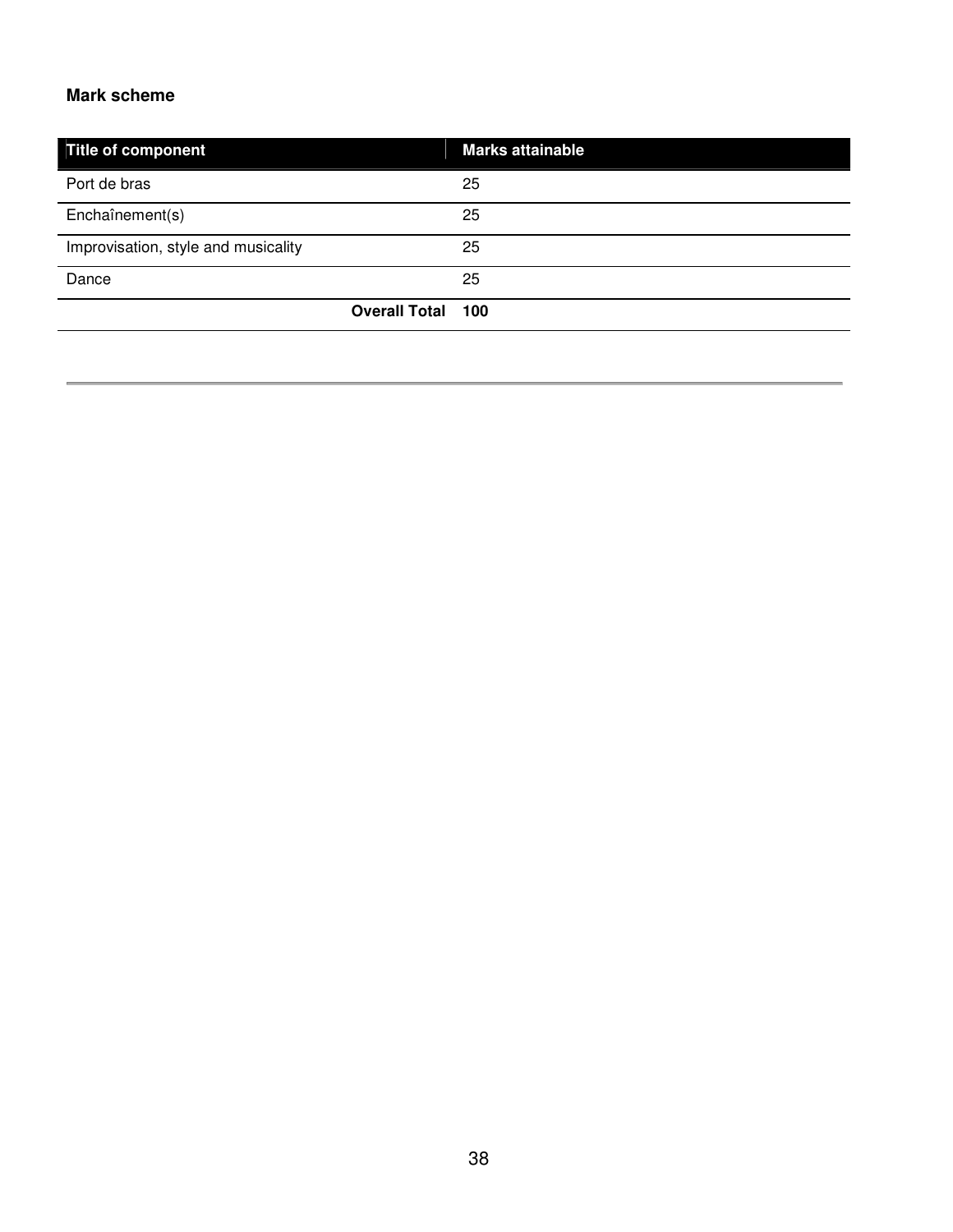**Mark scheme**

| Title of component | Marks attainable |
| --- | --- |
| Port de bras | 25 |
| Enchaînement(s) | 25 |
| Improvisation, style and musicality | 25 |
| Dance | 25 |
| **Overall Total** | **100** |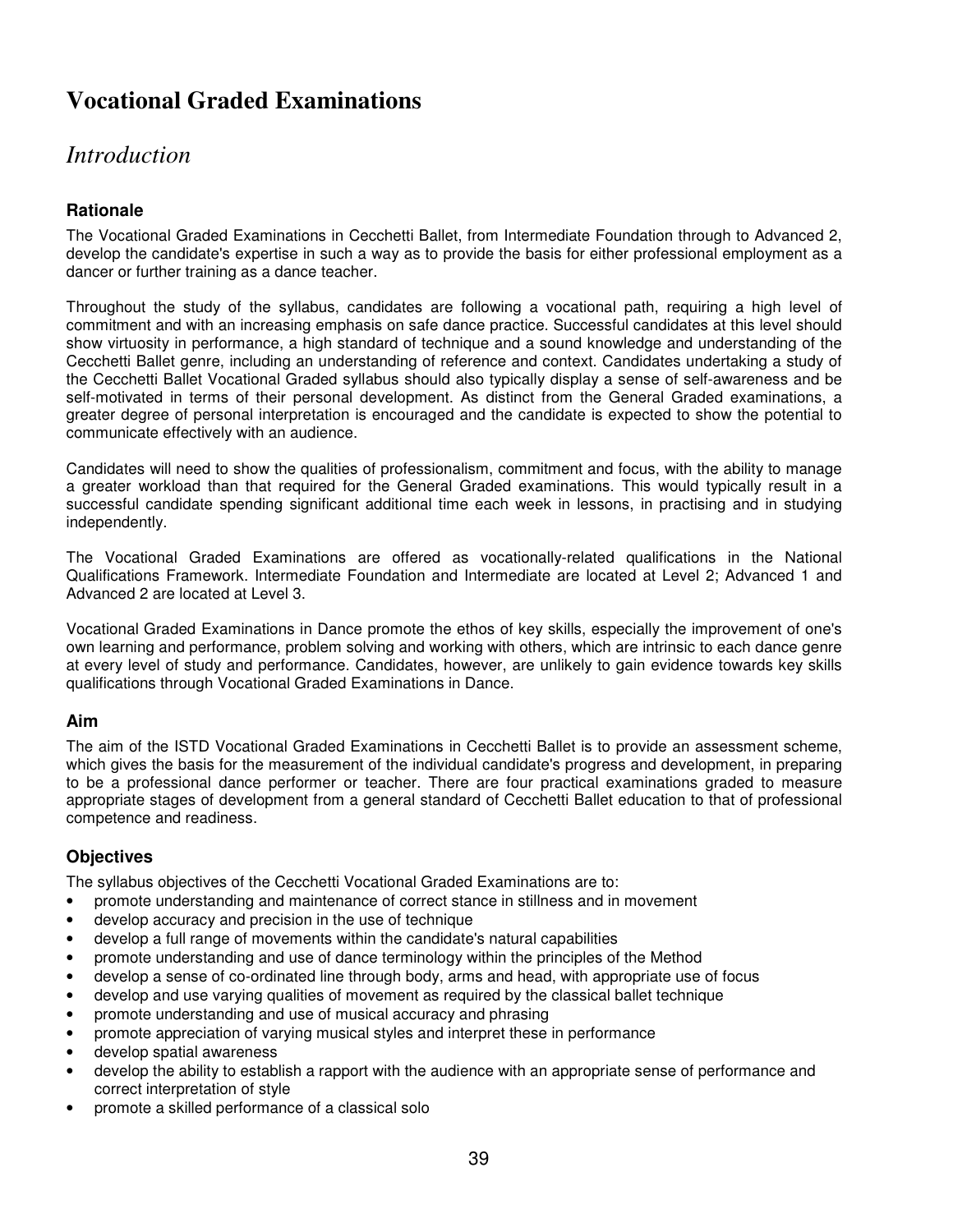# Vocational Graded Examinations

## *Introduction*

### Rationale

The Vocational Graded Examinations in Cecchetti Ballet, from Intermediate Foundation through to Advanced 2, develop the candidate's expertise in such a way as to provide the basis for either professional employment as a dancer or further training as a dance teacher.

Throughout the study of the syllabus, candidates are following a vocational path, requiring a high level of commitment and with an increasing emphasis on safe dance practice. Successful candidates at this level should show virtuosity in performance, a high standard of technique and a sound knowledge and understanding of the Cecchetti Ballet genre, including an understanding of reference and context. Candidates undertaking a study of the Cecchetti Ballet Vocational Graded syllabus should also typically display a sense of self-awareness and be self-motivated in terms of their personal development. As distinct from the General Graded examinations, a greater degree of personal interpretation is encouraged and the candidate is expected to show the potential to communicate effectively with an audience.

Candidates will need to show the qualities of professionalism, commitment and focus, with the ability to manage a greater workload than that required for the General Graded examinations. This would typically result in a successful candidate spending significant additional time each week in lessons, in practising and in studying independently.

The Vocational Graded Examinations are offered as vocationally-related qualifications in the National Qualifications Framework. Intermediate Foundation and Intermediate are located at Level 2; Advanced 1 and Advanced 2 are located at Level 3.

Vocational Graded Examinations in Dance promote the ethos of key skills, especially the improvement of one's own learning and performance, problem solving and working with others, which are intrinsic to each dance genre at every level of study and performance. Candidates, however, are unlikely to gain evidence towards key skills qualifications through Vocational Graded Examinations in Dance.

### Aim

The aim of the ISTD Vocational Graded Examinations in Cecchetti Ballet is to provide an assessment scheme, which gives the basis for the measurement of the individual candidate's progress and development, in preparing to be a professional dance performer or teacher. There are four practical examinations graded to measure appropriate stages of development from a general standard of Cecchetti Ballet education to that of professional competence and readiness.

### Objectives

The syllabus objectives of the Cecchetti Vocational Graded Examinations are to:

- promote understanding and maintenance of correct stance in stillness and in movement
- develop accuracy and precision in the use of technique
- develop a full range of movements within the candidate's natural capabilities
- promote understanding and use of dance terminology within the principles of the Method
- develop a sense of co-ordinated line through body, arms and head, with appropriate use of focus
- develop and use varying qualities of movement as required by the classical ballet technique
- promote understanding and use of musical accuracy and phrasing
- promote appreciation of varying musical styles and interpret these in performance
- develop spatial awareness
- develop the ability to establish a rapport with the audience with an appropriate sense of performance and correct interpretation of style
- promote a skilled performance of a classical solo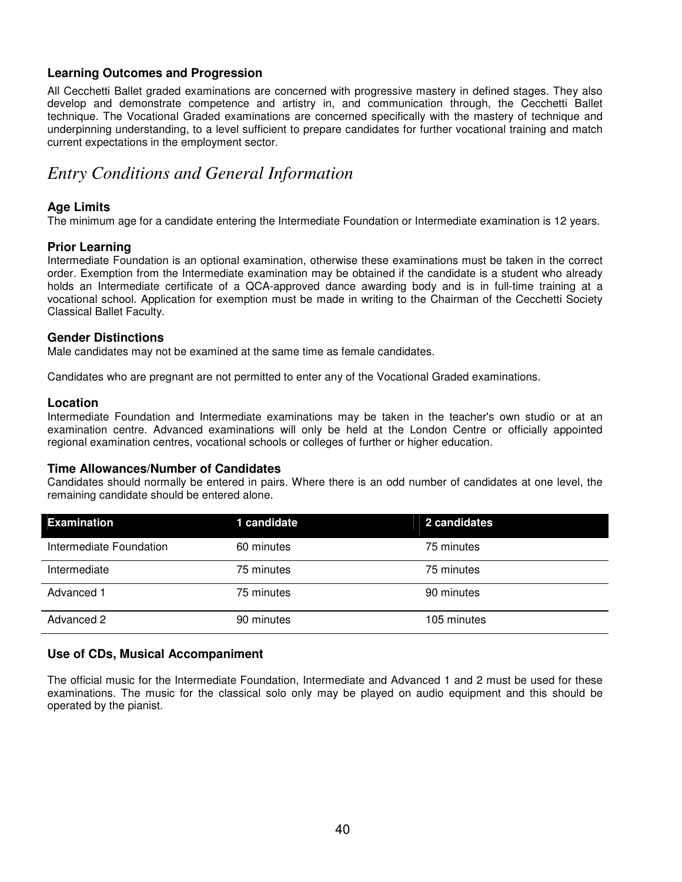### Learning Outcomes and Progression

All Cecchetti Ballet graded examinations are concerned with progressive mastery in defined stages. They also develop and demonstrate competence and artistry in, and communication through, the Cecchetti Ballet technique. The Vocational Graded examinations are concerned specifically with the mastery of technique and underpinning understanding, to a level sufficient to prepare candidates for further vocational training and match current expectations in the employment sector.

## *Entry Conditions and General Information*

### Age Limits

The minimum age for a candidate entering the Intermediate Foundation or Intermediate examination is 12 years.

### Prior Learning

Intermediate Foundation is an optional examination, otherwise these examinations must be taken in the correct order. Exemption from the Intermediate examination may be obtained if the candidate is a student who already holds an Intermediate certificate of a QCA-approved dance awarding body and is in full-time training at a vocational school. Application for exemption must be made in writing to the Chairman of the Cecchetti Society Classical Ballet Faculty.

### Gender Distinctions

Male candidates may not be examined at the same time as female candidates.

Candidates who are pregnant are not permitted to enter any of the Vocational Graded examinations.

### Location

Intermediate Foundation and Intermediate examinations may be taken in the teacher's own studio or at an examination centre. Advanced examinations will only be held at the London Centre or officially appointed regional examination centres, vocational schools or colleges of further or higher education.

### Time Allowances/Number of Candidates

Candidates should normally be entered in pairs. Where there is an odd number of candidates at one level, the remaining candidate should be entered alone.

| Examination | 1 candidate | 2 candidates |
|---|---|---|
| Intermediate Foundation | 60 minutes | 75 minutes |
| Intermediate | 75 minutes | 75 minutes |
| Advanced 1 | 75 minutes | 90 minutes |
| Advanced 2 | 90 minutes | 105 minutes |

### Use of CDs, Musical Accompaniment

The official music for the Intermediate Foundation, Intermediate and Advanced 1 and 2 must be used for these examinations. The music for the classical solo only may be played on audio equipment and this should be operated by the pianist.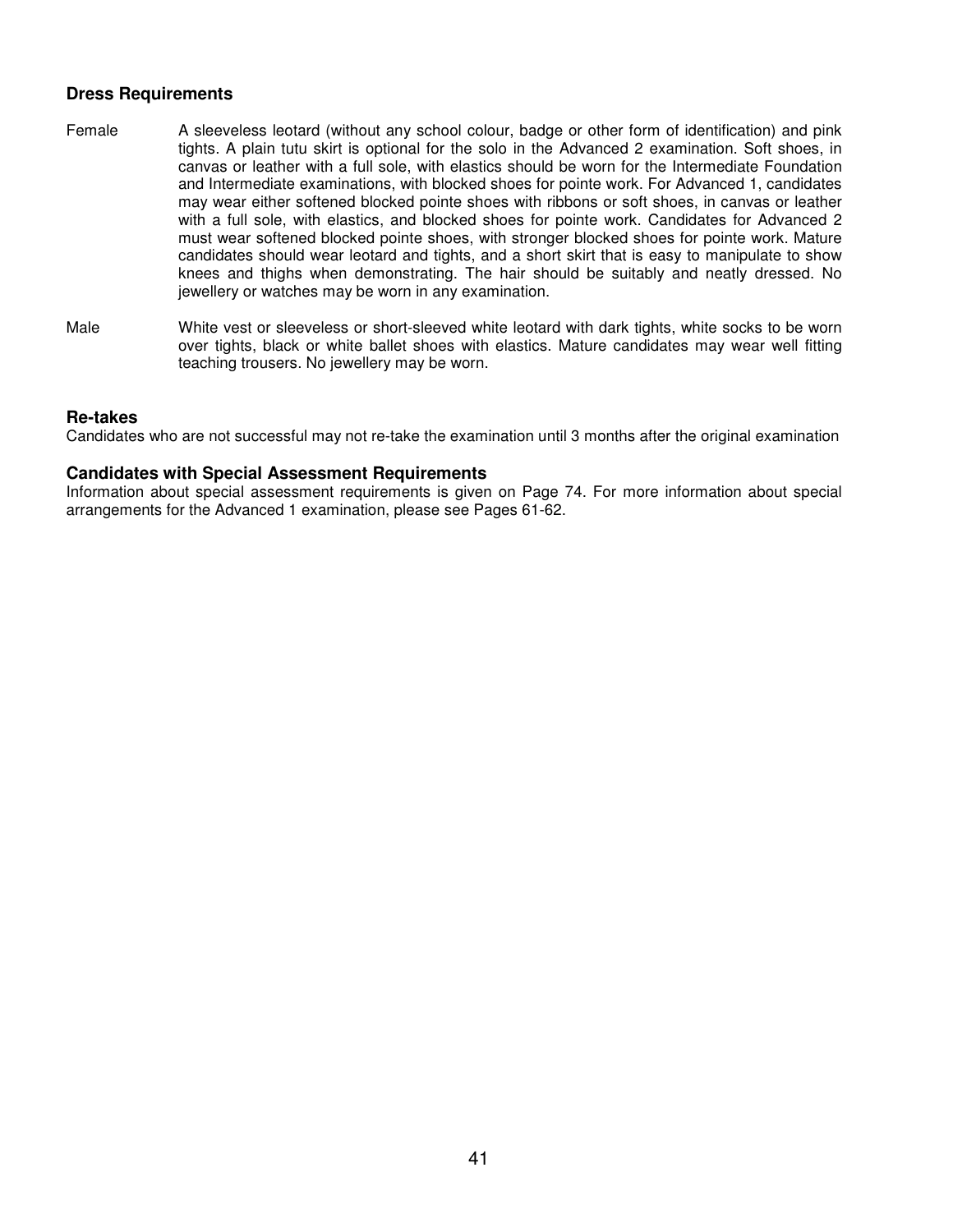## Dress Requirements

Female — A sleeveless leotard (without any school colour, badge or other form of identification) and pink tights. A plain tutu skirt is optional for the solo in the Advanced 2 examination. Soft shoes, in canvas or leather with a full sole, with elastics should be worn for the Intermediate Foundation and Intermediate examinations, with blocked shoes for pointe work. For Advanced 1, candidates may wear either softened blocked pointe shoes with ribbons or soft shoes, in canvas or leather with a full sole, with elastics, and blocked shoes for pointe work. Candidates for Advanced 2 must wear softened blocked pointe shoes, with stronger blocked shoes for pointe work. Mature candidates should wear leotard and tights, and a short skirt that is easy to manipulate to show knees and thighs when demonstrating. The hair should be suitably and neatly dressed. No jewellery or watches may be worn in any examination.

Male — White vest or sleeveless or short-sleeved white leotard with dark tights, white socks to be worn over tights, black or white ballet shoes with elastics. Mature candidates may wear well fitting teaching trousers. No jewellery may be worn.

## Re-takes

Candidates who are not successful may not re-take the examination until 3 months after the original examination

## Candidates with Special Assessment Requirements

Information about special assessment requirements is given on Page 74. For more information about special arrangements for the Advanced 1 examination, please see Pages 61-62.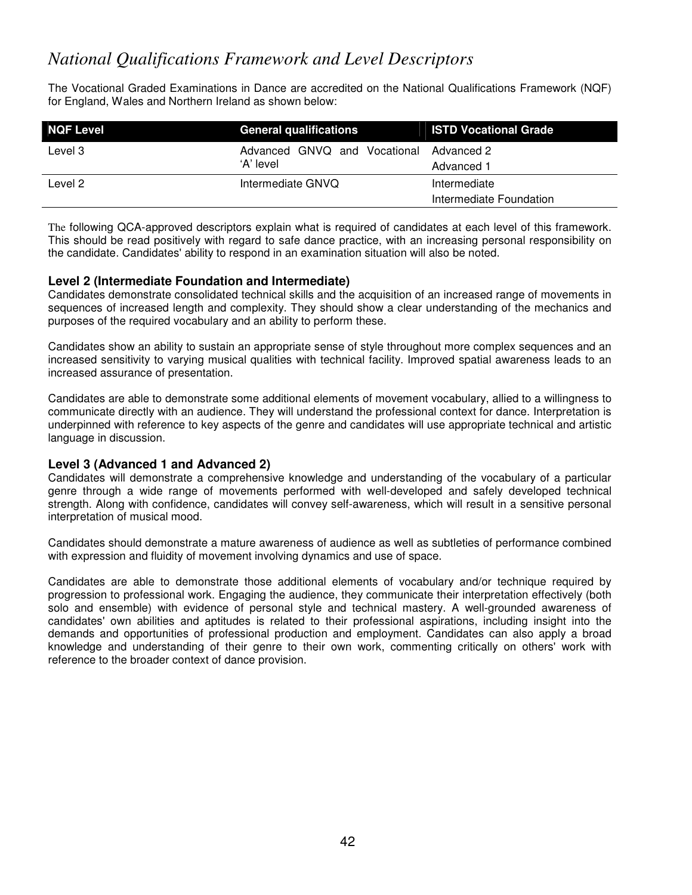# *National Qualifications Framework and Level Descriptors*

The Vocational Graded Examinations in Dance are accredited on the National Qualifications Framework (NQF) for England, Wales and Northern Ireland as shown below:

| NQF Level | General qualifications | ISTD Vocational Grade |
|---|---|---|
| Level 3 | Advanced GNVQ and Vocational 'A' level | Advanced 2<br>Advanced 1 |
| Level 2 | Intermediate GNVQ | Intermediate<br>Intermediate Foundation |

The following QCA-approved descriptors explain what is required of candidates at each level of this framework. This should be read positively with regard to safe dance practice, with an increasing personal responsibility on the candidate. Candidates' ability to respond in an examination situation will also be noted.

### Level 2 (Intermediate Foundation and Intermediate)

Candidates demonstrate consolidated technical skills and the acquisition of an increased range of movements in sequences of increased length and complexity. They should show a clear understanding of the mechanics and purposes of the required vocabulary and an ability to perform these.

Candidates show an ability to sustain an appropriate sense of style throughout more complex sequences and an increased sensitivity to varying musical qualities with technical facility. Improved spatial awareness leads to an increased assurance of presentation.

Candidates are able to demonstrate some additional elements of movement vocabulary, allied to a willingness to communicate directly with an audience. They will understand the professional context for dance. Interpretation is underpinned with reference to key aspects of the genre and candidates will use appropriate technical and artistic language in discussion.

### Level 3 (Advanced 1 and Advanced 2)

Candidates will demonstrate a comprehensive knowledge and understanding of the vocabulary of a particular genre through a wide range of movements performed with well-developed and safely developed technical strength. Along with confidence, candidates will convey self-awareness, which will result in a sensitive personal interpretation of musical mood.

Candidates should demonstrate a mature awareness of audience as well as subtleties of performance combined with expression and fluidity of movement involving dynamics and use of space.

Candidates are able to demonstrate those additional elements of vocabulary and/or technique required by progression to professional work. Engaging the audience, they communicate their interpretation effectively (both solo and ensemble) with evidence of personal style and technical mastery. A well-grounded awareness of candidates' own abilities and aptitudes is related to their professional aspirations, including insight into the demands and opportunities of professional production and employment. Candidates can also apply a broad knowledge and understanding of their genre to their own work, commenting critically on others' work with reference to the broader context of dance provision.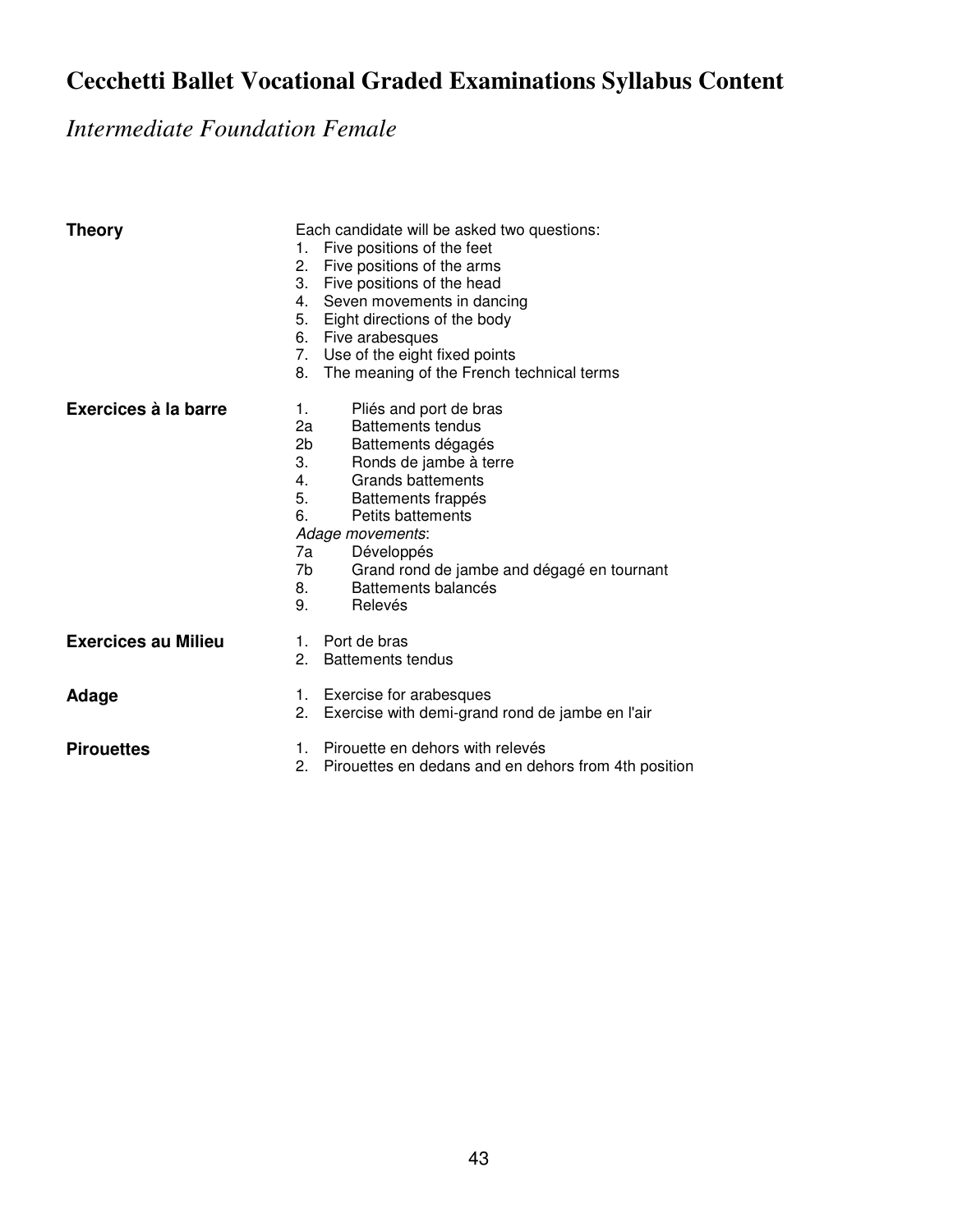# Cecchetti Ballet Vocational Graded Examinations Syllabus Content

## *Intermediate Foundation Female*

**Theory**

Each candidate will be asked two questions:

1. Five positions of the feet
2. Five positions of the arms
3. Five positions of the head
4. Seven movements in dancing
5. Eight directions of the body
6. Five arabesques
7. Use of the eight fixed points
8. The meaning of the French technical terms

**Exercices à la barre**

1. Pliés and port de bras
2a Battements tendus
2b Battements dégagés
3. Ronds de jambe à terre
4. Grands battements
5. Battements frappés
6. Petits battements

*Adage movements*:

7a Développés
7b Grand rond de jambe and dégagé en tournant
8. Battements balancés
9. Relevés

**Exercices au Milieu**

1. Port de bras
2. Battements tendus

**Adage**

1. Exercise for arabesques
2. Exercise with demi-grand rond de jambe en l'air

**Pirouettes**

1. Pirouette en dehors with relevés
2. Pirouettes en dedans and en dehors from 4th position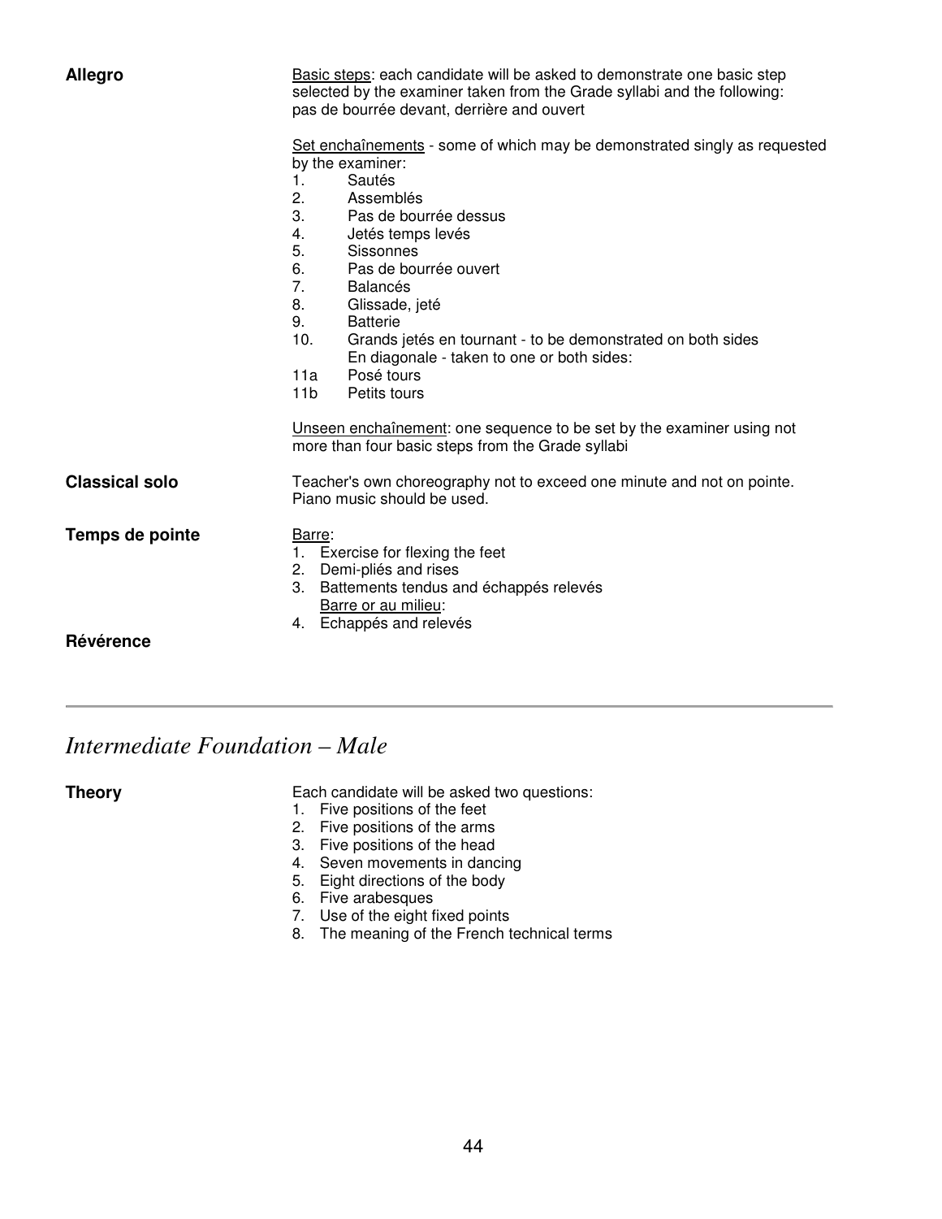**Allegro**

Basic steps: each candidate will be asked to demonstrate one basic step selected by the examiner taken from the Grade syllabi and the following: pas de bourrée devant, derrière and ouvert

Set enchaînements - some of which may be demonstrated singly as requested by the examiner:

1. Sautés
2. Assemblés
3. Pas de bourrée dessus
4. Jetés temps levés
5. Sissonnes
6. Pas de bourrée ouvert
7. Balancés
8. Glissade, jeté
9. Batterie
10. Grands jetés en tournant - to be demonstrated on both sides

En diagonale - taken to one or both sides:

- 11a Posé tours
- 11b Petits tours

Unseen enchaînement: one sequence to be set by the examiner using not more than four basic steps from the Grade syllabi

**Classical solo**

Teacher's own choreography not to exceed one minute and not on pointe. Piano music should be used.

**Temps de pointe**

Barre:

1. Exercise for flexing the feet
2. Demi-pliés and rises
3. Battements tendus and échappés relevés

Barre or au milieu:

4. Echappés and relevés

**Révérence**

---

## *Intermediate Foundation – Male*

**Theory**

Each candidate will be asked two questions:

1. Five positions of the feet
2. Five positions of the arms
3. Five positions of the head
4. Seven movements in dancing
5. Eight directions of the body
6. Five arabesques
7. Use of the eight fixed points
8. The meaning of the French technical terms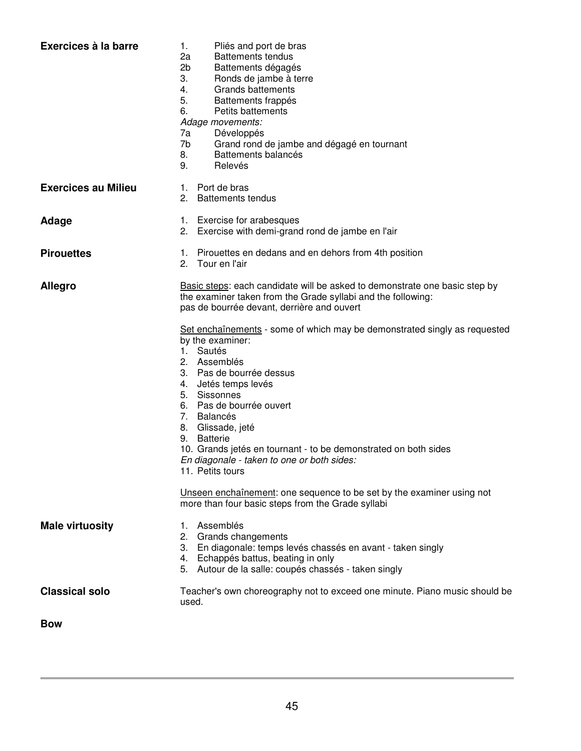**Exercices à la barre**

1. Pliés and port de bras
2a Battements tendus
2b Battements dégagés
3. Ronds de jambe à terre
4. Grands battements
5. Battements frappés
6. Petits battements

*Adage movements:*

7a Développés
7b Grand rond de jambe and dégagé en tournant
8. Battements balancés
9. Relevés

**Exercices au Milieu**

1. Port de bras
2. Battements tendus

**Adage**

1. Exercise for arabesques
2. Exercise with demi-grand rond de jambe en l'air

**Pirouettes**

1. Pirouettes en dedans and en dehors from 4th position
2. Tour en l'air

**Allegro**

<u>Basic steps</u>: each candidate will be asked to demonstrate one basic step by the examiner taken from the Grade syllabi and the following: pas de bourrée devant, derrière and ouvert

<u>Set enchaînements</u> - some of which may be demonstrated singly as requested by the examiner:

1. Sautés
2. Assemblés
3. Pas de bourrée dessus
4. Jetés temps levés
5. Sissonnes
6. Pas de bourrée ouvert
7. Balancés
8. Glissade, jeté
9. Batterie
10. Grands jetés en tournant - to be demonstrated on both sides

*En diagonale - taken to one or both sides:*

11. Petits tours

<u>Unseen enchaînement</u>: one sequence to be set by the examiner using not more than four basic steps from the Grade syllabi

**Male virtuosity**

1. Assemblés
2. Grands changements
3. En diagonale: temps levés chassés en avant - taken singly
4. Echappés battus, beating in only
5. Autour de la salle: coupés chassés - taken singly

**Classical solo**

Teacher's own choreography not to exceed one minute. Piano music should be used.

**Bow**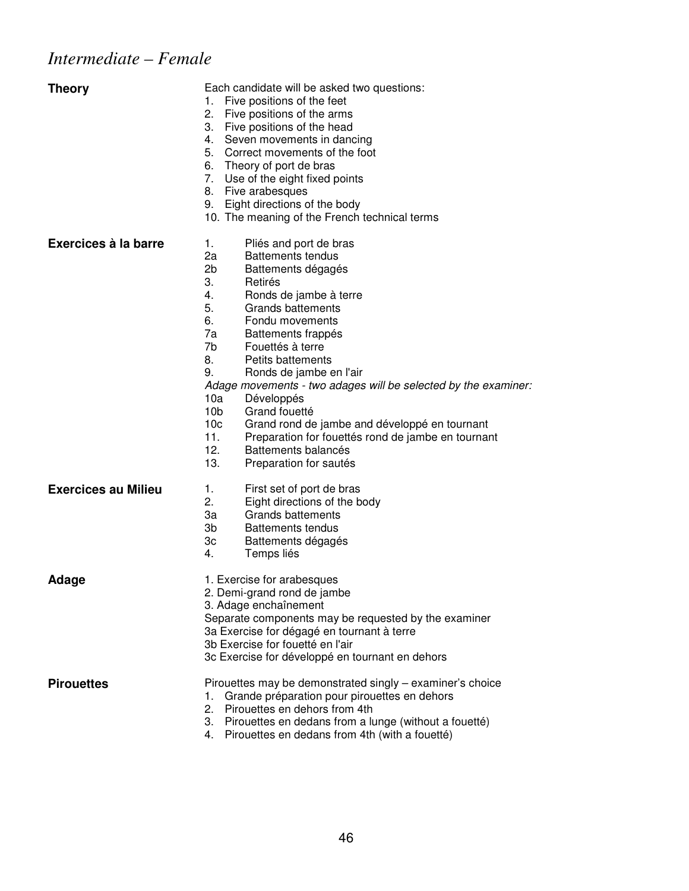# *Intermediate – Female*

**Theory**

Each candidate will be asked two questions:

1. Five positions of the feet
2. Five positions of the arms
3. Five positions of the head
4. Seven movements in dancing
5. Correct movements of the foot
6. Theory of port de bras
7. Use of the eight fixed points
8. Five arabesques
9. Eight directions of the body
10. The meaning of the French technical terms

**Exercices à la barre**

- 1. Pliés and port de bras
- 2a Battements tendus
- 2b Battements dégagés
- 3. Retirés
- 4. Ronds de jambe à terre
- 5. Grands battements
- 6. Fondu movements
- 7a Battements frappés
- 7b Fouettés à terre
- 8. Petits battements
- 9. Ronds de jambe en l'air

*Adage movements - two adages will be selected by the examiner:*

- 10a Développés
- 10b Grand fouetté
- 10c Grand rond de jambe and développé en tournant
- 11. Preparation for fouettés rond de jambe en tournant
- 12. Battements balancés
- 13. Preparation for sautés

**Exercices au Milieu**

- 1. First set of port de bras
- 2. Eight directions of the body
- 3a Grands battements
- 3b Battements tendus
- 3c Battements dégagés
- 4. Temps liés

**Adage**

1. Exercise for arabesques
2. Demi-grand rond de jambe
3. Adage enchaînement

Separate components may be requested by the examiner

- 3a Exercise for dégagé en tournant à terre
- 3b Exercise for fouetté en l'air
- 3c Exercise for développé en tournant en dehors

**Pirouettes**

Pirouettes may be demonstrated singly – examiner's choice

1. Grande préparation pour pirouettes en dehors
2. Pirouettes en dehors from 4th
3. Pirouettes en dedans from a lunge (without a fouetté)
4. Pirouettes en dedans from 4th (with a fouetté)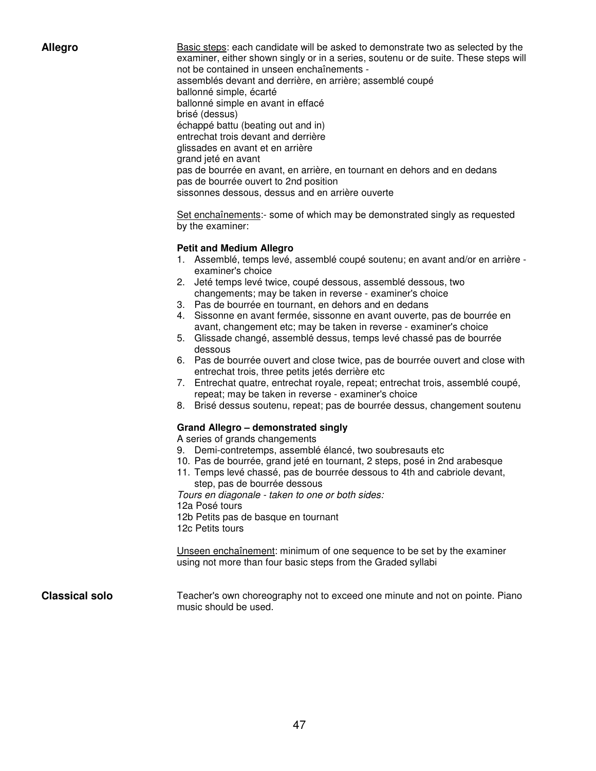**Allegro**

Basic steps: each candidate will be asked to demonstrate two as selected by the examiner, either shown singly or in a series, soutenu or de suite. These steps will not be contained in unseen enchaînements -
assemblés devant and derrière, en arrière; assemblé coupé
ballonné simple, écarté
ballonné simple en avant in effacé
brisé (dessus)
échappé battu (beating out and in)
entrechat trois devant and derrière
glissades en avant et en arrière
grand jeté en avant
pas de bourrée en avant, en arrière, en tournant en dehors and en dedans
pas de bourrée ouvert to 2nd position
sissonnes dessous, dessus and en arrière ouverte

Set enchaînements:- some of which may be demonstrated singly as requested by the examiner:

**Petit and Medium Allegro**

1. Assemblé, temps levé, assemblé coupé soutenu; en avant and/or en arrière - examiner's choice
2. Jeté temps levé twice, coupé dessous, assemblé dessous, two changements; may be taken in reverse - examiner's choice
3. Pas de bourrée en tournant, en dehors and en dedans
4. Sissonne en avant fermée, sissonne en avant ouverte, pas de bourrée en avant, changement etc; may be taken in reverse - examiner's choice
5. Glissade changé, assemblé dessus, temps levé chassé pas de bourrée dessous
6. Pas de bourrée ouvert and close twice, pas de bourrée ouvert and close with entrechat trois, three petits jetés derrière etc
7. Entrechat quatre, entrechat royale, repeat; entrechat trois, assemblé coupé, repeat; may be taken in reverse - examiner's choice
8. Brisé dessus soutenu, repeat; pas de bourrée dessus, changement soutenu

**Grand Allegro – demonstrated singly**

A series of grands changements

9. Demi-contretemps, assemblé élancé, two soubresauts etc
10. Pas de bourrée, grand jeté en tournant, 2 steps, posé in 2nd arabesque
11. Temps levé chassé, pas de bourrée dessous to 4th and cabriole devant, step, pas de bourrée dessous

*Tours en diagonale - taken to one or both sides:*

12a Posé tours
12b Petits pas de basque en tournant
12c Petits tours

Unseen enchaînement: minimum of one sequence to be set by the examiner using not more than four basic steps from the Graded syllabi

**Classical solo**

Teacher's own choreography not to exceed one minute and not on pointe. Piano music should be used.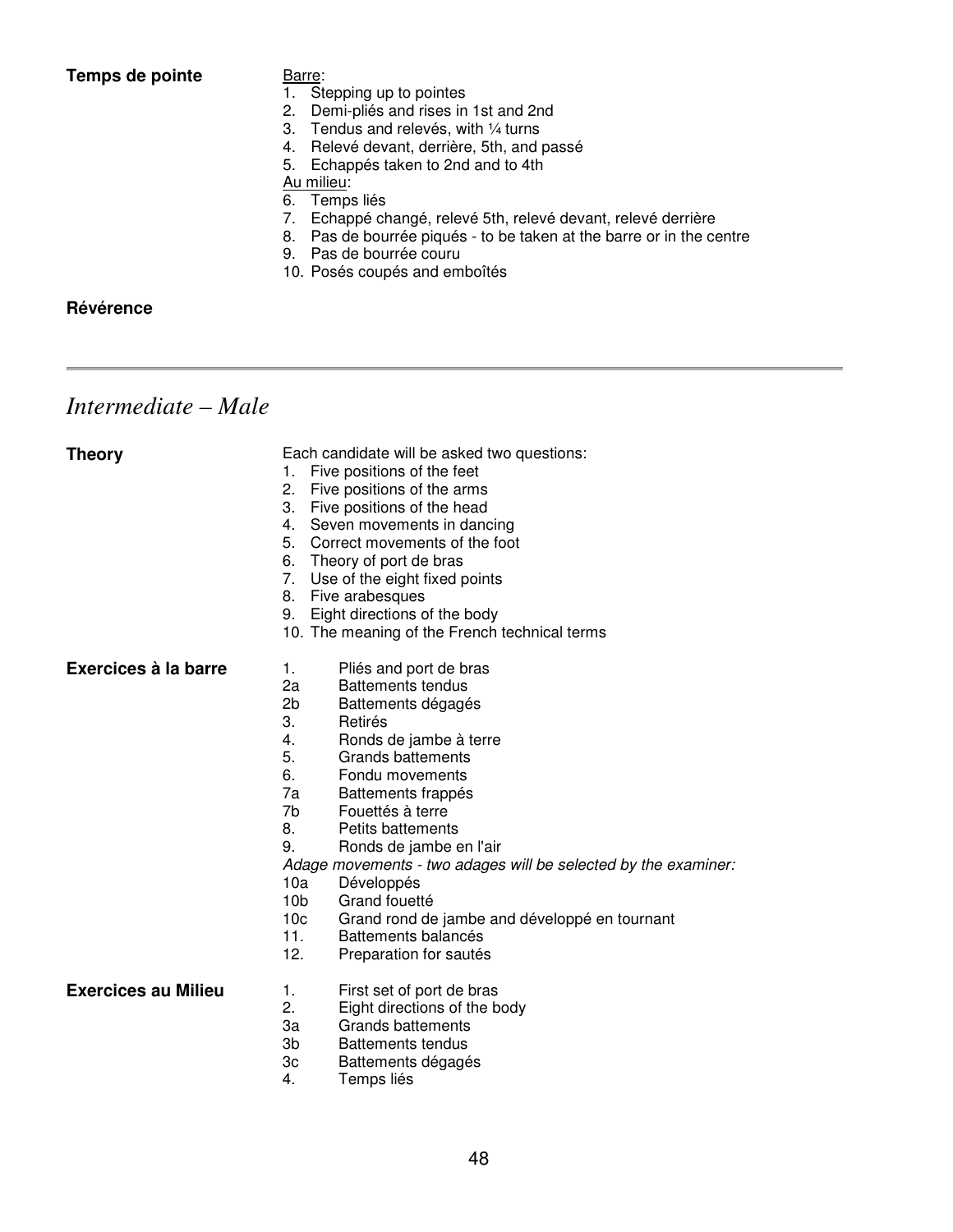**Temps de pointe**

Barre:

1. Stepping up to pointes
2. Demi-pliés and rises in 1st and 2nd
3. Tendus and relevés, with ¼ turns
4. Relevé devant, derrière, 5th, and passé
5. Echappés taken to 2nd and to 4th

Au milieu:

6. Temps liés
7. Echappé changé, relevé 5th, relevé devant, relevé derrière
8. Pas de bourrée piqués - to be taken at the barre or in the centre
9. Pas de bourrée couru
10. Posés coupés and emboîtés

**Révérence**

---

## *Intermediate – Male*

**Theory**

Each candidate will be asked two questions:

1. Five positions of the feet
2. Five positions of the arms
3. Five positions of the head
4. Seven movements in dancing
5. Correct movements of the foot
6. Theory of port de bras
7. Use of the eight fixed points
8. Five arabesques
9. Eight directions of the body
10. The meaning of the French technical terms

**Exercices à la barre**

- 1. Pliés and port de bras
- 2a Battements tendus
- 2b Battements dégagés
- 3. Retirés
- 4. Ronds de jambe à terre
- 5. Grands battements
- 6. Fondu movements
- 7a Battements frappés
- 7b Fouettés à terre
- 8. Petits battements
- 9. Ronds de jambe en l'air

*Adage movements - two adages will be selected by the examiner:*

- 10a Développés
- 10b Grand fouetté
- 10c Grand rond de jambe and développé en tournant
- 11. Battements balancés
- 12. Preparation for sautés

**Exercices au Milieu**

- 1. First set of port de bras
- 2. Eight directions of the body
- 3a Grands battements
- 3b Battements tendus
- 3c Battements dégagés
- 4. Temps liés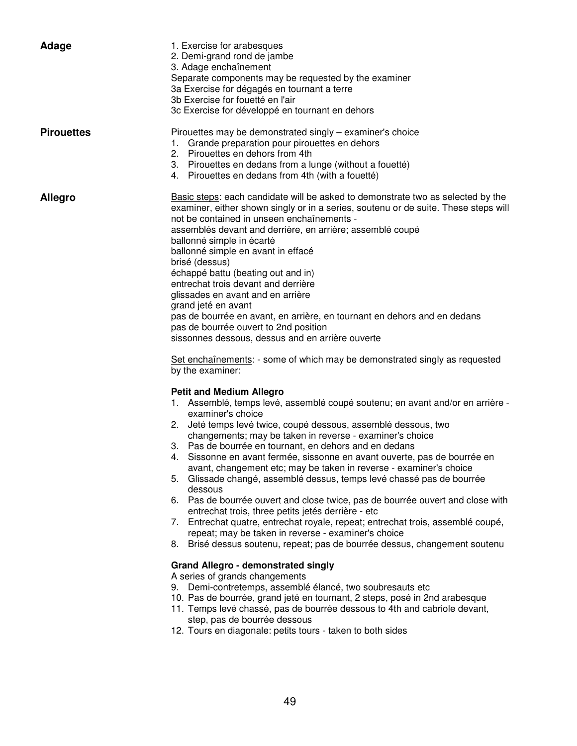**Adage**

1. Exercise for arabesques
2. Demi-grand rond de jambe
3. Adage enchaînement

Separate components may be requested by the examiner

3a Exercise for dégagés en tournant a terre
3b Exercise for fouetté en l'air
3c Exercise for développé en tournant en dehors

**Pirouettes**

Pirouettes may be demonstrated singly – examiner's choice

1. Grande preparation pour pirouettes en dehors
2. Pirouettes en dehors from 4th
3. Pirouettes en dedans from a lunge (without a fouetté)
4. Pirouettes en dedans from 4th (with a fouetté)

**Allegro**

Basic steps: each candidate will be asked to demonstrate two as selected by the examiner, either shown singly or in a series, soutenu or de suite. These steps will not be contained in unseen enchaînements -

assemblés devant and derrière, en arrière; assemblé coupé
ballonné simple in écarté
ballonné simple en avant in effacé
brisé (dessus)
échappé battu (beating out and in)
entrechat trois devant and derrière
glissades en avant and en arrière
grand jeté en avant
pas de bourrée en avant, en arrière, en tournant en dehors and en dedans
pas de bourrée ouvert to 2nd position
sissonnes dessous, dessus and en arrière ouverte

Set enchaînements: - some of which may be demonstrated singly as requested by the examiner:

**Petit and Medium Allegro**

1. Assemblé, temps levé, assemblé coupé soutenu; en avant and/or en arrière - examiner's choice
2. Jeté temps levé twice, coupé dessous, assemblé dessous, two changements; may be taken in reverse - examiner's choice
3. Pas de bourrée en tournant, en dehors and en dedans
4. Sissonne en avant fermée, sissonne en avant ouverte, pas de bourrée en avant, changement etc; may be taken in reverse - examiner's choice
5. Glissade changé, assemblé dessus, temps levé chassé pas de bourrée dessous
6. Pas de bourrée ouvert and close twice, pas de bourrée ouvert and close with entrechat trois, three petits jetés derrière - etc
7. Entrechat quatre, entrechat royale, repeat; entrechat trois, assemblé coupé, repeat; may be taken in reverse - examiner's choice
8. Brisé dessus soutenu, repeat; pas de bourrée dessus, changement soutenu

**Grand Allegro - demonstrated singly**

A series of grands changements

9. Demi-contretemps, assemblé élancé, two soubresauts etc
10. Pas de bourrée, grand jeté en tournant, 2 steps, posé in 2nd arabesque
11. Temps levé chassé, pas de bourrée dessous to 4th and cabriole devant, step, pas de bourrée dessous
12. Tours en diagonale: petits tours - taken to both sides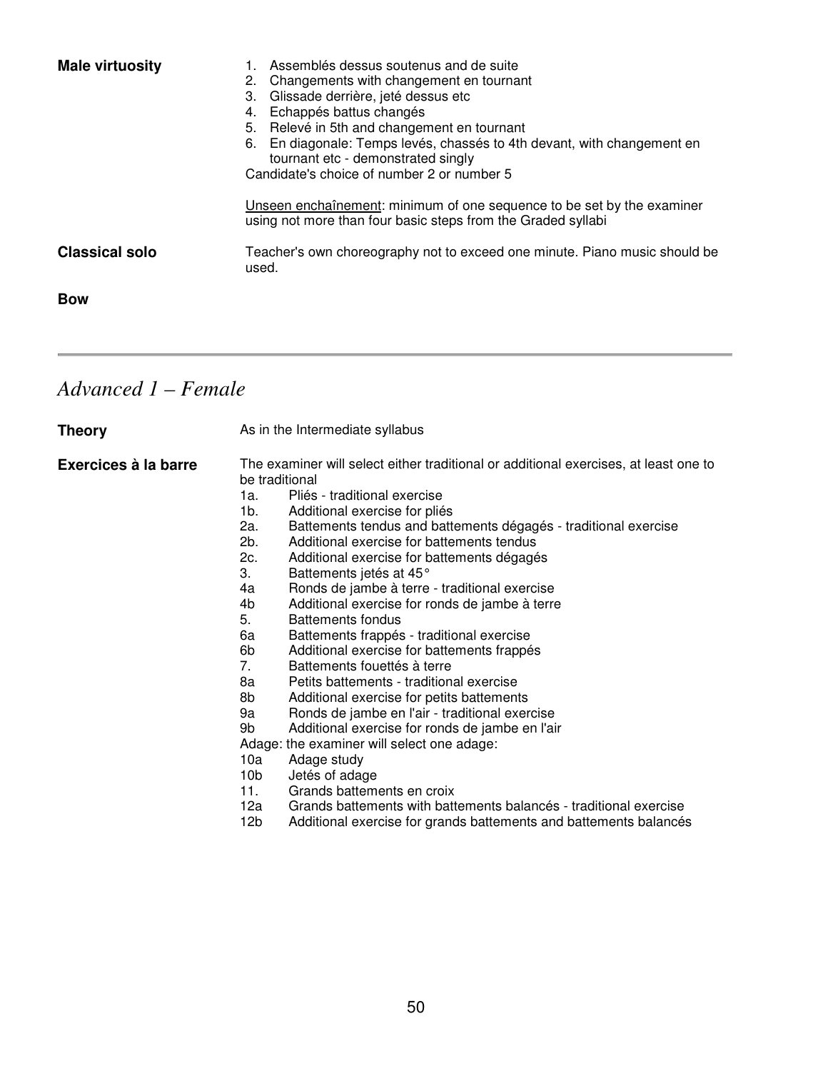**Male virtuosity**

1. Assemblés dessus soutenus and de suite
2. Changements with changement en tournant
3. Glissade derrière, jeté dessus etc
4. Echappés battus changés
5. Relevé in 5th and changement en tournant
6. En diagonale: Temps levés, chassés to 4th devant, with changement en tournant etc - demonstrated singly

Candidate's choice of number 2 or number 5

<u>Unseen enchaînement</u>: minimum of one sequence to be set by the examiner using not more than four basic steps from the Graded syllabi

**Classical solo**

Teacher's own choreography not to exceed one minute. Piano music should be used.

**Bow**

---

## *Advanced 1 – Female*

**Theory**

As in the Intermediate syllabus

**Exercices à la barre**

The examiner will select either traditional or additional exercises, at least one to be traditional

- 1a. Pliés - traditional exercise
- 1b. Additional exercise for pliés
- 2a. Battements tendus and battements dégagés - traditional exercise
- 2b. Additional exercise for battements tendus
- 2c. Additional exercise for battements dégagés
- 3. Battements jetés at 45°
- 4a Ronds de jambe à terre - traditional exercise
- 4b Additional exercise for ronds de jambe à terre
- 5. Battements fondus
- 6a Battements frappés - traditional exercise
- 6b Additional exercise for battements frappés
- 7. Battements fouettés à terre
- 8a Petits battements - traditional exercise
- 8b Additional exercise for petits battements
- 9a Ronds de jambe en l'air - traditional exercise
- 9b Additional exercise for ronds de jambe en l'air

Adage: the examiner will select one adage:

- 10a Adage study
- 10b Jetés of adage
- 11. Grands battements en croix
- 12a Grands battements with battements balancés - traditional exercise
- 12b Additional exercise for grands battements and battements balancés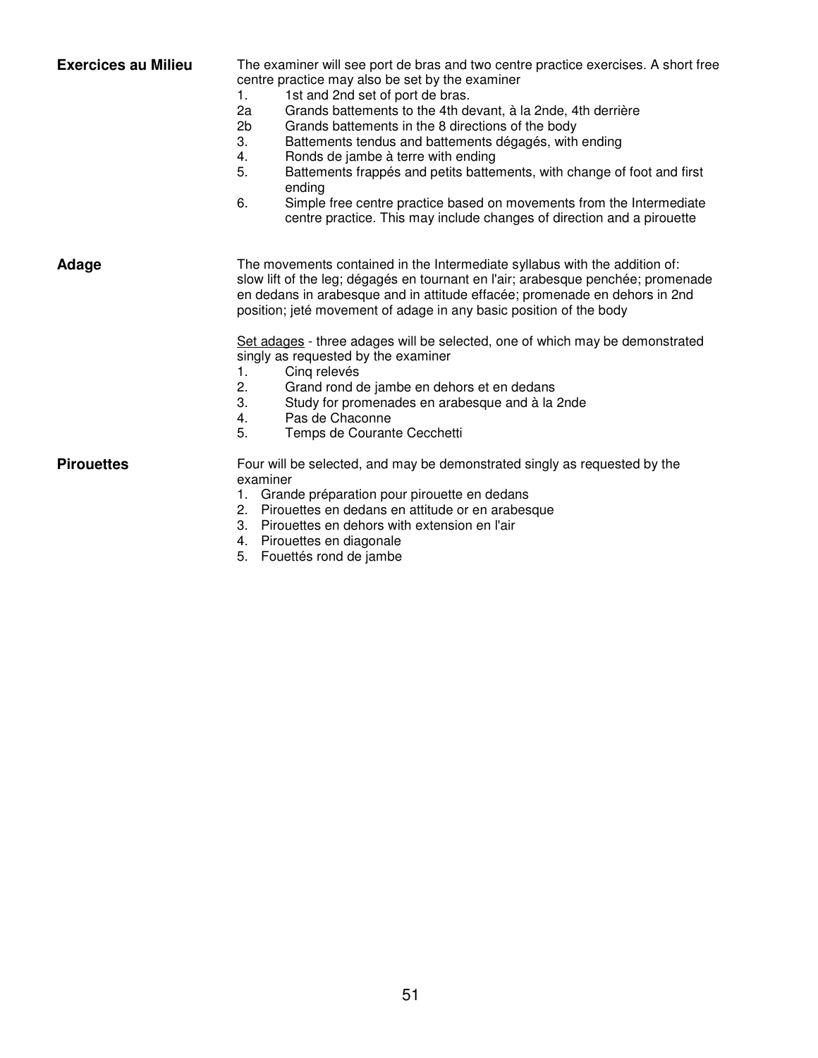**Exercices au Milieu**

The examiner will see port de bras and two centre practice exercises. A short free centre practice may also be set by the examiner

1. 1st and 2nd set of port de bras.

2a Grands battements to the 4th devant, à la 2nde, 4th derrière

2b Grands battements in the 8 directions of the body

3. Battements tendus and battements dégagés, with ending
4. Ronds de jambe à terre with ending
5. Battements frappés and petits battements, with change of foot and first ending
6. Simple free centre practice based on movements from the Intermediate centre practice. This may include changes of direction and a pirouette

**Adage**

The movements contained in the Intermediate syllabus with the addition of: slow lift of the leg; dégagés en tournant en l'air; arabesque penchée; promenade en dedans in arabesque and in attitude effacée; promenade en dehors in 2nd position; jeté movement of adage in any basic position of the body

<u>Set adages</u> - three adages will be selected, one of which may be demonstrated singly as requested by the examiner

1. Cinq relevés
2. Grand rond de jambe en dehors et en dedans
3. Study for promenades en arabesque and à la 2nde
4. Pas de Chaconne
5. Temps de Courante Cecchetti

**Pirouettes**

Four will be selected, and may be demonstrated singly as requested by the examiner

1. Grande préparation pour pirouette en dedans
2. Pirouettes en dedans en attitude or en arabesque
3. Pirouettes en dehors with extension en l'air
4. Pirouettes en diagonale
5. Fouettés rond de jambe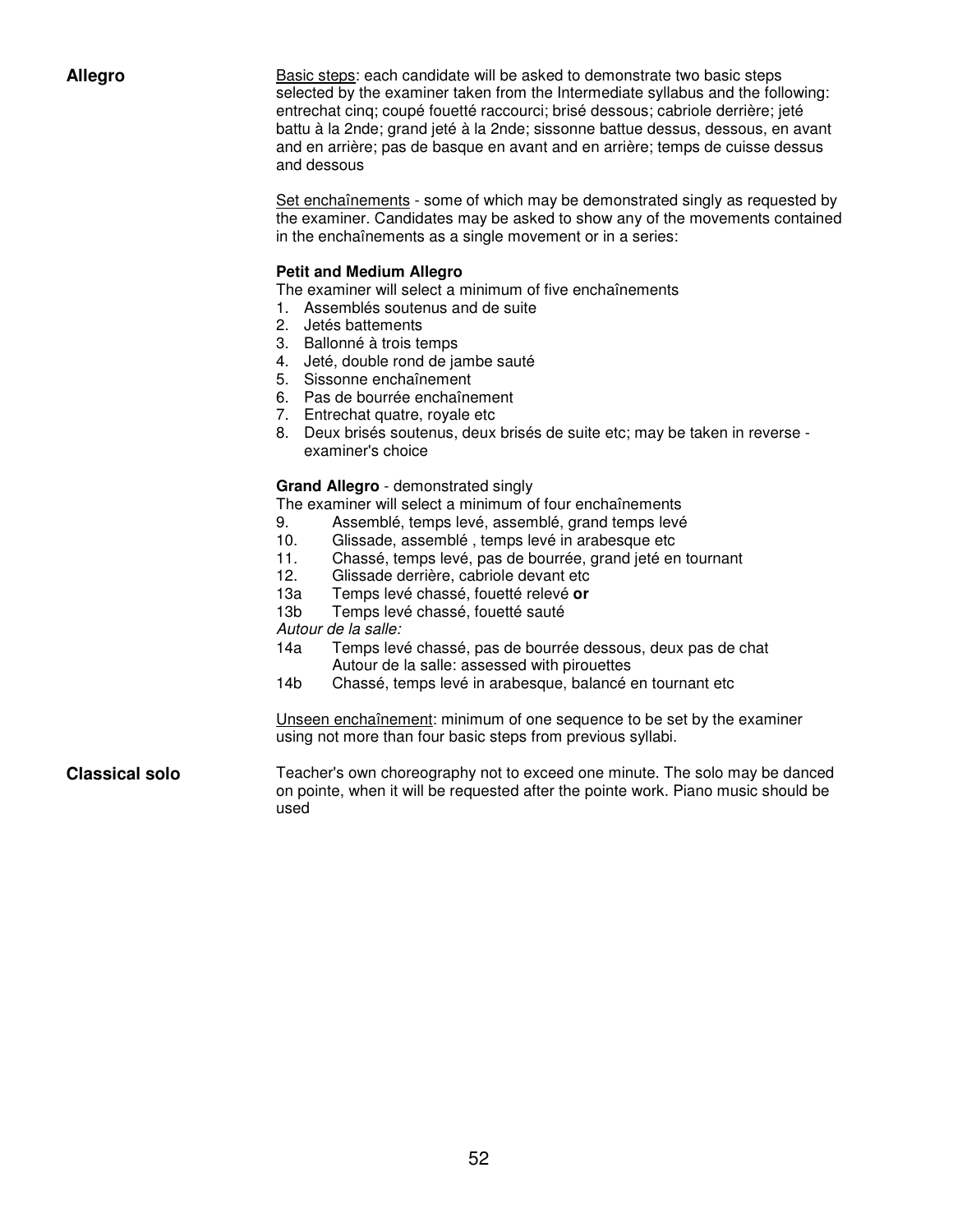## Allegro

Basic steps: each candidate will be asked to demonstrate two basic steps selected by the examiner taken from the Intermediate syllabus and the following: entrechat cinq; coupé fouetté raccourci; brisé dessous; cabriole derrière; jeté battu à la 2nde; grand jeté à la 2nde; sissonne battue dessus, dessous, en avant and en arrière; pas de basque en avant and en arrière; temps de cuisse dessus and dessous

Set enchaînements - some of which may be demonstrated singly as requested by the examiner. Candidates may be asked to show any of the movements contained in the enchaînements as a single movement or in a series:

**Petit and Medium Allegro**

The examiner will select a minimum of five enchaînements

1. Assemblés soutenus and de suite
2. Jetés battements
3. Ballonné à trois temps
4. Jeté, double rond de jambe sauté
5. Sissonne enchaînement
6. Pas de bourrée enchaînement
7. Entrechat quatre, royale etc
8. Deux brisés soutenus, deux brisés de suite etc; may be taken in reverse - examiner's choice

**Grand Allegro** - demonstrated singly

The examiner will select a minimum of four enchaînements

9. Assemblé, temps levé, assemblé, grand temps levé
10. Glissade, assemblé , temps levé in arabesque etc
11. Chassé, temps levé, pas de bourrée, grand jeté en tournant
12. Glissade derrière, cabriole devant etc

13a Temps levé chassé, fouetté relevé **or**

13b Temps levé chassé, fouetté sauté

*Autour de la salle:*

14a Temps levé chassé, pas de bourrée dessous, deux pas de chat
Autour de la salle: assessed with pirouettes

14b Chassé, temps levé in arabesque, balancé en tournant etc

Unseen enchaînement: minimum of one sequence to be set by the examiner using not more than four basic steps from previous syllabi.

## Classical solo

Teacher's own choreography not to exceed one minute. The solo may be danced on pointe, when it will be requested after the pointe work. Piano music should be used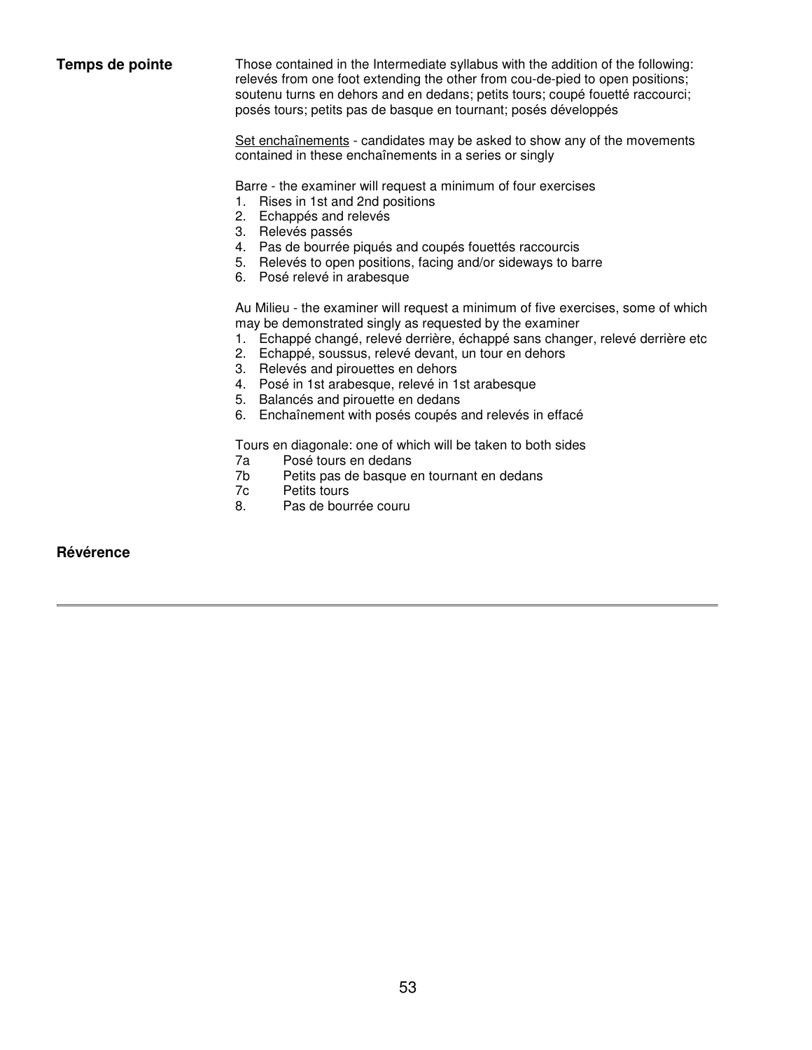**Temps de pointe**

Those contained in the Intermediate syllabus with the addition of the following: relevés from one foot extending the other from cou-de-pied to open positions; soutenu turns en dehors and en dedans; petits tours; coupé fouetté raccourci; posés tours; petits pas de basque en tournant; posés développés

<u>Set enchaînements</u> - candidates may be asked to show any of the movements contained in these enchaînements in a series or singly

Barre - the examiner will request a minimum of four exercises

1. Rises in 1st and 2nd positions
2. Echappés and relevés
3. Relevés passés
4. Pas de bourrée piqués and coupés fouettés raccourcis
5. Relevés to open positions, facing and/or sideways to barre
6. Posé relevé in arabesque

Au Milieu - the examiner will request a minimum of five exercises, some of which may be demonstrated singly as requested by the examiner

1. Echappé changé, relevé derrière, échappé sans changer, relevé derrière etc
2. Echappé, soussus, relevé devant, un tour en dehors
3. Relevés and pirouettes en dehors
4. Posé in 1st arabesque, relevé in 1st arabesque
5. Balancés and pirouette en dedans
6. Enchaînement with posés coupés and relevés in effacé

Tours en diagonale: one of which will be taken to both sides

7a Posé tours en dedans
7b Petits pas de basque en tournant en dedans
7c Petits tours
8. Pas de bourrée couru

**Révérence**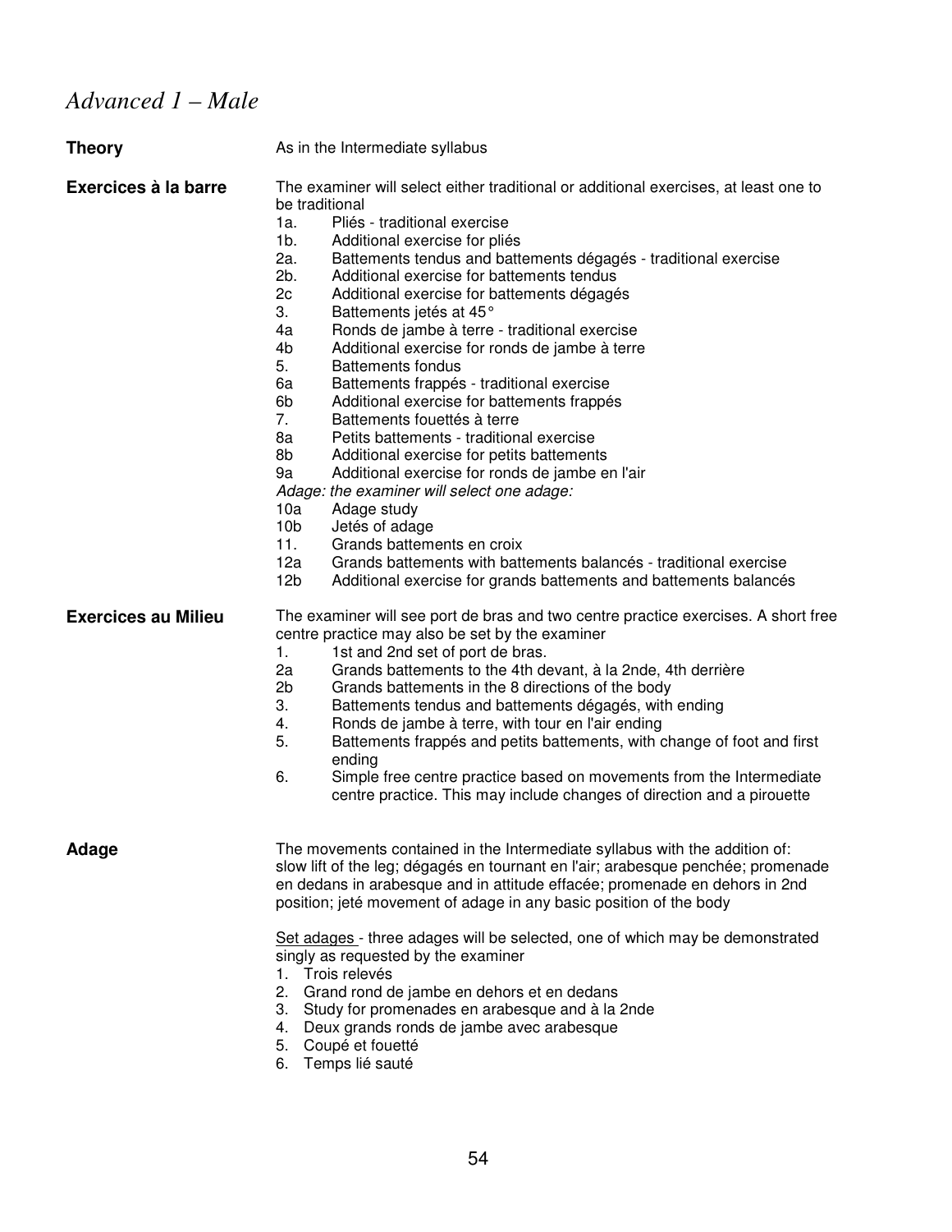# *Advanced 1 – Male*

**Theory**

As in the Intermediate syllabus

**Exercices à la barre**

The examiner will select either traditional or additional exercises, at least one to be traditional

- 1a. Pliés - traditional exercise
- 1b. Additional exercise for pliés
- 2a. Battements tendus and battements dégagés - traditional exercise
- 2b. Additional exercise for battements tendus
- 2c Additional exercise for battements dégagés
- 3. Battements jetés at 45°
- 4a Ronds de jambe à terre - traditional exercise
- 4b Additional exercise for ronds de jambe à terre
- 5. Battements fondus
- 6a Battements frappés - traditional exercise
- 6b Additional exercise for battements frappés
- 7. Battements fouettés à terre
- 8a Petits battements - traditional exercise
- 8b Additional exercise for petits battements
- 9a Additional exercise for ronds de jambe en l'air

*Adage: the examiner will select one adage:*

- 10a Adage study
- 10b Jetés of adage
- 11. Grands battements en croix
- 12a Grands battements with battements balancés - traditional exercise
- 12b Additional exercise for grands battements and battements balancés

**Exercices au Milieu**

The examiner will see port de bras and two centre practice exercises. A short free centre practice may also be set by the examiner

1. 1st and 2nd set of port de bras.
- 2a Grands battements to the 4th devant, à la 2nde, 4th derrière
- 2b Grands battements in the 8 directions of the body
3. Battements tendus and battements dégagés, with ending
4. Ronds de jambe à terre, with tour en l'air ending
5. Battements frappés and petits battements, with change of foot and first ending
6. Simple free centre practice based on movements from the Intermediate centre practice. This may include changes of direction and a pirouette

**Adage**

The movements contained in the Intermediate syllabus with the addition of: slow lift of the leg; dégagés en tournant en l'air; arabesque penchée; promenade en dedans in arabesque and in attitude effacée; promenade en dehors in 2nd position; jeté movement of adage in any basic position of the body

Set adages - three adages will be selected, one of which may be demonstrated singly as requested by the examiner

1. Trois relevés
2. Grand rond de jambe en dehors et en dedans
3. Study for promenades en arabesque and à la 2nde
4. Deux grands ronds de jambe avec arabesque
5. Coupé et fouetté
6. Temps lié sauté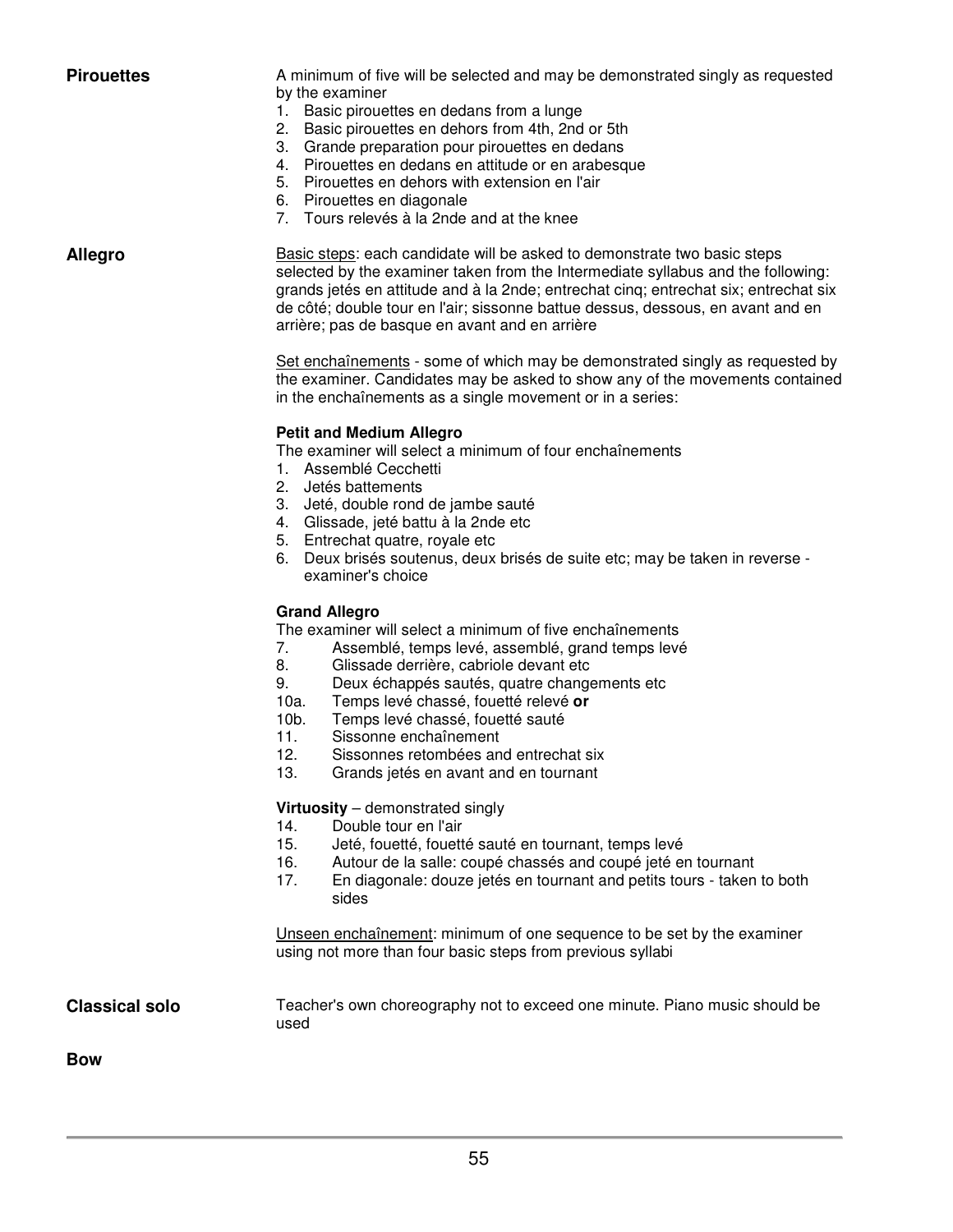**Pirouettes**

A minimum of five will be selected and may be demonstrated singly as requested by the examiner

1. Basic pirouettes en dedans from a lunge
2. Basic pirouettes en dehors from 4th, 2nd or 5th
3. Grande preparation pour pirouettes en dedans
4. Pirouettes en dedans en attitude or en arabesque
5. Pirouettes en dehors with extension en l'air
6. Pirouettes en diagonale
7. Tours relevés à la 2nde and at the knee

**Allegro**

Basic steps: each candidate will be asked to demonstrate two basic steps selected by the examiner taken from the Intermediate syllabus and the following: grands jetés en attitude and à la 2nde; entrechat cinq; entrechat six; entrechat six de côté; double tour en l'air; sissonne battue dessus, dessous, en avant and en arrière; pas de basque en avant and en arrière

Set enchaînements - some of which may be demonstrated singly as requested by the examiner. Candidates may be asked to show any of the movements contained in the enchaînements as a single movement or in a series:

**Petit and Medium Allegro**

The examiner will select a minimum of four enchaînements

1. Assemblé Cecchetti
2. Jetés battements
3. Jeté, double rond de jambe sauté
4. Glissade, jeté battu à la 2nde etc
5. Entrechat quatre, royale etc
6. Deux brisés soutenus, deux brisés de suite etc; may be taken in reverse - examiner's choice

**Grand Allegro**

The examiner will select a minimum of five enchaînements

7. Assemblé, temps levé, assemblé, grand temps levé
8. Glissade derrière, cabriole devant etc
9. Deux échappés sautés, quatre changements etc

10a. Temps levé chassé, fouetté relevé **or**

10b. Temps levé chassé, fouetté sauté

11. Sissonne enchaînement
12. Sissonnes retombées and entrechat six
13. Grands jetés en avant and en tournant

**Virtuosity** – demonstrated singly

14. Double tour en l'air
15. Jeté, fouetté, fouetté sauté en tournant, temps levé
16. Autour de la salle: coupé chassés and coupé jeté en tournant
17. En diagonale: douze jetés en tournant and petits tours - taken to both sides

Unseen enchaînement: minimum of one sequence to be set by the examiner using not more than four basic steps from previous syllabi

**Classical solo**

Teacher's own choreography not to exceed one minute. Piano music should be used

**Bow**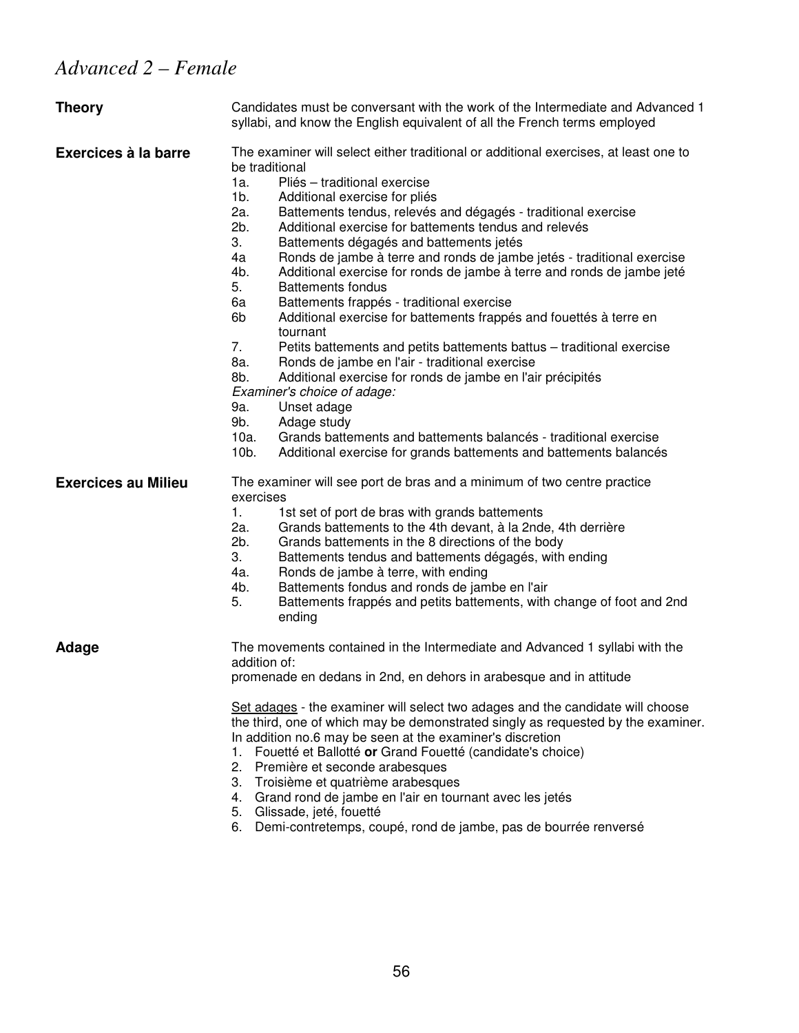# *Advanced 2 – Female*

**Theory**

Candidates must be conversant with the work of the Intermediate and Advanced 1 syllabi, and know the English equivalent of all the French terms employed

**Exercices à la barre**

The examiner will select either traditional or additional exercises, at least one to be traditional

- 1a. Pliés – traditional exercise
- 1b. Additional exercise for pliés
- 2a. Battements tendus, relevés and dégagés - traditional exercise
- 2b. Additional exercise for battements tendus and relevés
- 3. Battements dégagés and battements jetés
- 4a Ronds de jambe à terre and ronds de jambe jetés - traditional exercise
- 4b. Additional exercise for ronds de jambe à terre and ronds de jambe jeté
- 5. Battements fondus
- 6a Battements frappés - traditional exercise
- 6b Additional exercise for battements frappés and fouettés à terre en tournant
- 7. Petits battements and petits battements battus – traditional exercise
- 8a. Ronds de jambe en l'air - traditional exercise
- 8b. Additional exercise for ronds de jambe en l'air précipités

*Examiner's choice of adage:*

- 9a. Unset adage
- 9b. Adage study
- 10a. Grands battements and battements balancés - traditional exercise
- 10b. Additional exercise for grands battements and battements balancés

**Exercices au Milieu**

The examiner will see port de bras and a minimum of two centre practice exercises

- 1. 1st set of port de bras with grands battements
- 2a. Grands battements to the 4th devant, à la 2nde, 4th derrière
- 2b. Grands battements in the 8 directions of the body
- 3. Battements tendus and battements dégagés, with ending
- 4a. Ronds de jambe à terre, with ending
- 4b. Battements fondus and ronds de jambe en l'air
- 5. Battements frappés and petits battements, with change of foot and 2nd ending

**Adage**

The movements contained in the Intermediate and Advanced 1 syllabi with the addition of:
promenade en dedans in 2nd, en dehors in arabesque and in attitude

Set adages - the examiner will select two adages and the candidate will choose the third, one of which may be demonstrated singly as requested by the examiner. In addition no.6 may be seen at the examiner's discretion

1. Fouetté et Ballotté **or** Grand Fouetté (candidate's choice)
2. Première et seconde arabesques
3. Troisième et quatrième arabesques
4. Grand rond de jambe en l'air en tournant avec les jetés
5. Glissade, jeté, fouetté
6. Demi-contretemps, coupé, rond de jambe, pas de bourrée renversé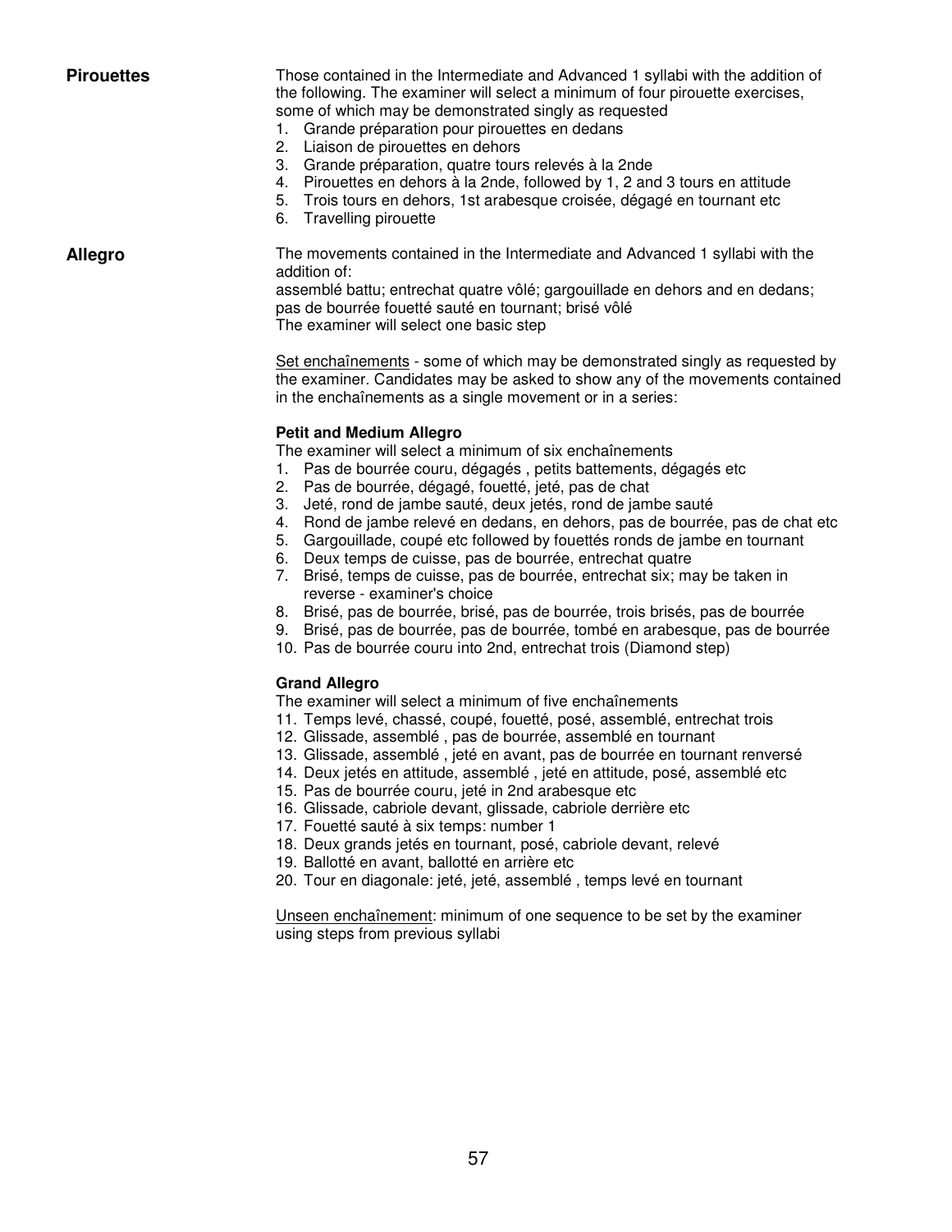**Pirouettes**

Those contained in the Intermediate and Advanced 1 syllabi with the addition of the following. The examiner will select a minimum of four pirouette exercises, some of which may be demonstrated singly as requested

1. Grande préparation pour pirouettes en dedans
2. Liaison de pirouettes en dehors
3. Grande préparation, quatre tours relevés à la 2nde
4. Pirouettes en dehors à la 2nde, followed by 1, 2 and 3 tours en attitude
5. Trois tours en dehors, 1st arabesque croisée, dégagé en tournant etc
6. Travelling pirouette

**Allegro**

The movements contained in the Intermediate and Advanced 1 syllabi with the addition of:
assemblé battu; entrechat quatre vôlé; gargouillade en dehors and en dedans; pas de bourrée fouetté sauté en tournant; brisé vôlé
The examiner will select one basic step

Set enchaînements - some of which may be demonstrated singly as requested by the examiner. Candidates may be asked to show any of the movements contained in the enchaînements as a single movement or in a series:

**Petit and Medium Allegro**

The examiner will select a minimum of six enchaînements

1. Pas de bourrée couru, dégagés , petits battements, dégagés etc
2. Pas de bourrée, dégagé, fouetté, jeté, pas de chat
3. Jeté, rond de jambe sauté, deux jetés, rond de jambe sauté
4. Rond de jambe relevé en dedans, en dehors, pas de bourrée, pas de chat etc
5. Gargouillade, coupé etc followed by fouettés ronds de jambe en tournant
6. Deux temps de cuisse, pas de bourrée, entrechat quatre
7. Brisé, temps de cuisse, pas de bourrée, entrechat six; may be taken in reverse - examiner's choice
8. Brisé, pas de bourrée, brisé, pas de bourrée, trois brisés, pas de bourrée
9. Brisé, pas de bourrée, pas de bourrée, tombé en arabesque, pas de bourrée
10. Pas de bourrée couru into 2nd, entrechat trois (Diamond step)

**Grand Allegro**

The examiner will select a minimum of five enchaînements

11. Temps levé, chassé, coupé, fouetté, posé, assemblé, entrechat trois
12. Glissade, assemblé , pas de bourrée, assemblé en tournant
13. Glissade, assemblé , jeté en avant, pas de bourrée en tournant renversé
14. Deux jetés en attitude, assemblé , jeté en attitude, posé, assemblé etc
15. Pas de bourrée couru, jeté in 2nd arabesque etc
16. Glissade, cabriole devant, glissade, cabriole derrière etc
17. Fouetté sauté à six temps: number 1
18. Deux grands jetés en tournant, posé, cabriole devant, relevé
19. Ballotté en avant, ballotté en arrière etc
20. Tour en diagonale: jeté, jeté, assemblé , temps levé en tournant

Unseen enchaînement: minimum of one sequence to be set by the examiner using steps from previous syllabi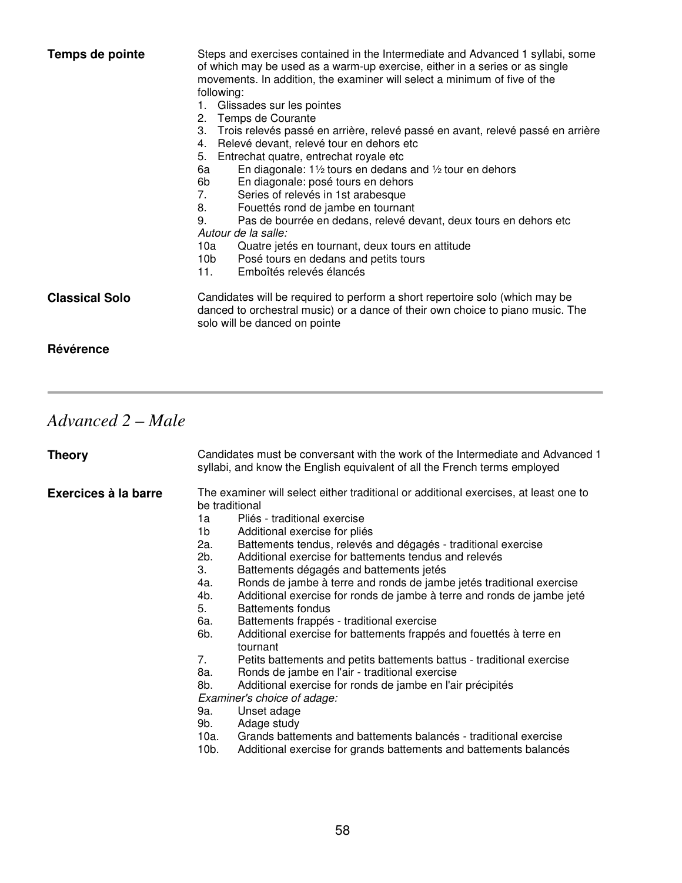**Temps de pointe**

Steps and exercises contained in the Intermediate and Advanced 1 syllabi, some of which may be used as a warm-up exercise, either in a series or as single movements. In addition, the examiner will select a minimum of five of the following:

1. Glissades sur les pointes
2. Temps de Courante
3. Trois relevés passé en arrière, relevé passé en avant, relevé passé en arrière
4. Relevé devant, relevé tour en dehors etc
5. Entrechat quatre, entrechat royale etc

6a En diagonale: 1½ tours en dedans and ½ tour en dehors
6b En diagonale: posé tours en dehors
7. Series of relevés in 1st arabesque
8. Fouettés rond de jambe en tournant
9. Pas de bourrée en dedans, relevé devant, deux tours en dehors etc

*Autour de la salle:*

10a Quatre jetés en tournant, deux tours en attitude
10b Posé tours en dedans and petits tours
11. Emboîtés relevés élancés

**Classical Solo**

Candidates will be required to perform a short repertoire solo (which may be danced to orchestral music) or a dance of their own choice to piano music. The solo will be danced on pointe

**Révérence**

---

# *Advanced 2 – Male*

**Theory**

Candidates must be conversant with the work of the Intermediate and Advanced 1 syllabi, and know the English equivalent of all the French terms employed

**Exercices à la barre**

The examiner will select either traditional or additional exercises, at least one to be traditional

1a Pliés - traditional exercise
1b Additional exercise for pliés
2a. Battements tendus, relevés and dégagés - traditional exercise
2b. Additional exercise for battements tendus and relevés
3. Battements dégagés and battements jetés
4a. Ronds de jambe à terre and ronds de jambe jetés traditional exercise
4b. Additional exercise for ronds de jambe à terre and ronds de jambe jeté
5. Battements fondus
6a. Battements frappés - traditional exercise
6b. Additional exercise for battements frappés and fouettés à terre en tournant
7. Petits battements and petits battements battus - traditional exercise
8a. Ronds de jambe en l'air - traditional exercise
8b. Additional exercise for ronds de jambe en l'air précipités

*Examiner's choice of adage:*

9a. Unset adage
9b. Adage study
10a. Grands battements and battements balancés - traditional exercise
10b. Additional exercise for grands battements and battements balancés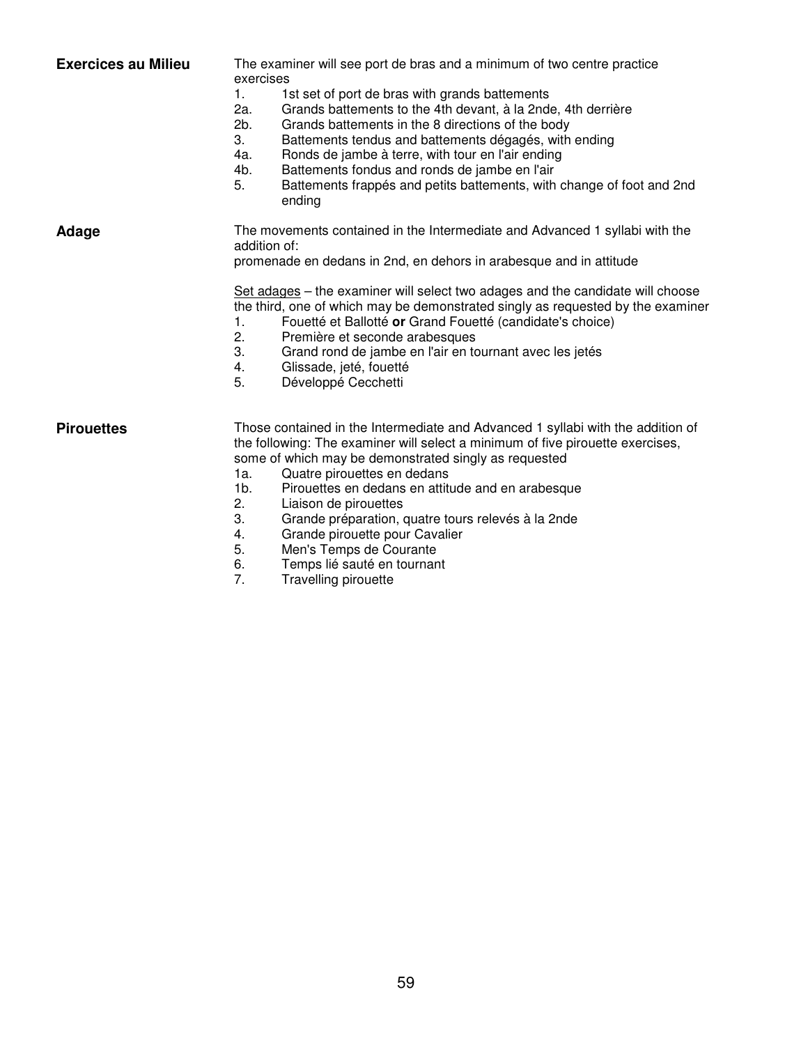**Exercices au Milieu**

The examiner will see port de bras and a minimum of two centre practice exercises

1. 1st set of port de bras with grands battements
2a. Grands battements to the 4th devant, à la 2nde, 4th derrière
2b. Grands battements in the 8 directions of the body
3. Battements tendus and battements dégagés, with ending
4a. Ronds de jambe à terre, with tour en l'air ending
4b. Battements fondus and ronds de jambe en l'air
5. Battements frappés and petits battements, with change of foot and 2nd ending

**Adage**

The movements contained in the Intermediate and Advanced 1 syllabi with the addition of:
promenade en dedans in 2nd, en dehors in arabesque and in attitude

<u>Set adages</u> – the examiner will select two adages and the candidate will choose the third, one of which may be demonstrated singly as requested by the examiner

1. Fouetté et Ballotté **or** Grand Fouetté (candidate's choice)
2. Première et seconde arabesques
3. Grand rond de jambe en l'air en tournant avec les jetés
4. Glissade, jeté, fouetté
5. Développé Cecchetti

**Pirouettes**

Those contained in the Intermediate and Advanced 1 syllabi with the addition of the following: The examiner will select a minimum of five pirouette exercises, some of which may be demonstrated singly as requested

1a. Quatre pirouettes en dedans
1b. Pirouettes en dedans en attitude and en arabesque
2. Liaison de pirouettes
3. Grande préparation, quatre tours relevés à la 2nde
4. Grande pirouette pour Cavalier
5. Men's Temps de Courante
6. Temps lié sauté en tournant
7. Travelling pirouette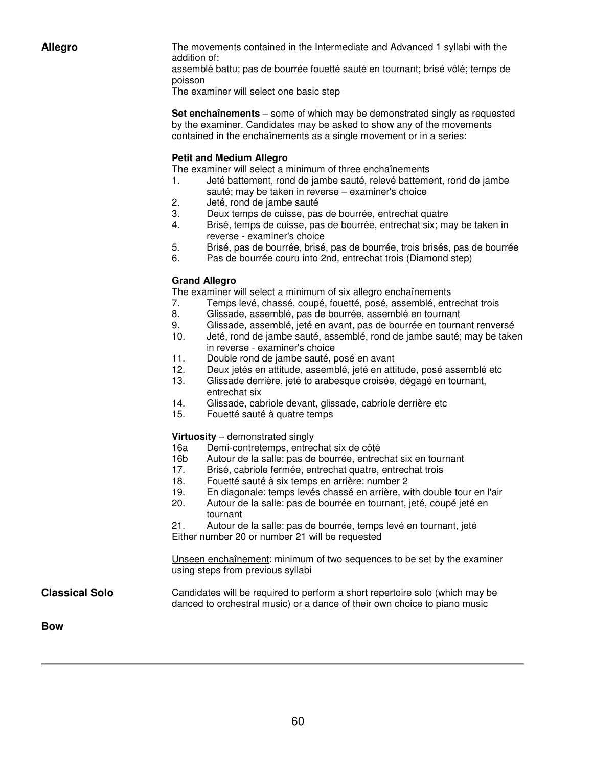## Allegro

The movements contained in the Intermediate and Advanced 1 syllabi with the addition of:
assemblé battu; pas de bourrée fouetté sauté en tournant; brisé vôlé; temps de poisson
The examiner will select one basic step

**Set enchaînements** – some of which may be demonstrated singly as requested by the examiner. Candidates may be asked to show any of the movements contained in the enchaînements as a single movement or in a series:

**Petit and Medium Allegro**
The examiner will select a minimum of three enchaînements

1. Jeté battement, rond de jambe sauté, relevé battement, rond de jambe sauté; may be taken in reverse – examiner's choice
2. Jeté, rond de jambe sauté
3. Deux temps de cuisse, pas de bourrée, entrechat quatre
4. Brisé, temps de cuisse, pas de bourrée, entrechat six; may be taken in reverse - examiner's choice
5. Brisé, pas de bourrée, brisé, pas de bourrée, trois brisés, pas de bourrée
6. Pas de bourrée couru into 2nd, entrechat trois (Diamond step)

**Grand Allegro**
The examiner will select a minimum of six allegro enchaînements

7. Temps levé, chassé, coupé, fouetté, posé, assemblé, entrechat trois
8. Glissade, assemblé, pas de bourrée, assemblé en tournant
9. Glissade, assemblé, jeté en avant, pas de bourrée en tournant renversé
10. Jeté, rond de jambe sauté, assemblé, rond de jambe sauté; may be taken in reverse - examiner's choice
11. Double rond de jambe sauté, posé en avant
12. Deux jetés en attitude, assemblé, jeté en attitude, posé assemblé etc
13. Glissade derrière, jeté to arabesque croisée, dégagé en tournant, entrechat six
14. Glissade, cabriole devant, glissade, cabriole derrière etc
15. Fouetté sauté à quatre temps

**Virtuosity** – demonstrated singly

- 16a Demi-contretemps, entrechat six de côté
- 16b Autour de la salle: pas de bourrée, entrechat six en tournant
- 17. Brisé, cabriole fermée, entrechat quatre, entrechat trois
- 18. Fouetté sauté à six temps en arrière: number 2
- 19. En diagonale: temps levés chassé en arrière, with double tour en l'air
- 20. Autour de la salle: pas de bourrée en tournant, jeté, coupé jeté en tournant
- 21. Autour de la salle: pas de bourrée, temps levé en tournant, jeté

Either number 20 or number 21 will be requested

Unseen enchaînement: minimum of two sequences to be set by the examiner using steps from previous syllabi

## Classical Solo

Candidates will be required to perform a short repertoire solo (which may be danced to orchestral music) or a dance of their own choice to piano music

## Bow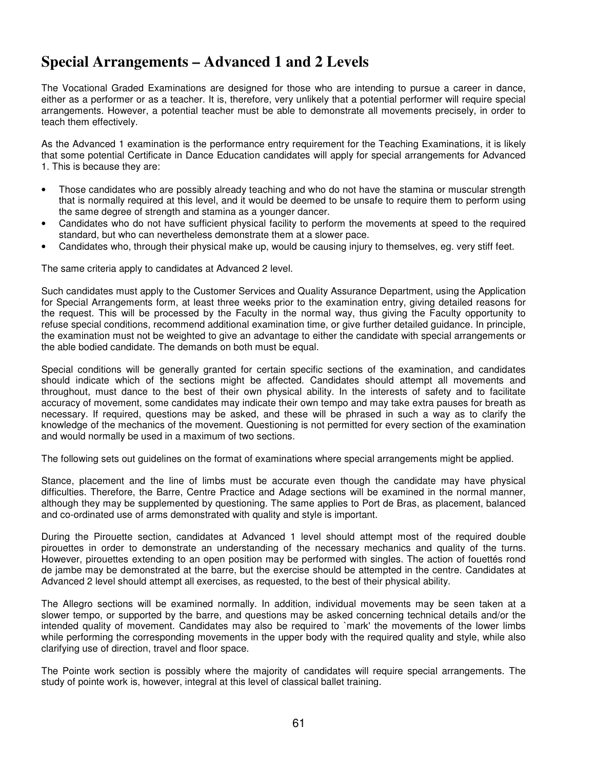# Special Arrangements – Advanced 1 and 2 Levels

The Vocational Graded Examinations are designed for those who are intending to pursue a career in dance, either as a performer or as a teacher. It is, therefore, very unlikely that a potential performer will require special arrangements. However, a potential teacher must be able to demonstrate all movements precisely, in order to teach them effectively.

As the Advanced 1 examination is the performance entry requirement for the Teaching Examinations, it is likely that some potential Certificate in Dance Education candidates will apply for special arrangements for Advanced 1. This is because they are:

- Those candidates who are possibly already teaching and who do not have the stamina or muscular strength that is normally required at this level, and it would be deemed to be unsafe to require them to perform using the same degree of strength and stamina as a younger dancer.
- Candidates who do not have sufficient physical facility to perform the movements at speed to the required standard, but who can nevertheless demonstrate them at a slower pace.
- Candidates who, through their physical make up, would be causing injury to themselves, eg. very stiff feet.

The same criteria apply to candidates at Advanced 2 level.

Such candidates must apply to the Customer Services and Quality Assurance Department, using the Application for Special Arrangements form, at least three weeks prior to the examination entry, giving detailed reasons for the request. This will be processed by the Faculty in the normal way, thus giving the Faculty opportunity to refuse special conditions, recommend additional examination time, or give further detailed guidance. In principle, the examination must not be weighted to give an advantage to either the candidate with special arrangements or the able bodied candidate. The demands on both must be equal.

Special conditions will be generally granted for certain specific sections of the examination, and candidates should indicate which of the sections might be affected. Candidates should attempt all movements and throughout, must dance to the best of their own physical ability. In the interests of safety and to facilitate accuracy of movement, some candidates may indicate their own tempo and may take extra pauses for breath as necessary. If required, questions may be asked, and these will be phrased in such a way as to clarify the knowledge of the mechanics of the movement. Questioning is not permitted for every section of the examination and would normally be used in a maximum of two sections.

The following sets out guidelines on the format of examinations where special arrangements might be applied.

Stance, placement and the line of limbs must be accurate even though the candidate may have physical difficulties. Therefore, the Barre, Centre Practice and Adage sections will be examined in the normal manner, although they may be supplemented by questioning. The same applies to Port de Bras, as placement, balanced and co-ordinated use of arms demonstrated with quality and style is important.

During the Pirouette section, candidates at Advanced 1 level should attempt most of the required double pirouettes in order to demonstrate an understanding of the necessary mechanics and quality of the turns. However, pirouettes extending to an open position may be performed with singles. The action of fouettés rond de jambe may be demonstrated at the barre, but the exercise should be attempted in the centre. Candidates at Advanced 2 level should attempt all exercises, as requested, to the best of their physical ability.

The Allegro sections will be examined normally. In addition, individual movements may be seen taken at a slower tempo, or supported by the barre, and questions may be asked concerning technical details and/or the intended quality of movement. Candidates may also be required to `mark' the movements of the lower limbs while performing the corresponding movements in the upper body with the required quality and style, while also clarifying use of direction, travel and floor space.

The Pointe work section is possibly where the majority of candidates will require special arrangements. The study of pointe work is, however, integral at this level of classical ballet training.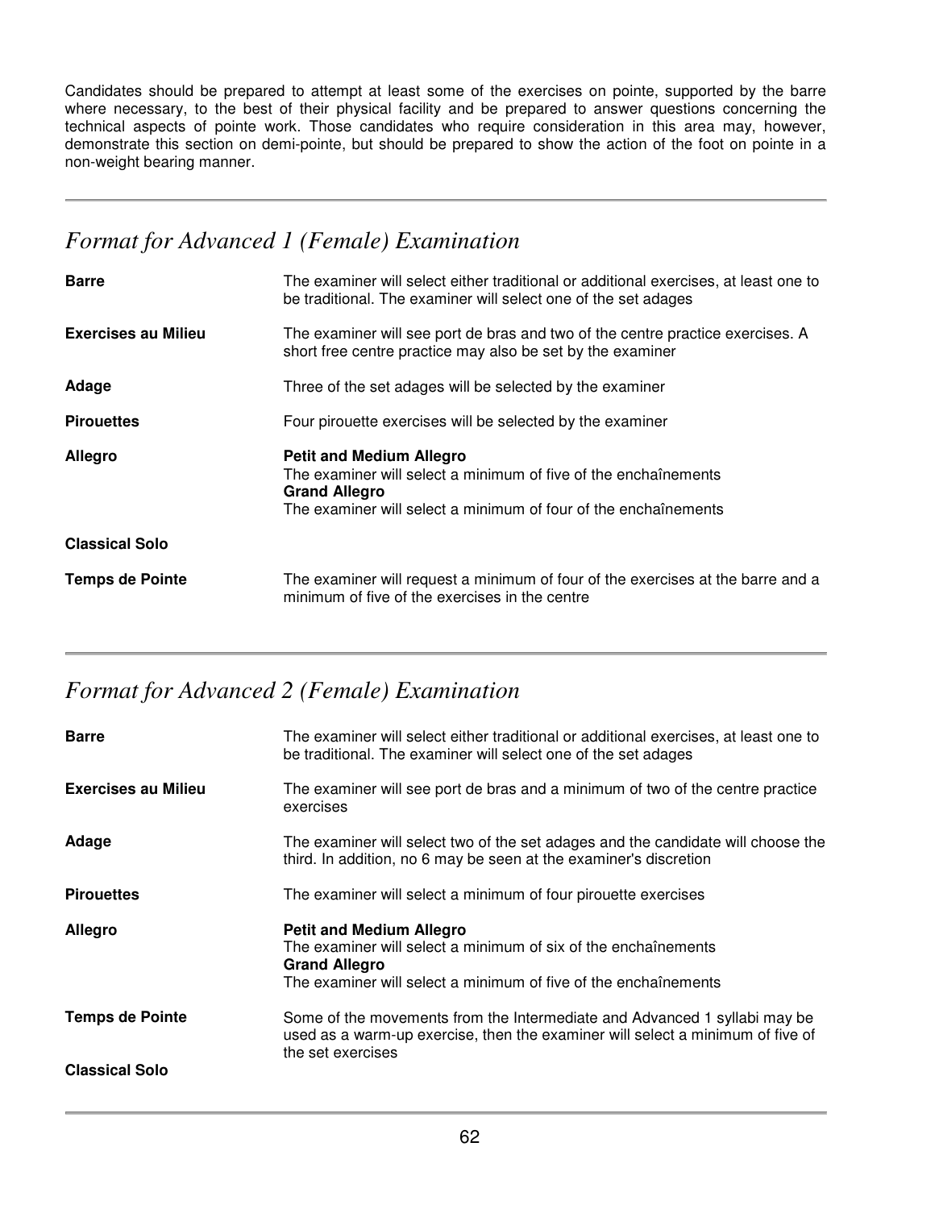Candidates should be prepared to attempt at least some of the exercises on pointe, supported by the barre where necessary, to the best of their physical facility and be prepared to answer questions concerning the technical aspects of pointe work. Those candidates who require consideration in this area may, however, demonstrate this section on demi-pointe, but should be prepared to show the action of the foot on pointe in a non-weight bearing manner.

---

## *Format for Advanced 1 (Female) Examination*

| | |
|---|---|
| **Barre** | The examiner will select either traditional or additional exercises, at least one to be traditional. The examiner will select one of the set adages |
| **Exercises au Milieu** | The examiner will see port de bras and two of the centre practice exercises. A short free centre practice may also be set by the examiner |
| **Adage** | Three of the set adages will be selected by the examiner |
| **Pirouettes** | Four pirouette exercises will be selected by the examiner |
| **Allegro** | **Petit and Medium Allegro**<br>The examiner will select a minimum of five of the enchaînements<br>**Grand Allegro**<br>The examiner will select a minimum of four of the enchaînements |
| **Classical Solo** | |
| **Temps de Pointe** | The examiner will request a minimum of four of the exercises at the barre and a minimum of five of the exercises in the centre |

---

## *Format for Advanced 2 (Female) Examination*

| | |
|---|---|
| **Barre** | The examiner will select either traditional or additional exercises, at least one to be traditional. The examiner will select one of the set adages |
| **Exercises au Milieu** | The examiner will see port de bras and a minimum of two of the centre practice exercises |
| **Adage** | The examiner will select two of the set adages and the candidate will choose the third. In addition, no 6 may be seen at the examiner's discretion |
| **Pirouettes** | The examiner will select a minimum of four pirouette exercises |
| **Allegro** | **Petit and Medium Allegro**<br>The examiner will select a minimum of six of the enchaînements<br>**Grand Allegro**<br>The examiner will select a minimum of five of the enchaînements |
| **Temps de Pointe** | Some of the movements from the Intermediate and Advanced 1 syllabi may be used as a warm-up exercise, then the examiner will select a minimum of five of the set exercises |
| **Classical Solo** | |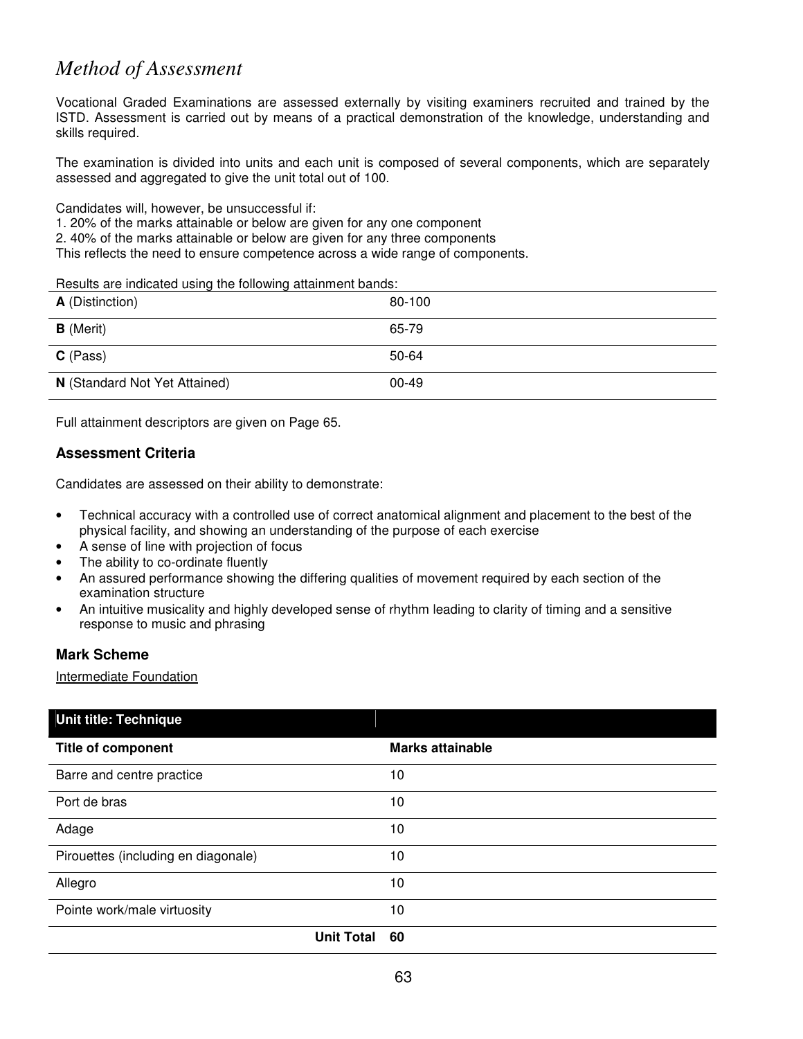# *Method of Assessment*

Vocational Graded Examinations are assessed externally by visiting examiners recruited and trained by the ISTD. Assessment is carried out by means of a practical demonstration of the knowledge, understanding and skills required.

The examination is divided into units and each unit is composed of several components, which are separately assessed and aggregated to give the unit total out of 100.

Candidates will, however, be unsuccessful if:
1. 20% of the marks attainable or below are given for any one component
2. 40% of the marks attainable or below are given for any three components
This reflects the need to ensure competence across a wide range of components.

Results are indicated using the following attainment bands:

| | |
|---|---|
| **A** (Distinction) | 80-100 |
| **B** (Merit) | 65-79 |
| **C** (Pass) | 50-64 |
| **N** (Standard Not Yet Attained) | 00-49 |

Full attainment descriptors are given on Page 65.

### Assessment Criteria

Candidates are assessed on their ability to demonstrate:

- Technical accuracy with a controlled use of correct anatomical alignment and placement to the best of the physical facility, and showing an understanding of the purpose of each exercise
- A sense of line with projection of focus
- The ability to co-ordinate fluently
- An assured performance showing the differing qualities of movement required by each section of the examination structure
- An intuitive musicality and highly developed sense of rhythm leading to clarity of timing and a sensitive response to music and phrasing

### Mark Scheme

Intermediate Foundation

| **Unit title: Technique** | |
|---|---|
| **Title of component** | **Marks attainable** |
| Barre and centre practice | 10 |
| Port de bras | 10 |
| Adage | 10 |
| Pirouettes (including en diagonale) | 10 |
| Allegro | 10 |
| Pointe work/male virtuosity | 10 |
| **Unit Total** | **60** |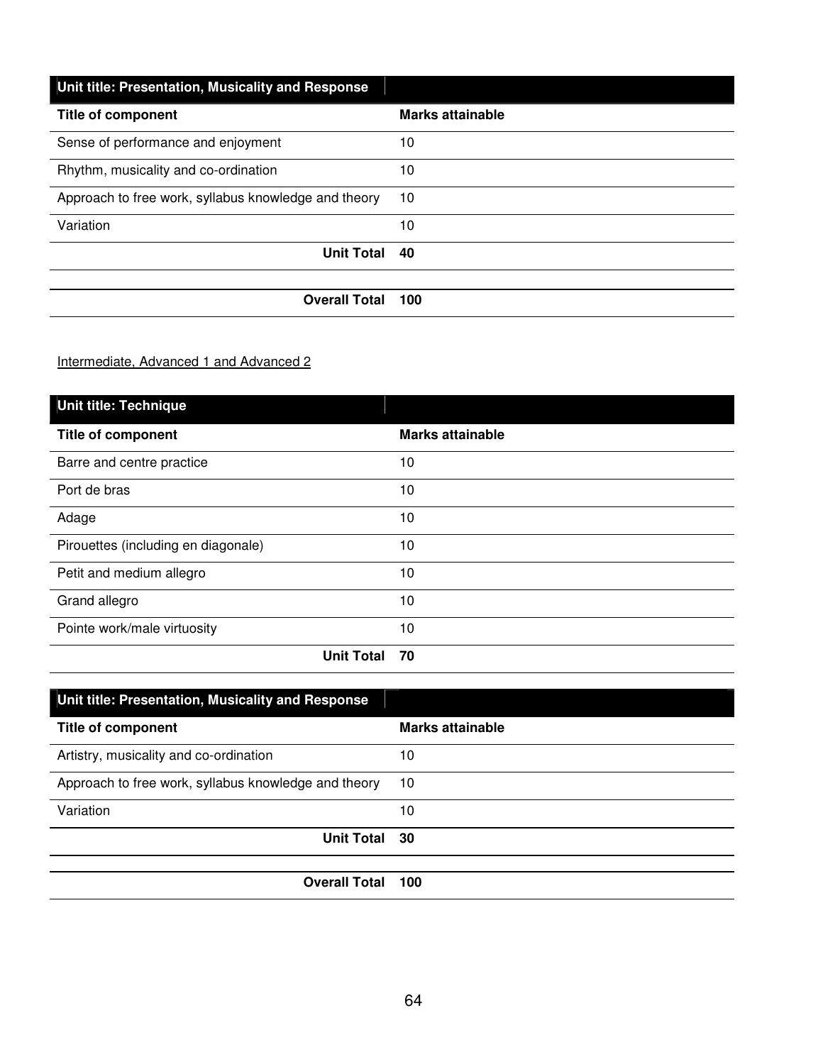| Unit title: Presentation, Musicality and Response | |
|---|---|
| **Title of component** | **Marks attainable** |
| Sense of performance and enjoyment | 10 |
| Rhythm, musicality and co-ordination | 10 |
| Approach to free work, syllabus knowledge and theory | 10 |
| Variation | 10 |
| **Unit Total** | **40** |
| | |
| **Overall Total** | **100** |

Intermediate, Advanced 1 and Advanced 2

| Unit title: Technique | |
|---|---|
| **Title of component** | **Marks attainable** |
| Barre and centre practice | 10 |
| Port de bras | 10 |
| Adage | 10 |
| Pirouettes (including en diagonale) | 10 |
| Petit and medium allegro | 10 |
| Grand allegro | 10 |
| Pointe work/male virtuosity | 10 |
| **Unit Total** | **70** |

| Unit title: Presentation, Musicality and Response | |
|---|---|
| **Title of component** | **Marks attainable** |
| Artistry, musicality and co-ordination | 10 |
| Approach to free work, syllabus knowledge and theory | 10 |
| Variation | 10 |
| **Unit Total** | **30** |
| | |
| **Overall Total** | **100** |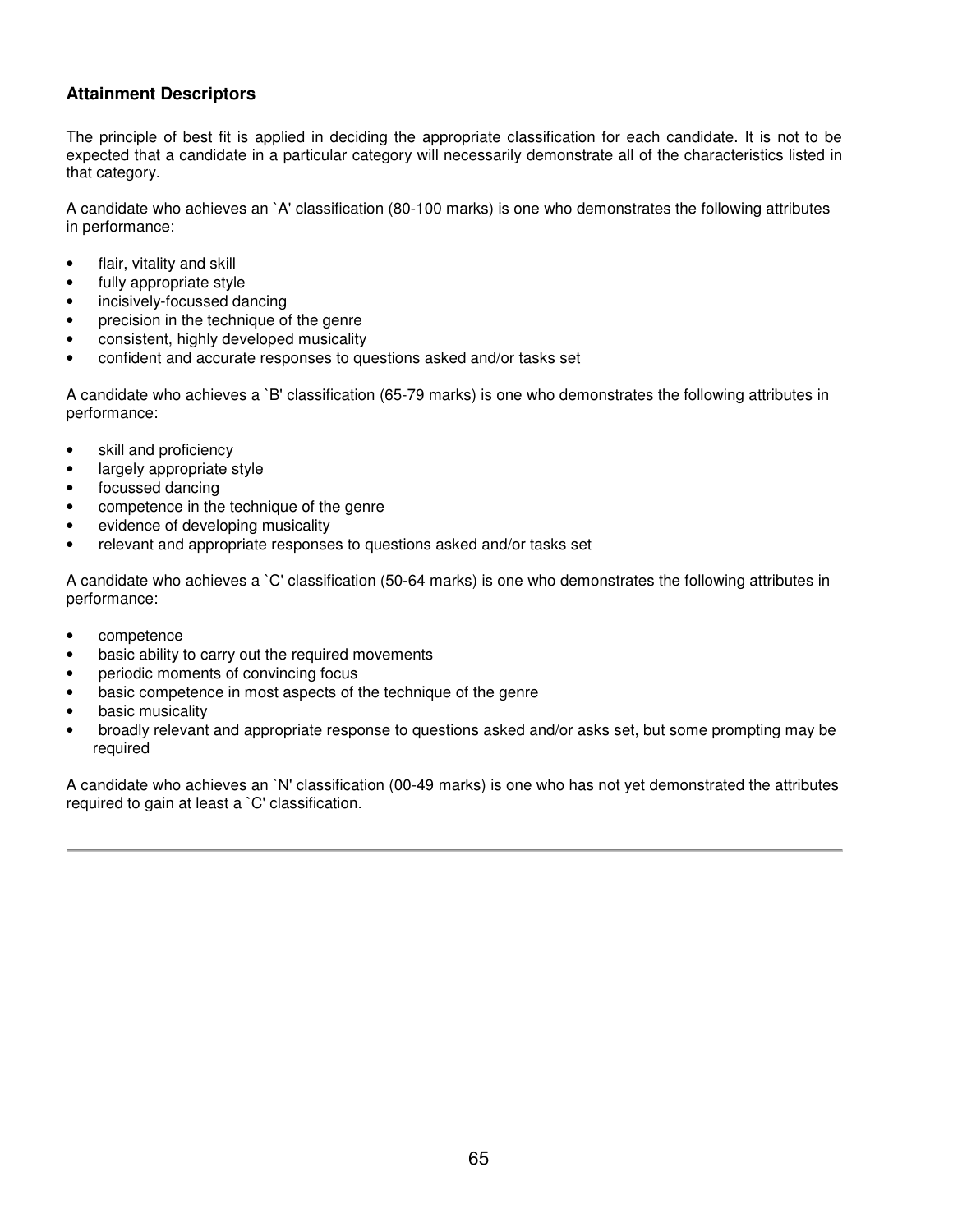## Attainment Descriptors

The principle of best fit is applied in deciding the appropriate classification for each candidate. It is not to be expected that a candidate in a particular category will necessarily demonstrate all of the characteristics listed in that category.

A candidate who achieves an `A' classification (80-100 marks) is one who demonstrates the following attributes in performance:

- flair, vitality and skill
- fully appropriate style
- incisively-focussed dancing
- precision in the technique of the genre
- consistent, highly developed musicality
- confident and accurate responses to questions asked and/or tasks set

A candidate who achieves a `B' classification (65-79 marks) is one who demonstrates the following attributes in performance:

- skill and proficiency
- largely appropriate style
- focussed dancing
- competence in the technique of the genre
- evidence of developing musicality
- relevant and appropriate responses to questions asked and/or tasks set

A candidate who achieves a `C' classification (50-64 marks) is one who demonstrates the following attributes in performance:

- competence
- basic ability to carry out the required movements
- periodic moments of convincing focus
- basic competence in most aspects of the technique of the genre
- basic musicality
- broadly relevant and appropriate response to questions asked and/or asks set, but some prompting may be required

A candidate who achieves an `N' classification (00-49 marks) is one who has not yet demonstrated the attributes required to gain at least a `C' classification.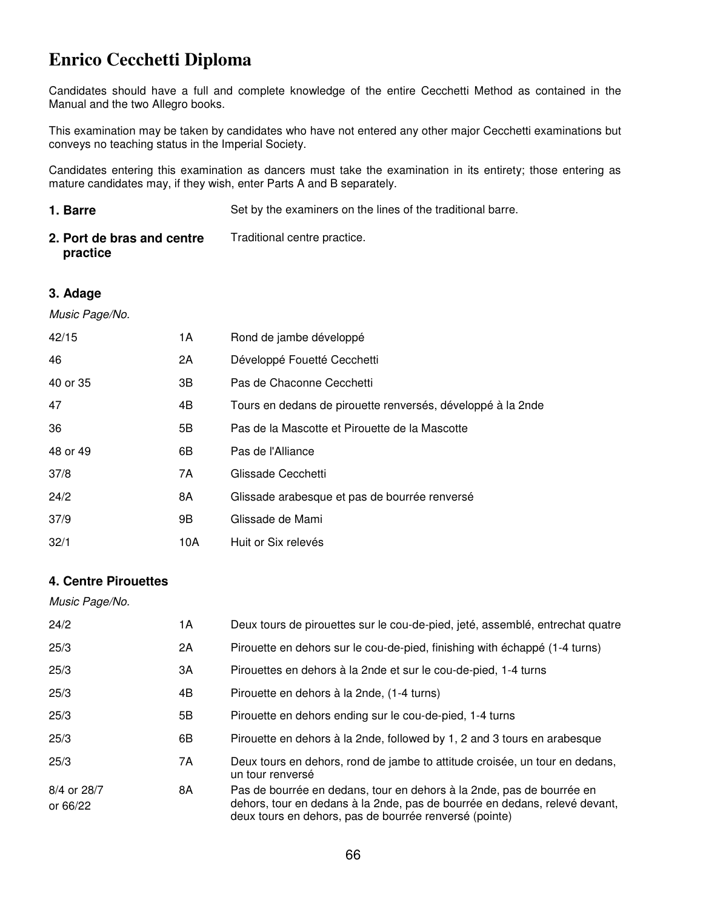# Enrico Cecchetti Diploma

Candidates should have a full and complete knowledge of the entire Cecchetti Method as contained in the Manual and the two Allegro books.

This examination may be taken by candidates who have not entered any other major Cecchetti examinations but conveys no teaching status in the Imperial Society.

Candidates entering this examination as dancers must take the examination in its entirety; those entering as mature candidates may, if they wish, enter Parts A and B separately.

**1. Barre** — Set by the examiners on the lines of the traditional barre.

**2. Port de bras and centre practice** — Traditional centre practice.

### 3. Adage

| *Music Page/No.* | | |
|---|---|---|
| 42/15 | 1A | Rond de jambe développé |
| 46 | 2A | Développé Fouetté Cecchetti |
| 40 or 35 | 3B | Pas de Chaconne Cecchetti |
| 47 | 4B | Tours en dedans de pirouette renversés, développé à la 2nde |
| 36 | 5B | Pas de la Mascotte et Pirouette de la Mascotte |
| 48 or 49 | 6B | Pas de l'Alliance |
| 37/8 | 7A | Glissade Cecchetti |
| 24/2 | 8A | Glissade arabesque et pas de bourrée renversé |
| 37/9 | 9B | Glissade de Mami |
| 32/1 | 10A | Huit or Six relevés |

### 4. Centre Pirouettes

| *Music Page/No.* | | |
|---|---|---|
| 24/2 | 1A | Deux tours de pirouettes sur le cou-de-pied, jeté, assemblé, entrechat quatre |
| 25/3 | 2A | Pirouette en dehors sur le cou-de-pied, finishing with échappé (1-4 turns) |
| 25/3 | 3A | Pirouettes en dehors à la 2nde et sur le cou-de-pied, 1-4 turns |
| 25/3 | 4B | Pirouette en dehors à la 2nde, (1-4 turns) |
| 25/3 | 5B | Pirouette en dehors ending sur le cou-de-pied, 1-4 turns |
| 25/3 | 6B | Pirouette en dehors à la 2nde, followed by 1, 2 and 3 tours en arabesque |
| 25/3 | 7A | Deux tours en dehors, rond de jambe to attitude croisée, un tour en dedans, un tour renversé |
| 8/4 or 28/7 or 66/22 | 8A | Pas de bourrée en dedans, tour en dehors à la 2nde, pas de bourrée en dehors, tour en dedans à la 2nde, pas de bourrée en dedans, relevé devant, deux tours en dehors, pas de bourrée renversé (pointe) |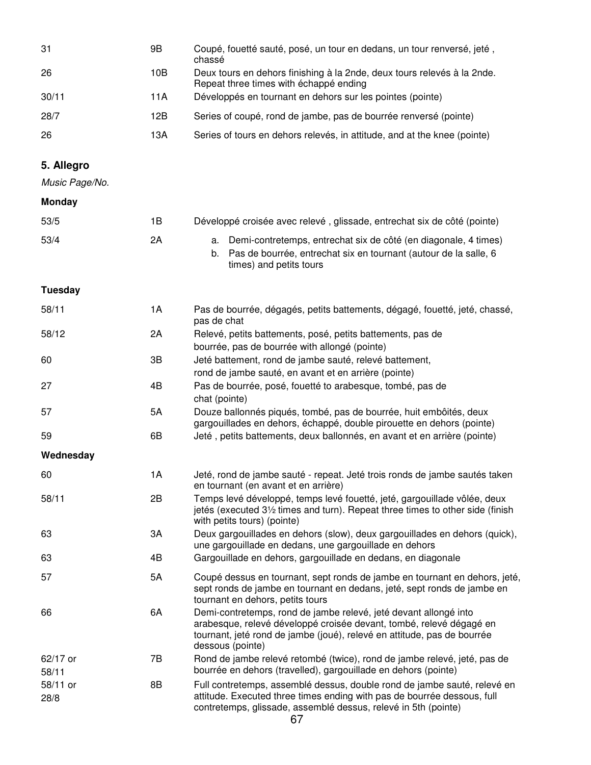| | | |
|---|---|---|
| 31 | 9B | Coupé, fouetté sauté, posé, un tour en dedans, un tour renversé, jeté , chassé |
| 26 | 10B | Deux tours en dehors finishing à la 2nde, deux tours relevés à la 2nde. Repeat three times with échappé ending |
| 30/11 | 11A | Développés en tournant en dehors sur les pointes (pointe) |
| 28/7 | 12B | Series of coupé, rond de jambe, pas de bourrée renversé (pointe) |
| 26 | 13A | Series of tours en dehors relevés, in attitude, and at the knee (pointe) |

## 5. Allegro

*Music Page/No.*

**Monday**

| | | |
|---|---|---|
| 53/5 | 1B | Développé croisée avec relevé , glissade, entrechat six de côté (pointe) |
| 53/4 | 2A | a. Demi-contretemps, entrechat six de côté (en diagonale, 4 times)<br>b. Pas de bourrée, entrechat six en tournant (autour de la salle, 6 times) and petits tours |

**Tuesday**

| | | |
|---|---|---|
| 58/11 | 1A | Pas de bourrée, dégagés, petits battements, dégagé, fouetté, jeté, chassé, pas de chat |
| 58/12 | 2A | Relevé, petits battements, posé, petits battements, pas de bourrée, pas de bourrée with allongé (pointe) |
| 60 | 3B | Jeté battement, rond de jambe sauté, relevé battement, rond de jambe sauté, en avant et en arrière (pointe) |
| 27 | 4B | Pas de bourrée, posé, fouetté to arabesque, tombé, pas de chat (pointe) |
| 57 | 5A | Douze ballonnés piqués, tombé, pas de bourrée, huit emboîtés, deux gargouillades en dehors, échappé, double pirouette en dehors (pointe) |
| 59 | 6B | Jeté , petits battements, deux ballonnés, en avant et en arrière (pointe) |

**Wednesday**

| | | |
|---|---|---|
| 60 | 1A | Jeté, rond de jambe sauté - repeat. Jeté trois ronds de jambe sautés taken en tournant (en avant et en arrière) |
| 58/11 | 2B | Temps levé développé, temps levé fouetté, jeté, gargouillade vôlée, deux jetés (executed 3½ times and turn). Repeat three times to other side (finish with petits tours) (pointe) |
| 63 | 3A | Deux gargouillades en dehors (slow), deux gargouillades en dehors (quick), une gargouillade en dedans, une gargouillade en dehors |
| 63 | 4B | Gargouillade en dehors, gargouillade en dedans, en diagonale |
| 57 | 5A | Coupé dessus en tournant, sept ronds de jambe en tournant en dehors, jeté, sept ronds de jambe en tournant en dedans, jeté, sept ronds de jambe en tournant en dehors, petits tours |
| 66 | 6A | Demi-contretemps, rond de jambe relevé, jeté devant allongé into arabesque, relevé développé croisée devant, tombé, relevé dégagé en tournant, jeté rond de jambe (joué), relevé en attitude, pas de bourrée dessous (pointe) |
| 62/17 or 58/11 | 7B | Rond de jambe relevé retombé (twice), rond de jambe relevé, jeté, pas de bourrée en dehors (travelled), gargouillade en dehors (pointe) |
| 58/11 or 28/8 | 8B | Full contretemps, assemblé dessus, double rond de jambe sauté, relevé en attitude. Executed three times ending with pas de bourrée dessous, full contretemps, glissade, assemblé dessus, relevé in 5th (pointe) |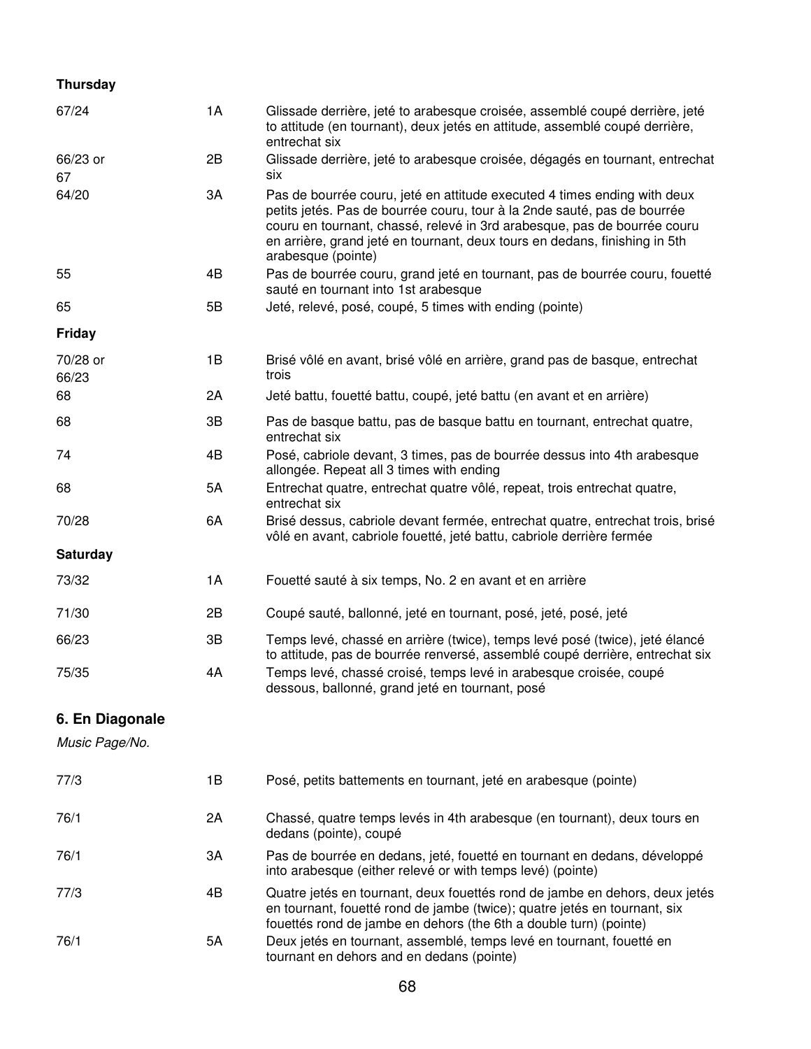**Thursday**

| | | |
|---|---|---|
| 67/24 | 1A | Glissade derrière, jeté to arabesque croisée, assemblé coupé derrière, jeté to attitude (en tournant), deux jetés en attitude, assemblé coupé derrière, entrechat six |
| 66/23 or 67 | 2B | Glissade derrière, jeté to arabesque croisée, dégagés en tournant, entrechat six |
| 64/20 | 3A | Pas de bourrée couru, jeté en attitude executed 4 times ending with deux petits jetés. Pas de bourrée couru, tour à la 2nde sauté, pas de bourrée couru en tournant, chassé, relevé in 3rd arabesque, pas de bourrée couru en arrière, grand jeté en tournant, deux tours en dedans, finishing in 5th arabesque (pointe) |
| 55 | 4B | Pas de bourrée couru, grand jeté en tournant, pas de bourrée couru, fouetté sauté en tournant into 1st arabesque |
| 65 | 5B | Jeté, relevé, posé, coupé, 5 times with ending (pointe) |

**Friday**

| | | |
|---|---|---|
| 70/28 or 66/23 | 1B | Brisé vôlé en avant, brisé vôlé en arrière, grand pas de basque, entrechat trois |
| 68 | 2A | Jeté battu, fouetté battu, coupé, jeté battu (en avant et en arrière) |
| 68 | 3B | Pas de basque battu, pas de basque battu en tournant, entrechat quatre, entrechat six |
| 74 | 4B | Posé, cabriole devant, 3 times, pas de bourrée dessus into 4th arabesque allongée. Repeat all 3 times with ending |
| 68 | 5A | Entrechat quatre, entrechat quatre vôlé, repeat, trois entrechat quatre, entrechat six |
| 70/28 | 6A | Brisé dessus, cabriole devant fermée, entrechat quatre, entrechat trois, brisé vôlé en avant, cabriole fouetté, jeté battu, cabriole derrière fermée |

**Saturday**

| | | |
|---|---|---|
| 73/32 | 1A | Fouetté sauté à six temps, No. 2 en avant et en arrière |
| 71/30 | 2B | Coupé sauté, ballonné, jeté en tournant, posé, jeté, posé, jeté |
| 66/23 | 3B | Temps levé, chassé en arrière (twice), temps levé posé (twice), jeté élancé to attitude, pas de bourrée renversé, assemblé coupé derrière, entrechat six |
| 75/35 | 4A | Temps levé, chassé croisé, temps levé in arabesque croisée, coupé dessous, ballonné, grand jeté en tournant, posé |

## 6. En Diagonale

*Music Page/No.*

| | | |
|---|---|---|
| 77/3 | 1B | Posé, petits battements en tournant, jeté en arabesque (pointe) |
| 76/1 | 2A | Chassé, quatre temps levés in 4th arabesque (en tournant), deux tours en dedans (pointe), coupé |
| 76/1 | 3A | Pas de bourrée en dedans, jeté, fouetté en tournant en dedans, développé into arabesque (either relevé or with temps levé) (pointe) |
| 77/3 | 4B | Quatre jetés en tournant, deux fouettés rond de jambe en dehors, deux jetés en tournant, fouetté rond de jambe (twice); quatre jetés en tournant, six fouettés rond de jambe en dehors (the 6th a double turn) (pointe) |
| 76/1 | 5A | Deux jetés en tournant, assemblé, temps levé en tournant, fouetté en tournant en dehors and en dedans (pointe) |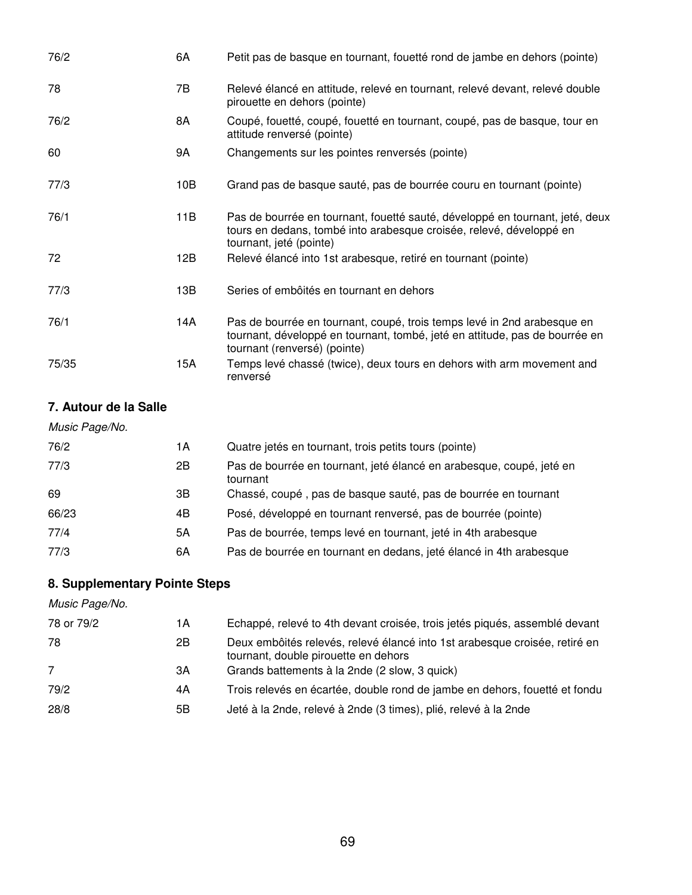| | | |
|---|---|---|
| 76/2 | 6A | Petit pas de basque en tournant, fouetté rond de jambe en dehors (pointe) |
| 78 | 7B | Relevé élancé en attitude, relevé en tournant, relevé devant, relevé double pirouette en dehors (pointe) |
| 76/2 | 8A | Coupé, fouetté, coupé, fouetté en tournant, coupé, pas de basque, tour en attitude renversé (pointe) |
| 60 | 9A | Changements sur les pointes renversés (pointe) |
| 77/3 | 10B | Grand pas de basque sauté, pas de bourrée couru en tournant (pointe) |
| 76/1 | 11B | Pas de bourrée en tournant, fouetté sauté, développé en tournant, jeté, deux tours en dedans, tombé into arabesque croisée, relevé, développé en tournant, jeté (pointe) |
| 72 | 12B | Relevé élancé into 1st arabesque, retiré en tournant (pointe) |
| 77/3 | 13B | Series of embôités en tournant en dehors |
| 76/1 | 14A | Pas de bourrée en tournant, coupé, trois temps levé in 2nd arabesque en tournant, développé en tournant, tombé, jeté en attitude, pas de bourrée en tournant (renversé) (pointe) |
| 75/35 | 15A | Temps levé chassé (twice), deux tours en dehors with arm movement and renversé |

### 7. Autour de la Salle

| *Music Page/No.* | | |
|---|---|---|
| 76/2 | 1A | Quatre jetés en tournant, trois petits tours (pointe) |
| 77/3 | 2B | Pas de bourrée en tournant, jeté élancé en arabesque, coupé, jeté en tournant |
| 69 | 3B | Chassé, coupé , pas de basque sauté, pas de bourrée en tournant |
| 66/23 | 4B | Posé, développé en tournant renversé, pas de bourrée (pointe) |
| 77/4 | 5A | Pas de bourrée, temps levé en tournant, jeté in 4th arabesque |
| 77/3 | 6A | Pas de bourrée en tournant en dedans, jeté élancé in 4th arabesque |

### 8. Supplementary Pointe Steps

| *Music Page/No.* | | |
|---|---|---|
| 78 or 79/2 | 1A | Echappé, relevé to 4th devant croisée, trois jetés piqués, assemblé devant |
| 78 | 2B | Deux embôités relevés, relevé élancé into 1st arabesque croisée, retiré en tournant, double pirouette en dehors |
| 7 | 3A | Grands battements à la 2nde (2 slow, 3 quick) |
| 79/2 | 4A | Trois relevés en écartée, double rond de jambe en dehors, fouetté et fondu |
| 28/8 | 5B | Jeté à la 2nde, relevé à 2nde (3 times), plié, relevé à la 2nde |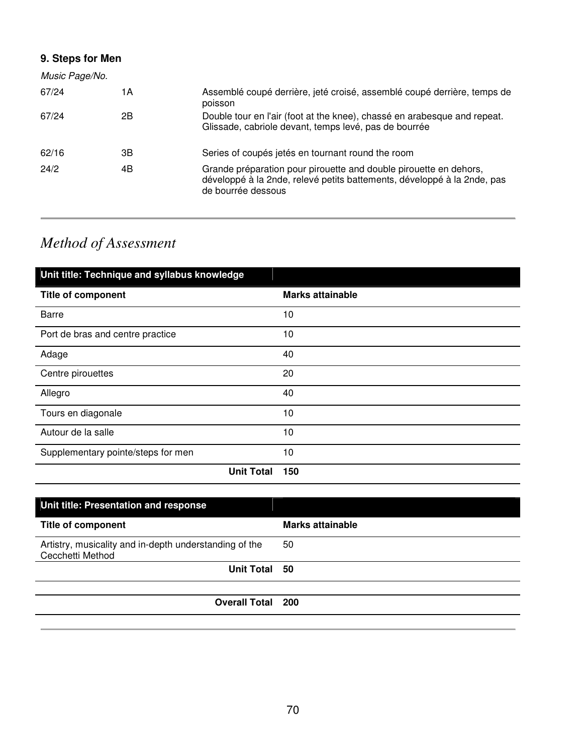### 9. Steps for Men

*Music Page/No.*

| | | |
|---|---|---|
| 67/24 | 1A | Assemblé coupé derrière, jeté croisé, assemblé coupé derrière, temps de poisson |
| 67/24 | 2B | Double tour en l'air (foot at the knee), chassé en arabesque and repeat. Glissade, cabriole devant, temps levé, pas de bourrée |
| 62/16 | 3B | Series of coupés jetés en tournant round the room |
| 24/2 | 4B | Grande préparation pour pirouette and double pirouette en dehors, développé à la 2nde, relevé petits battements, développé à la 2nde, pas de bourrée dessous |

## *Method of Assessment*

| **Unit title: Technique and syllabus knowledge** | |
|---|---|
| **Title of component** | **Marks attainable** |
| Barre | 10 |
| Port de bras and centre practice | 10 |
| Adage | 40 |
| Centre pirouettes | 20 |
| Allegro | 40 |
| Tours en diagonale | 10 |
| Autour de la salle | 10 |
| Supplementary pointe/steps for men | 10 |
| **Unit Total** | **150** |

| **Unit title: Presentation and response** | |
|---|---|
| **Title of component** | **Marks attainable** |
| Artistry, musicality and in-depth understanding of the Cecchetti Method | 50 |
| **Unit Total** | **50** |
| | |
| **Overall Total** | **200** |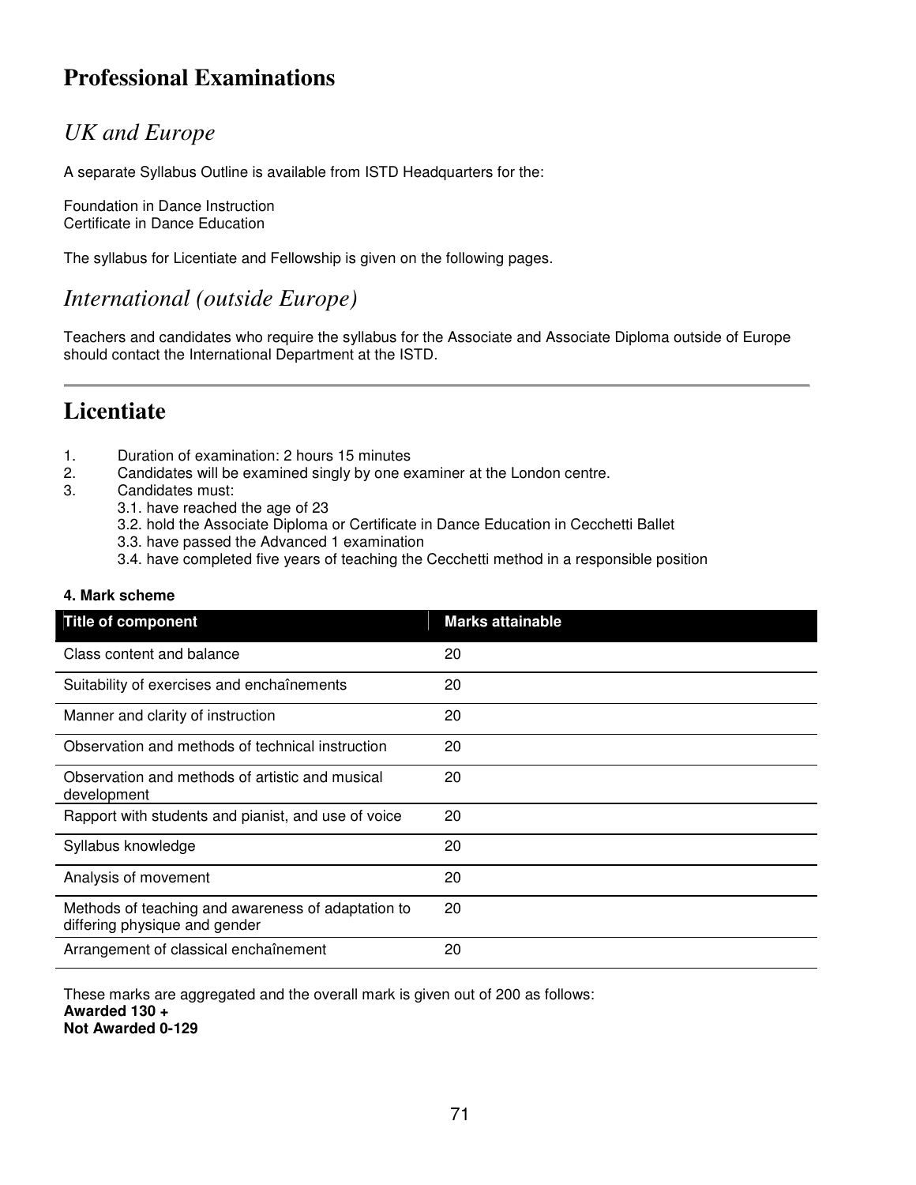# Professional Examinations

## *UK and Europe*

A separate Syllabus Outline is available from ISTD Headquarters for the:

Foundation in Dance Instruction
Certificate in Dance Education

The syllabus for Licentiate and Fellowship is given on the following pages.

## *International (outside Europe)*

Teachers and candidates who require the syllabus for the Associate and Associate Diploma outside of Europe should contact the International Department at the ISTD.

---

# Licentiate

1. Duration of examination: 2 hours 15 minutes
2. Candidates will be examined singly by one examiner at the London centre.
3. Candidates must:
    - 3.1. have reached the age of 23
    - 3.2. hold the Associate Diploma or Certificate in Dance Education in Cecchetti Ballet
    - 3.3. have passed the Advanced 1 examination
    - 3.4. have completed five years of teaching the Cecchetti method in a responsible position

**4. Mark scheme**

| Title of component | Marks attainable |
|---|---|
| Class content and balance | 20 |
| Suitability of exercises and enchaînements | 20 |
| Manner and clarity of instruction | 20 |
| Observation and methods of technical instruction | 20 |
| Observation and methods of artistic and musical development | 20 |
| Rapport with students and pianist, and use of voice | 20 |
| Syllabus knowledge | 20 |
| Analysis of movement | 20 |
| Methods of teaching and awareness of adaptation to differing physique and gender | 20 |
| Arrangement of classical enchaînement | 20 |

These marks are aggregated and the overall mark is given out of 200 as follows:
**Awarded 130 +**
**Not Awarded 0-129**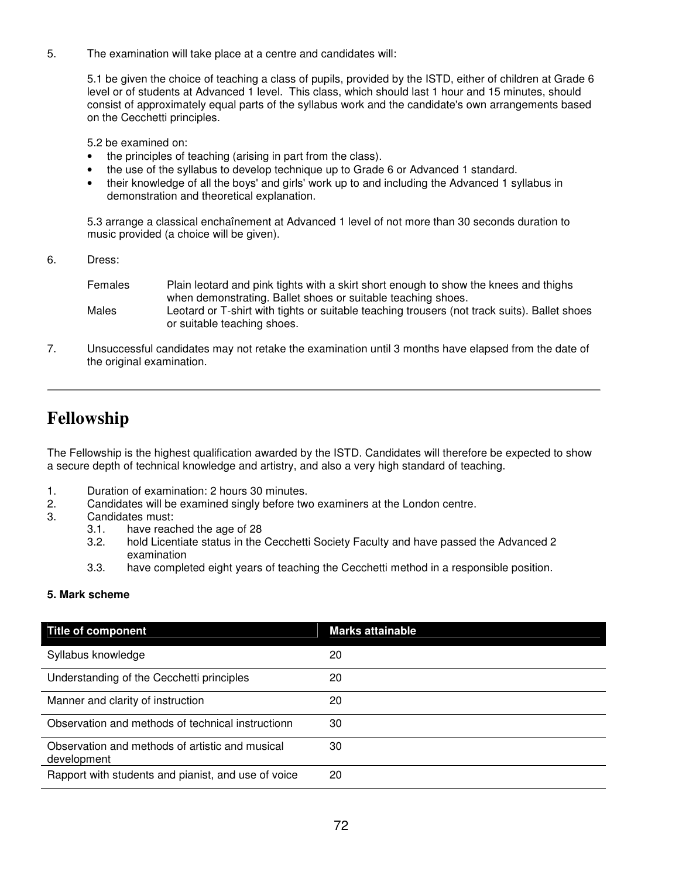5. The examination will take place at a centre and candidates will:

   5.1 be given the choice of teaching a class of pupils, provided by the ISTD, either of children at Grade 6 level or of students at Advanced 1 level. This class, which should last 1 hour and 15 minutes, should consist of approximately equal parts of the syllabus work and the candidate's own arrangements based on the Cecchetti principles.

   5.2 be examined on:
   - the principles of teaching (arising in part from the class).
   - the use of the syllabus to develop technique up to Grade 6 or Advanced 1 standard.
   - their knowledge of all the boys' and girls' work up to and including the Advanced 1 syllabus in demonstration and theoretical explanation.

   5.3 arrange a classical enchaînement at Advanced 1 level of not more than 30 seconds duration to music provided (a choice will be given).

6. Dress:

   Females — Plain leotard and pink tights with a skirt short enough to show the knees and thighs when demonstrating. Ballet shoes or suitable teaching shoes.

   Males — Leotard or T-shirt with tights or suitable teaching trousers (not track suits). Ballet shoes or suitable teaching shoes.

7. Unsuccessful candidates may not retake the examination until 3 months have elapsed from the date of the original examination.

---

# Fellowship

The Fellowship is the highest qualification awarded by the ISTD. Candidates will therefore be expected to show a secure depth of technical knowledge and artistry, and also a very high standard of teaching.

1. Duration of examination: 2 hours 30 minutes.
2. Candidates will be examined singly before two examiners at the London centre.
3. Candidates must:
   3.1. have reached the age of 28
   3.2. hold Licentiate status in the Cecchetti Society Faculty and have passed the Advanced 2 examination
   3.3. have completed eight years of teaching the Cecchetti method in a responsible position.

**5. Mark scheme**

| Title of component | Marks attainable |
|---|---|
| Syllabus knowledge | 20 |
| Understanding of the Cecchetti principles | 20 |
| Manner and clarity of instruction | 20 |
| Observation and methods of technical instructionn | 30 |
| Observation and methods of artistic and musical development | 30 |
| Rapport with students and pianist, and use of voice | 20 |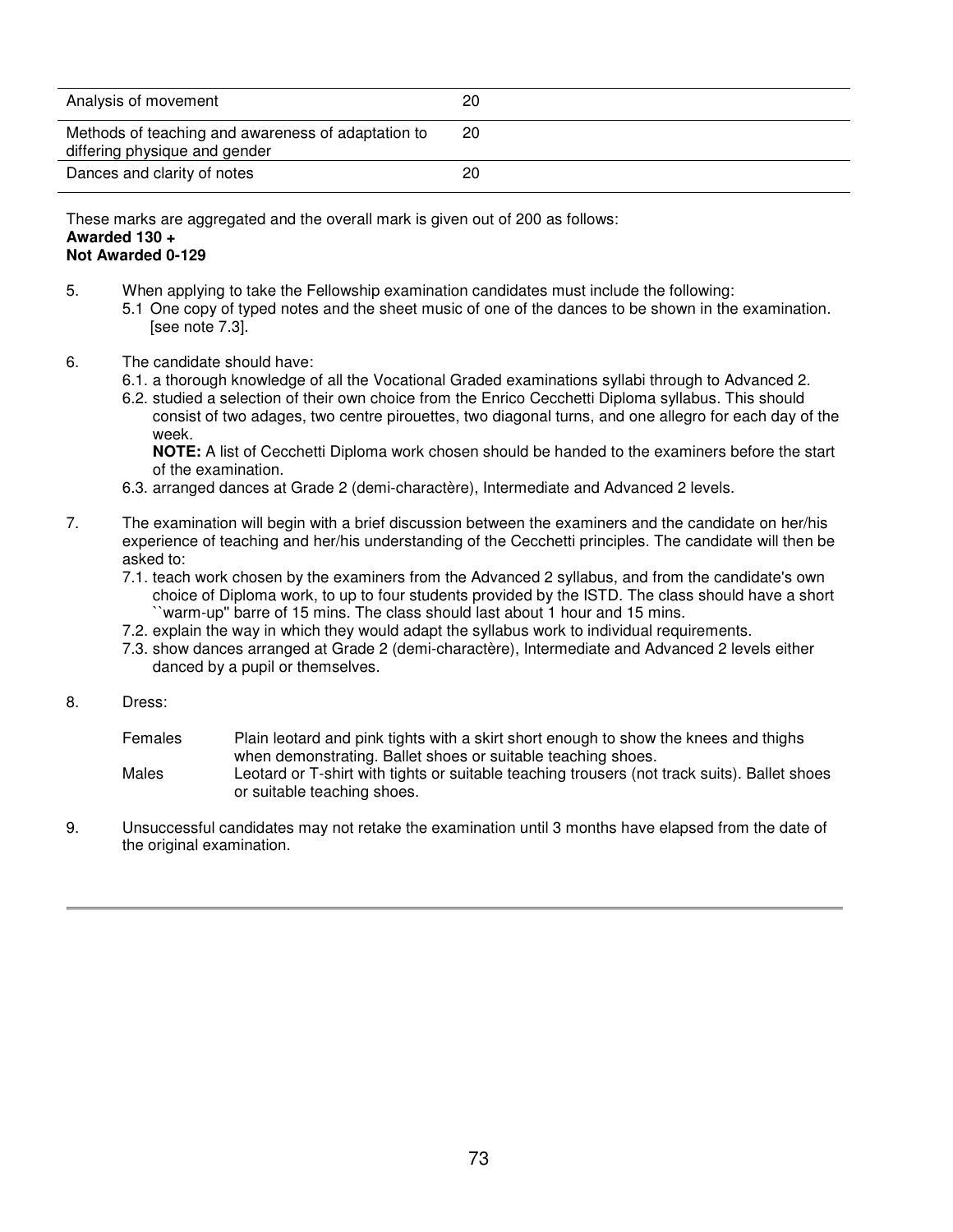| | |
|---|---|
| Analysis of movement | 20 |
| Methods of teaching and awareness of adaptation to differing physique and gender | 20 |
| Dances and clarity of notes | 20 |

These marks are aggregated and the overall mark is given out of 200 as follows:
**Awarded 130 +**
**Not Awarded 0-129**

5. When applying to take the Fellowship examination candidates must include the following:
   5.1 One copy of typed notes and the sheet music of one of the dances to be shown in the examination. [see note 7.3].

6. The candidate should have:
   6.1. a thorough knowledge of all the Vocational Graded examinations syllabi through to Advanced 2.
   6.2. studied a selection of their own choice from the Enrico Cecchetti Diploma syllabus. This should consist of two adages, two centre pirouettes, two diagonal turns, and one allegro for each day of the week.
   **NOTE:** A list of Cecchetti Diploma work chosen should be handed to the examiners before the start of the examination.
   6.3. arranged dances at Grade 2 (demi-caractère), Intermediate and Advanced 2 levels.

7. The examination will begin with a brief discussion between the examiners and the candidate on her/his experience of teaching and her/his understanding of the Cecchetti principles. The candidate will then be asked to:
   7.1. teach work chosen by the examiners from the Advanced 2 syllabus, and from the candidate's own choice of Diploma work, to up to four students provided by the ISTD. The class should have a short ``warm-up'' barre of 15 mins. The class should last about 1 hour and 15 mins.
   7.2. explain the way in which they would adapt the syllabus work to individual requirements.
   7.3. show dances arranged at Grade 2 (demi-caractère), Intermediate and Advanced 2 levels either danced by a pupil or themselves.

8. Dress:

   Females — Plain leotard and pink tights with a skirt short enough to show the knees and thighs when demonstrating. Ballet shoes or suitable teaching shoes.
   Males — Leotard or T-shirt with tights or suitable teaching trousers (not track suits). Ballet shoes or suitable teaching shoes.

9. Unsuccessful candidates may not retake the examination until 3 months have elapsed from the date of the original examination.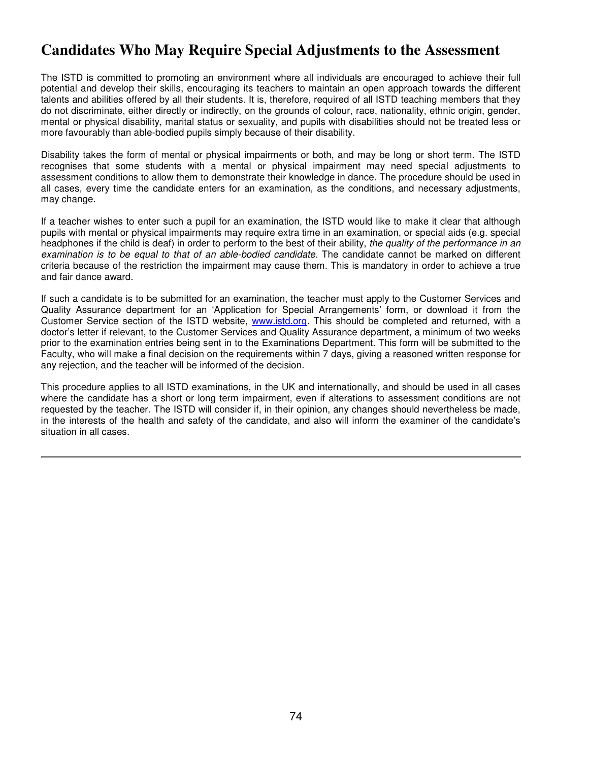## Candidates Who May Require Special Adjustments to the Assessment

The ISTD is committed to promoting an environment where all individuals are encouraged to achieve their full potential and develop their skills, encouraging its teachers to maintain an open approach towards the different talents and abilities offered by all their students. It is, therefore, required of all ISTD teaching members that they do not discriminate, either directly or indirectly, on the grounds of colour, race, nationality, ethnic origin, gender, mental or physical disability, marital status or sexuality, and pupils with disabilities should not be treated less or more favourably than able-bodied pupils simply because of their disability.

Disability takes the form of mental or physical impairments or both, and may be long or short term. The ISTD recognises that some students with a mental or physical impairment may need special adjustments to assessment conditions to allow them to demonstrate their knowledge in dance. The procedure should be used in all cases, every time the candidate enters for an examination, as the conditions, and necessary adjustments, may change.

If a teacher wishes to enter such a pupil for an examination, the ISTD would like to make it clear that although pupils with mental or physical impairments may require extra time in an examination, or special aids (e.g. special headphones if the child is deaf) in order to perform to the best of their ability, *the quality of the performance in an examination is to be equal to that of an able-bodied candidate.* The candidate cannot be marked on different criteria because of the restriction the impairment may cause them. This is mandatory in order to achieve a true and fair dance award.

If such a candidate is to be submitted for an examination, the teacher must apply to the Customer Services and Quality Assurance department for an 'Application for Special Arrangements' form, or download it from the Customer Service section of the ISTD website, [www.istd.org](http://www.istd.org). This should be completed and returned, with a doctor's letter if relevant, to the Customer Services and Quality Assurance department, a minimum of two weeks prior to the examination entries being sent in to the Examinations Department. This form will be submitted to the Faculty, who will make a final decision on the requirements within 7 days, giving a reasoned written response for any rejection, and the teacher will be informed of the decision.

This procedure applies to all ISTD examinations, in the UK and internationally, and should be used in all cases where the candidate has a short or long term impairment, even if alterations to assessment conditions are not requested by the teacher. The ISTD will consider if, in their opinion, any changes should nevertheless be made, in the interests of the health and safety of the candidate, and also will inform the examiner of the candidate's situation in all cases.

---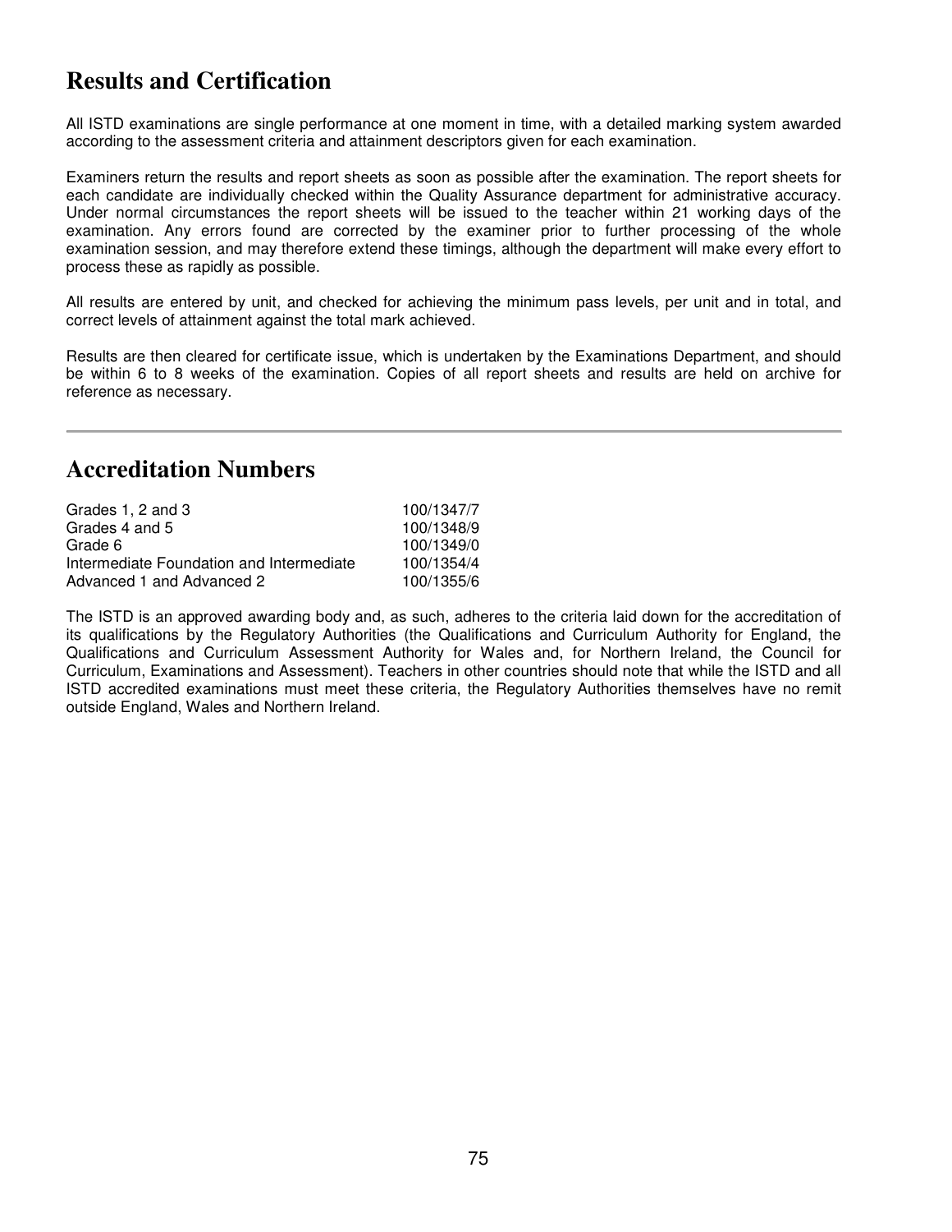## Results and Certification

All ISTD examinations are single performance at one moment in time, with a detailed marking system awarded according to the assessment criteria and attainment descriptors given for each examination.

Examiners return the results and report sheets as soon as possible after the examination. The report sheets for each candidate are individually checked within the Quality Assurance department for administrative accuracy. Under normal circumstances the report sheets will be issued to the teacher within 21 working days of the examination. Any errors found are corrected by the examiner prior to further processing of the whole examination session, and may therefore extend these timings, although the department will make every effort to process these as rapidly as possible.

All results are entered by unit, and checked for achieving the minimum pass levels, per unit and in total, and correct levels of attainment against the total mark achieved.

Results are then cleared for certificate issue, which is undertaken by the Examinations Department, and should be within 6 to 8 weeks of the examination. Copies of all report sheets and results are held on archive for reference as necessary.

---

## Accreditation Numbers

| | |
|---|---|
| Grades 1, 2 and 3 | 100/1347/7 |
| Grades 4 and 5 | 100/1348/9 |
| Grade 6 | 100/1349/0 |
| Intermediate Foundation and Intermediate | 100/1354/4 |
| Advanced 1 and Advanced 2 | 100/1355/6 |

The ISTD is an approved awarding body and, as such, adheres to the criteria laid down for the accreditation of its qualifications by the Regulatory Authorities (the Qualifications and Curriculum Authority for England, the Qualifications and Curriculum Assessment Authority for Wales and, for Northern Ireland, the Council for Curriculum, Examinations and Assessment). Teachers in other countries should note that while the ISTD and all ISTD accredited examinations must meet these criteria, the Regulatory Authorities themselves have no remit outside England, Wales and Northern Ireland.